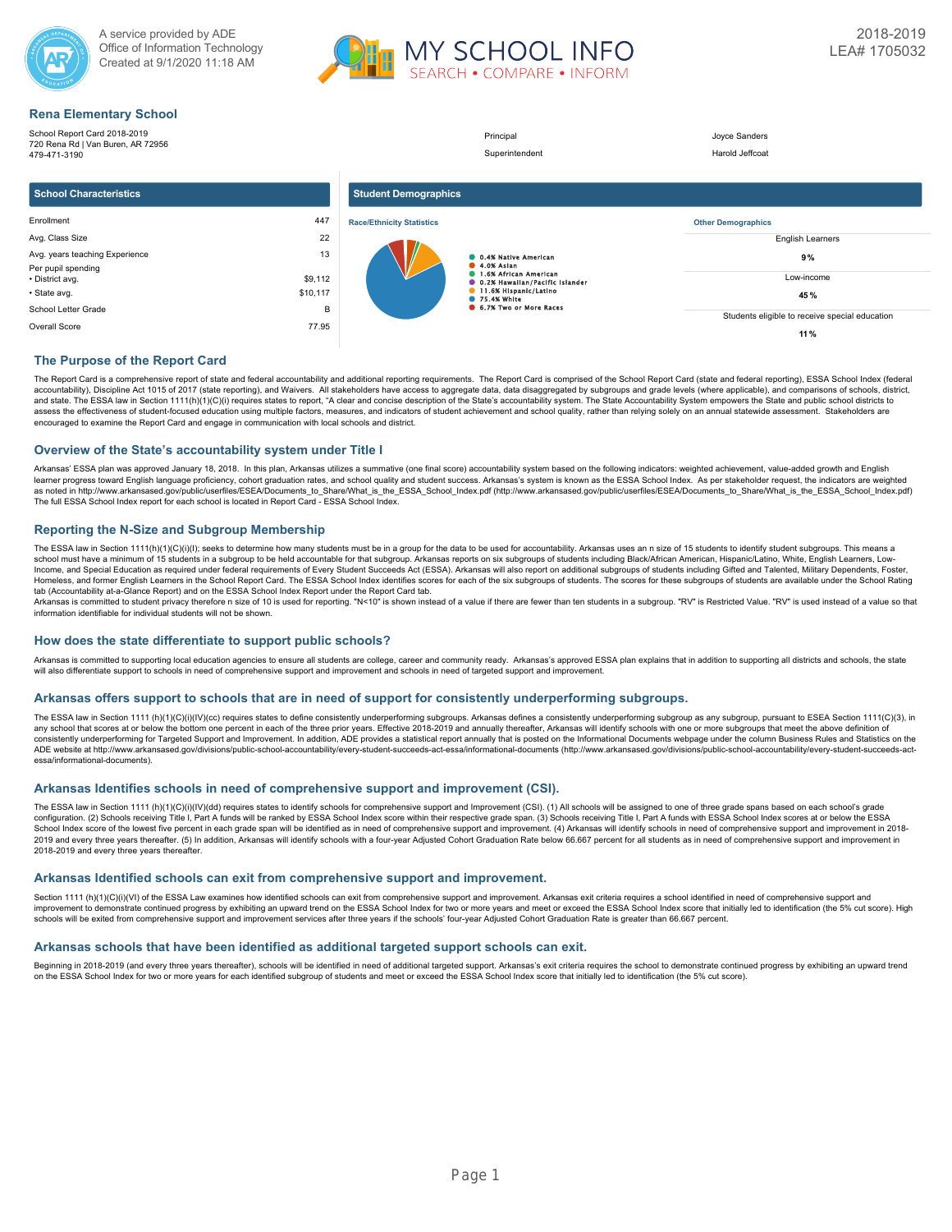A service provided by ADE
Office of Information Technology
Created at 9/1/2020 11:18 AM

MY SCHOOL INFO
SEARCH • COMPARE • INFORM

2018-2019
LEA# 1705032

## Rena Elementary School

School Report Card 2018-2019
720 Rena Rd | Van Buren, AR 72956
479-471-3190

| | |
|---|---|
| Principal | Joyce Sanders |
| Superintendent | Harold Jeffcoat |

### School Characteristics

| | |
|---|---|
| Enrollment | 447 |
| Avg. Class Size | 22 |
| Avg. years teaching Experience | 13 |
| Per pupil spending | |
| • District avg. | $9,112 |
| • State avg. | $10,117 |
| School Letter Grade | B |
| Overall Score | 77.95 |

### Student Demographics

**Race/Ethnicity Statistics**

- 0.4% Native American
- 4.0% Asian
- 1.6% African American
- 0.2% Hawaiian/Pacific Islander
- 11.6% Hispanic/Latino
- 75.4% White
- 6.7% Two or More Races

**Other Demographics**

| | |
|---|---|
| English Learners | 9 % |
| Low-income | 45 % |
| Students eligible to receive special education | 11 % |

## The Purpose of the Report Card

The Report Card is a comprehensive report of state and federal accountability and additional reporting requirements. The Report Card is comprised of the School Report Card (state and federal reporting), ESSA School Index (federal accountability), Discipline Act 1015 of 2017 (state reporting), and Waivers. All stakeholders have access to aggregate data, data disaggregated by subgroups and grade levels (where applicable), and comparisons of schools, district, and state. The ESSA law in Section 1111(h)(1)(C)(i) requires states to report, "A clear and concise description of the State's accountability system. The State Accountability System empowers the State and public school districts to assess the effectiveness of student-focused education using multiple factors, measures, and indicators of student achievement and school quality, rather than relying solely on an annual statewide assessment. Stakeholders are encouraged to examine the Report Card and engage in communication with local schools and district.

## Overview of the State's accountability system under Title I

Arkansas' ESSA plan was approved January 18, 2018. In this plan, Arkansas utilizes a summative (one final score) accountability system based on the following indicators: weighted achievement, value-added growth and English learner progress toward English language proficiency, cohort graduation rates, and school quality and student success. Arkansas's system is known as the ESSA School Index. As per stakeholder request, the indicators are weighted as noted in http://www.arkansased.gov/public/userfiles/ESEA/Documents_to_Share/What_is_the_ESSA_School_Index.pdf (http://www.arkansased.gov/public/userfiles/ESEA/Documents_to_Share/What_is_the_ESSA_School_Index.pdf) The full ESSA School Index report for each school is located in Report Card - ESSA School Index.

## Reporting the N-Size and Subgroup Membership

The ESSA law in Section 1111(h)(1)(C)(i)(I); seeks to determine how many students must be in a group for the data to be used for accountability. Arkansas uses an n size of 15 students to identify student subgroups. This means a school must have a minimum of 15 students in a subgroup to be held accountable for that subgroup. Arkansas reports on six subgroups of students including Black/African American, Hispanic/Latino, White, English Learners, Low-Income, and Special Education as required under federal requirements of Every Student Succeeds Act (ESSA). Arkansas will also report on additional subgroups of students including Gifted and Talented, Military Dependents, Foster, Homeless, and former English Learners in the School Report Card. The ESSA School Index identifies scores for each of the six subgroups of students. The scores for these subgroups of students are available under the School Rating tab (Accountability at-a-Glance Report) and on the ESSA School Index Report under the Report Card tab.
Arkansas is committed to student privacy therefore n size of 10 is used for reporting. "N<10" is shown instead of a value if there are fewer than ten students in a subgroup. "RV" is Restricted Value. "RV" is used instead of a value so that information identifiable for individual students will not be shown.

## How does the state differentiate to support public schools?

Arkansas is committed to supporting local education agencies to ensure all students are college, career and community ready. Arkansas's approved ESSA plan explains that in addition to supporting all districts and schools, the state will also differentiate support to schools in need of comprehensive support and improvement and schools in need of targeted support and improvement.

## Arkansas offers support to schools that are in need of support for consistently underperforming subgroups.

The ESSA law in Section 1111 (h)(1)(C)(i)(IV)(cc) requires states to define consistently underperforming subgroups. Arkansas defines a consistently underperforming subgroup as any subgroup, pursuant to ESEA Section 1111(C)(3), in any school that scores at or below the bottom one percent in each of the three prior years. Effective 2018-2019 and annually thereafter, Arkansas will identify schools with one or more subgroups that meet the above definition of consistently underperforming for Targeted Support and Improvement. In addition, ADE provides a statistical report annually that is posted on the Informational Documents webpage under the column Business Rules and Statistics on the ADE website at http://www.arkansased.gov/divisions/public-school-accountability/every-student-succeeds-act-essa/informational-documents (http://www.arkansased.gov/divisions/public-school-accountability/every-student-succeeds-act-essa/informational-documents).

## Arkansas Identifies schools in need of comprehensive support and improvement (CSI).

The ESSA law in Section 1111 (h)(1)(C)(i)(IV)(dd) requires states to identify schools for comprehensive support and Improvement (CSI). (1) All schools will be assigned to one of three grade spans based on each school's grade configuration. (2) Schools receiving Title I, Part A funds will be ranked by ESSA School Index score within their respective grade span. (3) Schools receiving Title I, Part A funds with ESSA School Index scores at or below the ESSA School Index score of the lowest five percent in each grade span will be identified as in need of comprehensive support and improvement. (4) Arkansas will identify schools in need of comprehensive support and improvement in 2018-2019 and every three years thereafter. (5) In addition, Arkansas will identify schools with a four-year Adjusted Cohort Graduation Rate below 66.667 percent for all students as in need of comprehensive support and improvement in 2018-2019 and every three years thereafter.

## Arkansas Identified schools can exit from comprehensive support and improvement.

Section 1111 (h)(1)(C)(i)(VI) of the ESSA Law examines how identified schools can exit from comprehensive support and improvement. Arkansas exit criteria requires a school identified in need of comprehensive support and improvement to demonstrate continued progress by exhibiting an upward trend on the ESSA School Index for two or more years and meet or exceed the ESSA School Index score that initially led to identification (the 5% cut score). High schools will be exited from comprehensive support and improvement services after three years if the schools' four-year Adjusted Cohort Graduation Rate is greater than 66.667 percent.

## Arkansas schools that have been identified as additional targeted support schools can exit.

Beginning in 2018-2019 (and every three years thereafter), schools will be identified in need of additional targeted support. Arkansas's exit criteria requires the school to demonstrate continued progress by exhibiting an upward trend on the ESSA School Index for two or more years for each identified subgroup of students and meet or exceed the ESSA School Index score that initially led to identification (the 5% cut score).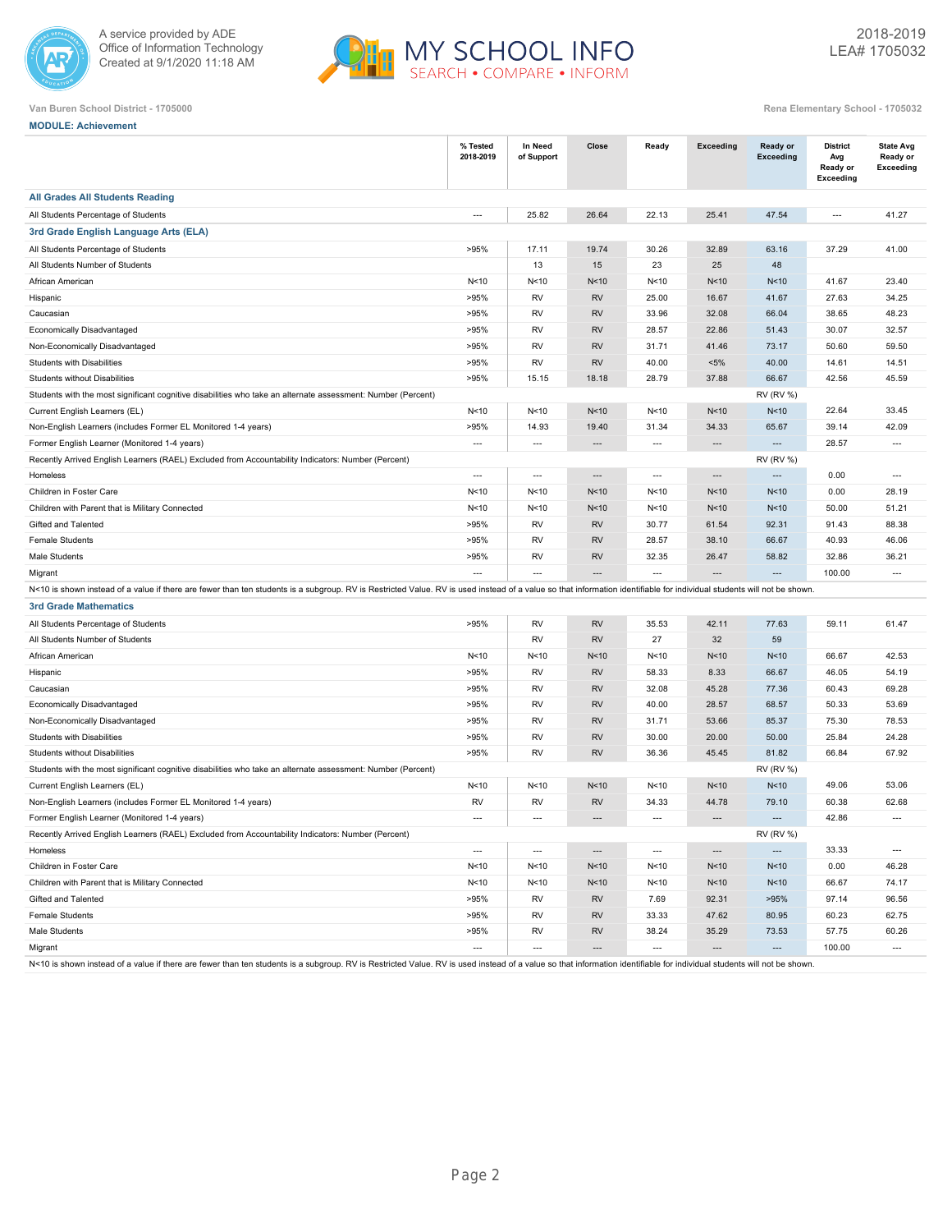Van Buren School District - 1705000

Rena Elementary School - 1705032

**MODULE: Achievement**

| | % Tested 2018-2019 | In Need of Support | Close | Ready | Exceeding | Ready or Exceeding | District Avg Ready or Exceeding | State Avg Ready or Exceeding |
|---|---|---|---|---|---|---|---|---|
| **All Grades All Students Reading** | | | | | | | | |
| All Students Percentage of Students | --- | 25.82 | 26.64 | 22.13 | 25.41 | 47.54 | --- | 41.27 |
| **3rd Grade English Language Arts (ELA)** | | | | | | | | |
| All Students Percentage of Students | >95% | 17.11 | 19.74 | 30.26 | 32.89 | 63.16 | 37.29 | 41.00 |
| All Students Number of Students | | 13 | 15 | 23 | 25 | 48 | | |
| African American | N<10 | N<10 | N<10 | N<10 | N<10 | N<10 | 41.67 | 23.40 |
| Hispanic | >95% | RV | RV | 25.00 | 16.67 | 41.67 | 27.63 | 34.25 |
| Caucasian | >95% | RV | RV | 33.96 | 32.08 | 66.04 | 38.65 | 48.23 |
| Economically Disadvantaged | >95% | RV | RV | 28.57 | 22.86 | 51.43 | 30.07 | 32.57 |
| Non-Economically Disadvantaged | >95% | RV | RV | 31.71 | 41.46 | 73.17 | 50.60 | 59.50 |
| Students with Disabilities | >95% | RV | RV | 40.00 | <5% | 40.00 | 14.61 | 14.51 |
| Students without Disabilities | >95% | 15.15 | 18.18 | 28.79 | 37.88 | 66.67 | 42.56 | 45.59 |
| Students with the most significant cognitive disabilities who take an alternate assessment: Number (Percent) | | | | | | RV (RV %) | | |
| Current English Learners (EL) | N<10 | N<10 | N<10 | N<10 | N<10 | N<10 | 22.64 | 33.45 |
| Non-English Learners (includes Former EL Monitored 1-4 years) | >95% | 14.93 | 19.40 | 31.34 | 34.33 | 65.67 | 39.14 | 42.09 |
| Former English Learner (Monitored 1-4 years) | --- | --- | --- | --- | --- | --- | 28.57 | --- |
| Recently Arrived English Learners (RAEL) Excluded from Accountability Indicators: Number (Percent) | | | | | | RV (RV %) | | |
| Homeless | --- | --- | --- | --- | --- | --- | 0.00 | --- |
| Children in Foster Care | N<10 | N<10 | N<10 | N<10 | N<10 | N<10 | 0.00 | 28.19 |
| Children with Parent that is Military Connected | N<10 | N<10 | N<10 | N<10 | N<10 | N<10 | 50.00 | 51.21 |
| Gifted and Talented | >95% | RV | RV | 30.77 | 61.54 | 92.31 | 91.43 | 88.38 |
| Female Students | >95% | RV | RV | 28.57 | 38.10 | 66.67 | 40.93 | 46.06 |
| Male Students | >95% | RV | RV | 32.35 | 26.47 | 58.82 | 32.86 | 36.21 |
| Migrant | --- | --- | --- | --- | --- | --- | 100.00 | --- |

N<10 is shown instead of a value if there are fewer than ten students is a subgroup. RV is Restricted Value. RV is used instead of a value so that information identifiable for individual students will not be shown.

| | % Tested 2018-2019 | In Need of Support | Close | Ready | Exceeding | Ready or Exceeding | District Avg Ready or Exceeding | State Avg Ready or Exceeding |
|---|---|---|---|---|---|---|---|---|
| **3rd Grade Mathematics** | | | | | | | | |
| All Students Percentage of Students | >95% | RV | RV | 35.53 | 42.11 | 77.63 | 59.11 | 61.47 |
| All Students Number of Students | | RV | RV | 27 | 32 | 59 | | |
| African American | N<10 | N<10 | N<10 | N<10 | N<10 | N<10 | 66.67 | 42.53 |
| Hispanic | >95% | RV | RV | 58.33 | 8.33 | 66.67 | 46.05 | 54.19 |
| Caucasian | >95% | RV | RV | 32.08 | 45.28 | 77.36 | 60.43 | 69.28 |
| Economically Disadvantaged | >95% | RV | RV | 40.00 | 28.57 | 68.57 | 50.33 | 53.69 |
| Non-Economically Disadvantaged | >95% | RV | RV | 31.71 | 53.66 | 85.37 | 75.30 | 78.53 |
| Students with Disabilities | >95% | RV | RV | 30.00 | 20.00 | 50.00 | 25.84 | 24.28 |
| Students without Disabilities | >95% | RV | RV | 36.36 | 45.45 | 81.82 | 66.84 | 67.92 |
| Students with the most significant cognitive disabilities who take an alternate assessment: Number (Percent) | | | | | | RV (RV %) | | |
| Current English Learners (EL) | N<10 | N<10 | N<10 | N<10 | N<10 | N<10 | 49.06 | 53.06 |
| Non-English Learners (includes Former EL Monitored 1-4 years) | RV | RV | RV | 34.33 | 44.78 | 79.10 | 60.38 | 62.68 |
| Former English Learner (Monitored 1-4 years) | --- | --- | --- | --- | --- | --- | 42.86 | --- |
| Recently Arrived English Learners (RAEL) Excluded from Accountability Indicators: Number (Percent) | | | | | | RV (RV %) | | |
| Homeless | --- | --- | --- | --- | --- | --- | 33.33 | --- |
| Children in Foster Care | N<10 | N<10 | N<10 | N<10 | N<10 | N<10 | 0.00 | 46.28 |
| Children with Parent that is Military Connected | N<10 | N<10 | N<10 | N<10 | N<10 | N<10 | 66.67 | 74.17 |
| Gifted and Talented | >95% | RV | RV | 7.69 | 92.31 | >95% | 97.14 | 96.56 |
| Female Students | >95% | RV | RV | 33.33 | 47.62 | 80.95 | 60.23 | 62.75 |
| Male Students | >95% | RV | RV | 38.24 | 35.29 | 73.53 | 57.75 | 60.26 |
| Migrant | --- | --- | --- | --- | --- | --- | 100.00 | --- |

N<10 is shown instead of a value if there are fewer than ten students is a subgroup. RV is Restricted Value. RV is used instead of a value so that information identifiable for individual students will not be shown.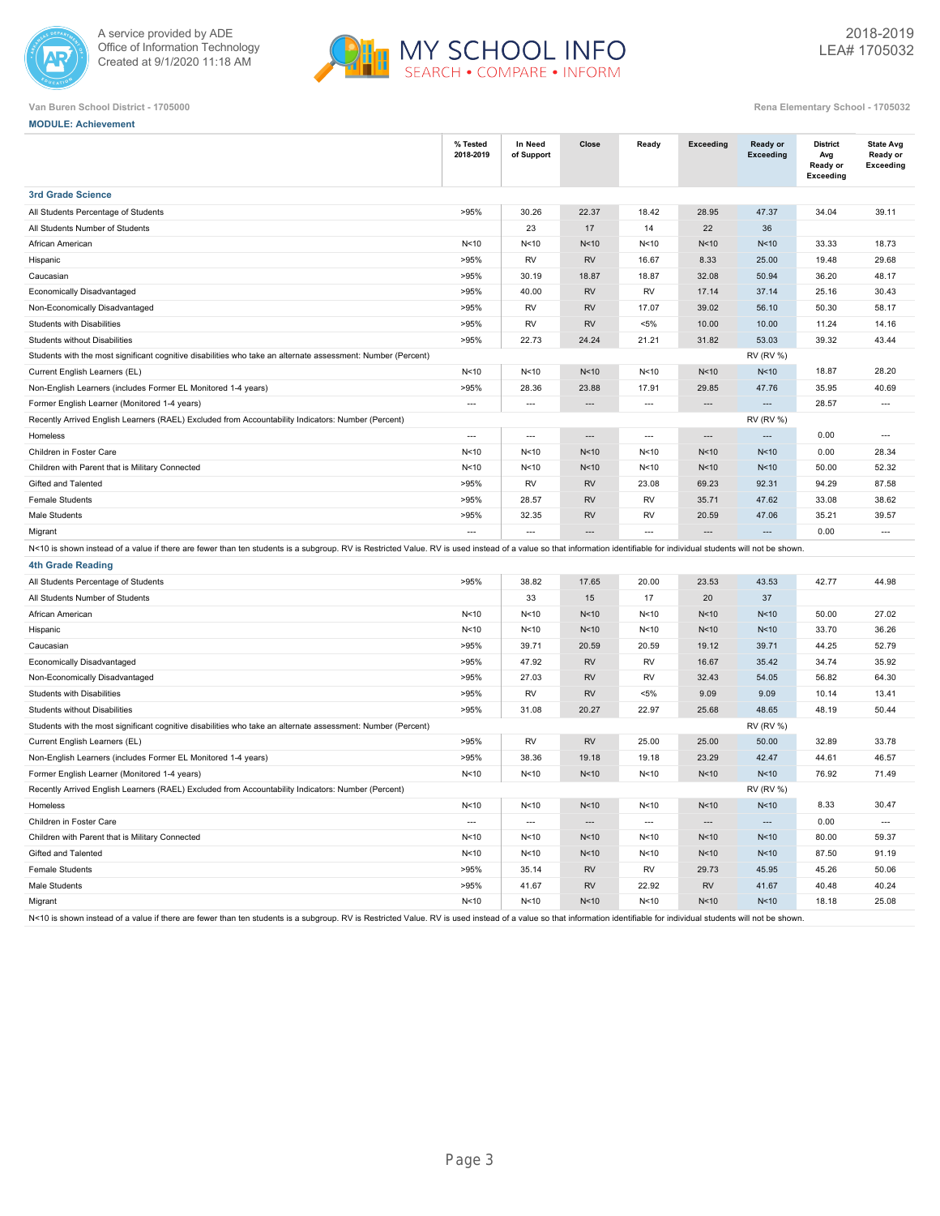A service provided by ADE
Office of Information Technology
Created at 9/1/2020 11:18 AM

2018-2019
LEA# 1705032

Van Buren School District - 1705000

Rena Elementary School - 1705032

**MODULE: Achievement**

| | % Tested 2018-2019 | In Need of Support | Close | Ready | Exceeding | Ready or Exceeding | District Avg Ready or Exceeding | State Avg Ready or Exceeding |
|---|---|---|---|---|---|---|---|---|
| **3rd Grade Science** | | | | | | | | |
| All Students Percentage of Students | >95% | 30.26 | 22.37 | 18.42 | 28.95 | 47.37 | 34.04 | 39.11 |
| All Students Number of Students | | 23 | 17 | 14 | 22 | 36 | | |
| African American | N<10 | N<10 | N<10 | N<10 | N<10 | N<10 | 33.33 | 18.73 |
| Hispanic | >95% | RV | RV | 16.67 | 8.33 | 25.00 | 19.48 | 29.68 |
| Caucasian | >95% | 30.19 | 18.87 | 18.87 | 32.08 | 50.94 | 36.20 | 48.17 |
| Economically Disadvantaged | >95% | 40.00 | RV | RV | 17.14 | 37.14 | 25.16 | 30.43 |
| Non-Economically Disadvantaged | >95% | RV | RV | 17.07 | 39.02 | 56.10 | 50.30 | 58.17 |
| Students with Disabilities | >95% | RV | RV | <5% | 10.00 | 10.00 | 11.24 | 14.16 |
| Students without Disabilities | >95% | 22.73 | 24.24 | 21.21 | 31.82 | 53.03 | 39.32 | 43.44 |
| Students with the most significant cognitive disabilities who take an alternate assessment: Number (Percent) | | | | | | RV (RV %) | | |
| Current English Learners (EL) | N<10 | N<10 | N<10 | N<10 | N<10 | N<10 | 18.87 | 28.20 |
| Non-English Learners (includes Former EL Monitored 1-4 years) | >95% | 28.36 | 23.88 | 17.91 | 29.85 | 47.76 | 35.95 | 40.69 |
| Former English Learner (Monitored 1-4 years) | --- | --- | --- | --- | --- | --- | 28.57 | --- |
| Recently Arrived English Learners (RAEL) Excluded from Accountability Indicators: Number (Percent) | | | | | | RV (RV %) | | |
| Homeless | --- | --- | --- | --- | --- | --- | 0.00 | --- |
| Children in Foster Care | N<10 | N<10 | N<10 | N<10 | N<10 | N<10 | 0.00 | 28.34 |
| Children with Parent that is Military Connected | N<10 | N<10 | N<10 | N<10 | N<10 | N<10 | 50.00 | 52.32 |
| Gifted and Talented | >95% | RV | RV | 23.08 | 69.23 | 92.31 | 94.29 | 87.58 |
| Female Students | >95% | 28.57 | RV | RV | 35.71 | 47.62 | 33.08 | 38.62 |
| Male Students | >95% | 32.35 | RV | RV | 20.59 | 47.06 | 35.21 | 39.57 |
| Migrant | --- | --- | --- | --- | --- | --- | 0.00 | --- |

N<10 is shown instead of a value if there are fewer than ten students is a subgroup. RV is Restricted Value. RV is used instead of a value so that information identifiable for individual students will not be shown.

| | % Tested 2018-2019 | In Need of Support | Close | Ready | Exceeding | Ready or Exceeding | District Avg Ready or Exceeding | State Avg Ready or Exceeding |
|---|---|---|---|---|---|---|---|---|
| **4th Grade Reading** | | | | | | | | |
| All Students Percentage of Students | >95% | 38.82 | 17.65 | 20.00 | 23.53 | 43.53 | 42.77 | 44.98 |
| All Students Number of Students | | 33 | 15 | 17 | 20 | 37 | | |
| African American | N<10 | N<10 | N<10 | N<10 | N<10 | N<10 | 50.00 | 27.02 |
| Hispanic | N<10 | N<10 | N<10 | N<10 | N<10 | N<10 | 33.70 | 36.26 |
| Caucasian | >95% | 39.71 | 20.59 | 20.59 | 19.12 | 39.71 | 44.25 | 52.79 |
| Economically Disadvantaged | >95% | 47.92 | RV | RV | 16.67 | 35.42 | 34.74 | 35.92 |
| Non-Economically Disadvantaged | >95% | 27.03 | RV | RV | 32.43 | 54.05 | 56.82 | 64.30 |
| Students with Disabilities | >95% | RV | RV | <5% | 9.09 | 9.09 | 10.14 | 13.41 |
| Students without Disabilities | >95% | 31.08 | 20.27 | 22.97 | 25.68 | 48.65 | 48.19 | 50.44 |
| Students with the most significant cognitive disabilities who take an alternate assessment: Number (Percent) | | | | | | RV (RV %) | | |
| Current English Learners (EL) | >95% | RV | RV | 25.00 | 25.00 | 50.00 | 32.89 | 33.78 |
| Non-English Learners (includes Former EL Monitored 1-4 years) | >95% | 38.36 | 19.18 | 19.18 | 23.29 | 42.47 | 44.61 | 46.57 |
| Former English Learner (Monitored 1-4 years) | N<10 | N<10 | N<10 | N<10 | N<10 | N<10 | 76.92 | 71.49 |
| Recently Arrived English Learners (RAEL) Excluded from Accountability Indicators: Number (Percent) | | | | | | RV (RV %) | | |
| Homeless | N<10 | N<10 | N<10 | N<10 | N<10 | N<10 | 8.33 | 30.47 |
| Children in Foster Care | --- | --- | --- | --- | --- | --- | 0.00 | --- |
| Children with Parent that is Military Connected | N<10 | N<10 | N<10 | N<10 | N<10 | N<10 | 80.00 | 59.37 |
| Gifted and Talented | N<10 | N<10 | N<10 | N<10 | N<10 | N<10 | 87.50 | 91.19 |
| Female Students | >95% | 35.14 | RV | RV | 29.73 | 45.95 | 45.26 | 50.06 |
| Male Students | >95% | 41.67 | RV | 22.92 | RV | 41.67 | 40.48 | 40.24 |
| Migrant | N<10 | N<10 | N<10 | N<10 | N<10 | N<10 | 18.18 | 25.08 |

N<10 is shown instead of a value if there are fewer than ten students is a subgroup. RV is Restricted Value. RV is used instead of a value so that information identifiable for individual students will not be shown.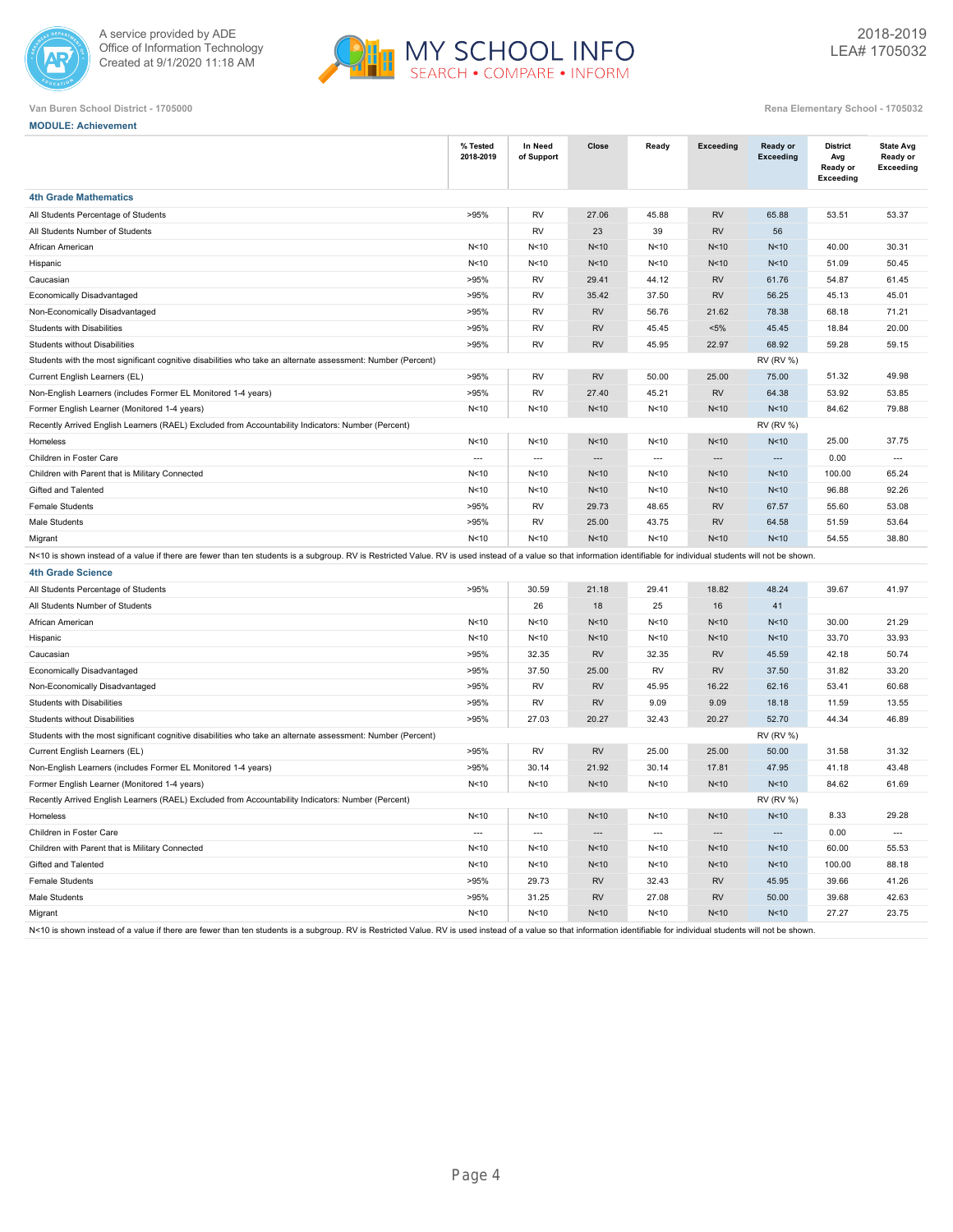Van Buren School District - 1705000

Rena Elementary School - 1705032

**MODULE: Achievement**

| | % Tested 2018-2019 | In Need of Support | Close | Ready | Exceeding | Ready or Exceeding | District Avg Ready or Exceeding | State Avg Ready or Exceeding |
|---|---|---|---|---|---|---|---|---|
| **4th Grade Mathematics** | | | | | | | | |
| All Students Percentage of Students | >95% | RV | 27.06 | 45.88 | RV | 65.88 | 53.51 | 53.37 |
| All Students Number of Students | | RV | 23 | 39 | RV | 56 | | |
| African American | N<10 | N<10 | N<10 | N<10 | N<10 | N<10 | 40.00 | 30.31 |
| Hispanic | N<10 | N<10 | N<10 | N<10 | N<10 | N<10 | 51.09 | 50.45 |
| Caucasian | >95% | RV | 29.41 | 44.12 | RV | 61.76 | 54.87 | 61.45 |
| Economically Disadvantaged | >95% | RV | 35.42 | 37.50 | RV | 56.25 | 45.13 | 45.01 |
| Non-Economically Disadvantaged | >95% | RV | RV | 56.76 | 21.62 | 78.38 | 68.18 | 71.21 |
| Students with Disabilities | >95% | RV | RV | 45.45 | <5% | 45.45 | 18.84 | 20.00 |
| Students without Disabilities | >95% | RV | RV | 45.95 | 22.97 | 68.92 | 59.28 | 59.15 |
| Students with the most significant cognitive disabilities who take an alternate assessment: Number (Percent) | | | | | | RV (RV %) | | |
| Current English Learners (EL) | >95% | RV | RV | 50.00 | 25.00 | 75.00 | 51.32 | 49.98 |
| Non-English Learners (includes Former EL Monitored 1-4 years) | >95% | RV | 27.40 | 45.21 | RV | 64.38 | 53.92 | 53.85 |
| Former English Learner (Monitored 1-4 years) | N<10 | N<10 | N<10 | N<10 | N<10 | N<10 | 84.62 | 79.88 |
| Recently Arrived English Learners (RAEL) Excluded from Accountability Indicators: Number (Percent) | | | | | | RV (RV %) | | |
| Homeless | N<10 | N<10 | N<10 | N<10 | N<10 | N<10 | 25.00 | 37.75 |
| Children in Foster Care | --- | --- | --- | --- | --- | --- | 0.00 | --- |
| Children with Parent that is Military Connected | N<10 | N<10 | N<10 | N<10 | N<10 | N<10 | 100.00 | 65.24 |
| Gifted and Talented | N<10 | N<10 | N<10 | N<10 | N<10 | N<10 | 96.88 | 92.26 |
| Female Students | >95% | RV | 29.73 | 48.65 | RV | 67.57 | 55.60 | 53.08 |
| Male Students | >95% | RV | 25.00 | 43.75 | RV | 64.58 | 51.59 | 53.64 |
| Migrant | N<10 | N<10 | N<10 | N<10 | N<10 | N<10 | 54.55 | 38.80 |

N<10 is shown instead of a value if there are fewer than ten students is a subgroup. RV is Restricted Value. RV is used instead of a value so that information identifiable for individual students will not be shown.

| | % Tested 2018-2019 | In Need of Support | Close | Ready | Exceeding | Ready or Exceeding | District Avg Ready or Exceeding | State Avg Ready or Exceeding |
|---|---|---|---|---|---|---|---|---|
| **4th Grade Science** | | | | | | | | |
| All Students Percentage of Students | >95% | 30.59 | 21.18 | 29.41 | 18.82 | 48.24 | 39.67 | 41.97 |
| All Students Number of Students | | 26 | 18 | 25 | 16 | 41 | | |
| African American | N<10 | N<10 | N<10 | N<10 | N<10 | N<10 | 30.00 | 21.29 |
| Hispanic | N<10 | N<10 | N<10 | N<10 | N<10 | N<10 | 33.70 | 33.93 |
| Caucasian | >95% | 32.35 | RV | 32.35 | RV | 45.59 | 42.18 | 50.74 |
| Economically Disadvantaged | >95% | 37.50 | 25.00 | RV | RV | 37.50 | 31.82 | 33.20 |
| Non-Economically Disadvantaged | >95% | RV | RV | 45.95 | 16.22 | 62.16 | 53.41 | 60.68 |
| Students with Disabilities | >95% | RV | RV | 9.09 | 9.09 | 18.18 | 11.59 | 13.55 |
| Students without Disabilities | >95% | 27.03 | 20.27 | 32.43 | 20.27 | 52.70 | 44.34 | 46.89 |
| Students with the most significant cognitive disabilities who take an alternate assessment: Number (Percent) | | | | | | RV (RV %) | | |
| Current English Learners (EL) | >95% | RV | RV | 25.00 | 25.00 | 50.00 | 31.58 | 31.32 |
| Non-English Learners (includes Former EL Monitored 1-4 years) | >95% | 30.14 | 21.92 | 30.14 | 17.81 | 47.95 | 41.18 | 43.48 |
| Former English Learner (Monitored 1-4 years) | N<10 | N<10 | N<10 | N<10 | N<10 | N<10 | 84.62 | 61.69 |
| Recently Arrived English Learners (RAEL) Excluded from Accountability Indicators: Number (Percent) | | | | | | RV (RV %) | | |
| Homeless | N<10 | N<10 | N<10 | N<10 | N<10 | N<10 | 8.33 | 29.28 |
| Children in Foster Care | --- | --- | --- | --- | --- | --- | 0.00 | --- |
| Children with Parent that is Military Connected | N<10 | N<10 | N<10 | N<10 | N<10 | N<10 | 60.00 | 55.53 |
| Gifted and Talented | N<10 | N<10 | N<10 | N<10 | N<10 | N<10 | 100.00 | 88.18 |
| Female Students | >95% | 29.73 | RV | 32.43 | RV | 45.95 | 39.66 | 41.26 |
| Male Students | >95% | 31.25 | RV | 27.08 | RV | 50.00 | 39.68 | 42.63 |
| Migrant | N<10 | N<10 | N<10 | N<10 | N<10 | N<10 | 27.27 | 23.75 |

N<10 is shown instead of a value if there are fewer than ten students is a subgroup. RV is Restricted Value. RV is used instead of a value so that information identifiable for individual students will not be shown.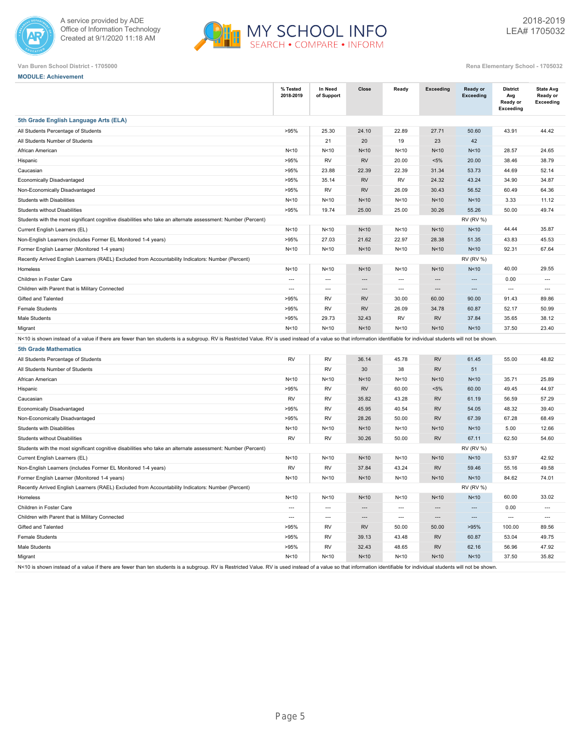Van Buren School District - 1705000

Rena Elementary School - 1705032

**MODULE: Achievement**

| | % Tested 2018-2019 | In Need of Support | Close | Ready | Exceeding | Ready or Exceeding | District Avg Ready or Exceeding | State Avg Ready or Exceeding |
|---|---|---|---|---|---|---|---|---|
| **5th Grade English Language Arts (ELA)** | | | | | | | | |
| All Students Percentage of Students | >95% | 25.30 | 24.10 | 22.89 | 27.71 | 50.60 | 43.91 | 44.42 |
| All Students Number of Students | | 21 | 20 | 19 | 23 | 42 | | |
| African American | N<10 | N<10 | N<10 | N<10 | N<10 | N<10 | 28.57 | 24.65 |
| Hispanic | >95% | RV | RV | 20.00 | <5% | 20.00 | 38.46 | 38.79 |
| Caucasian | >95% | 23.88 | 22.39 | 22.39 | 31.34 | 53.73 | 44.69 | 52.14 |
| Economically Disadvantaged | >95% | 35.14 | RV | RV | 24.32 | 43.24 | 34.90 | 34.87 |
| Non-Economically Disadvantaged | >95% | RV | RV | 26.09 | 30.43 | 56.52 | 60.49 | 64.36 |
| Students with Disabilities | N<10 | N<10 | N<10 | N<10 | N<10 | N<10 | 3.33 | 11.12 |
| Students without Disabilities | >95% | 19.74 | 25.00 | 25.00 | 30.26 | 55.26 | 50.00 | 49.74 |
| Students with the most significant cognitive disabilities who take an alternate assessment: Number (Percent) | | | | | | RV (RV %) | | |
| Current English Learners (EL) | N<10 | N<10 | N<10 | N<10 | N<10 | N<10 | 44.44 | 35.87 |
| Non-English Learners (includes Former EL Monitored 1-4 years) | >95% | 27.03 | 21.62 | 22.97 | 28.38 | 51.35 | 43.83 | 45.53 |
| Former English Learner (Monitored 1-4 years) | N<10 | N<10 | N<10 | N<10 | N<10 | N<10 | 92.31 | 67.64 |
| Recently Arrived English Learners (RAEL) Excluded from Accountability Indicators: Number (Percent) | | | | | | RV (RV %) | | |
| Homeless | N<10 | N<10 | N<10 | N<10 | N<10 | N<10 | 40.00 | 29.55 |
| Children in Foster Care | --- | --- | --- | --- | --- | --- | 0.00 | --- |
| Children with Parent that is Military Connected | --- | --- | --- | --- | --- | --- | --- | --- |
| Gifted and Talented | >95% | RV | RV | 30.00 | 60.00 | 90.00 | 91.43 | 89.86 |
| Female Students | >95% | RV | RV | 26.09 | 34.78 | 60.87 | 52.17 | 50.99 |
| Male Students | >95% | 29.73 | 32.43 | RV | RV | 37.84 | 35.65 | 38.12 |
| Migrant | N<10 | N<10 | N<10 | N<10 | N<10 | N<10 | 37.50 | 23.40 |

N<10 is shown instead of a value if there are fewer than ten students is a subgroup. RV is Restricted Value. RV is used instead of a value so that information identifiable for individual students will not be shown.

| | % Tested 2018-2019 | In Need of Support | Close | Ready | Exceeding | Ready or Exceeding | District Avg Ready or Exceeding | State Avg Ready or Exceeding |
|---|---|---|---|---|---|---|---|---|
| **5th Grade Mathematics** | | | | | | | | |
| All Students Percentage of Students | RV | RV | 36.14 | 45.78 | RV | 61.45 | 55.00 | 48.82 |
| All Students Number of Students | | RV | 30 | 38 | RV | 51 | | |
| African American | N<10 | N<10 | N<10 | N<10 | N<10 | N<10 | 35.71 | 25.89 |
| Hispanic | >95% | RV | RV | 60.00 | <5% | 60.00 | 49.45 | 44.97 |
| Caucasian | RV | RV | 35.82 | 43.28 | RV | 61.19 | 56.59 | 57.29 |
| Economically Disadvantaged | >95% | RV | 45.95 | 40.54 | RV | 54.05 | 48.32 | 39.40 |
| Non-Economically Disadvantaged | >95% | RV | 28.26 | 50.00 | RV | 67.39 | 67.28 | 68.49 |
| Students with Disabilities | N<10 | N<10 | N<10 | N<10 | N<10 | N<10 | 5.00 | 12.66 |
| Students without Disabilities | RV | RV | 30.26 | 50.00 | RV | 67.11 | 62.50 | 54.60 |
| Students with the most significant cognitive disabilities who take an alternate assessment: Number (Percent) | | | | | | RV (RV %) | | |
| Current English Learners (EL) | N<10 | N<10 | N<10 | N<10 | N<10 | N<10 | 53.97 | 42.92 |
| Non-English Learners (includes Former EL Monitored 1-4 years) | RV | RV | 37.84 | 43.24 | RV | 59.46 | 55.16 | 49.58 |
| Former English Learner (Monitored 1-4 years) | N<10 | N<10 | N<10 | N<10 | N<10 | N<10 | 84.62 | 74.01 |
| Recently Arrived English Learners (RAEL) Excluded from Accountability Indicators: Number (Percent) | | | | | | RV (RV %) | | |
| Homeless | N<10 | N<10 | N<10 | N<10 | N<10 | N<10 | 60.00 | 33.02 |
| Children in Foster Care | --- | --- | --- | --- | --- | --- | 0.00 | --- |
| Children with Parent that is Military Connected | --- | --- | --- | --- | --- | --- | --- | --- |
| Gifted and Talented | >95% | RV | RV | 50.00 | 50.00 | >95% | 100.00 | 89.56 |
| Female Students | >95% | RV | 39.13 | 43.48 | RV | 60.87 | 53.04 | 49.75 |
| Male Students | >95% | RV | 32.43 | 48.65 | RV | 62.16 | 56.96 | 47.92 |
| Migrant | N<10 | N<10 | N<10 | N<10 | N<10 | N<10 | 37.50 | 35.82 |

N<10 is shown instead of a value if there are fewer than ten students is a subgroup. RV is Restricted Value. RV is used instead of a value so that information identifiable for individual students will not be shown.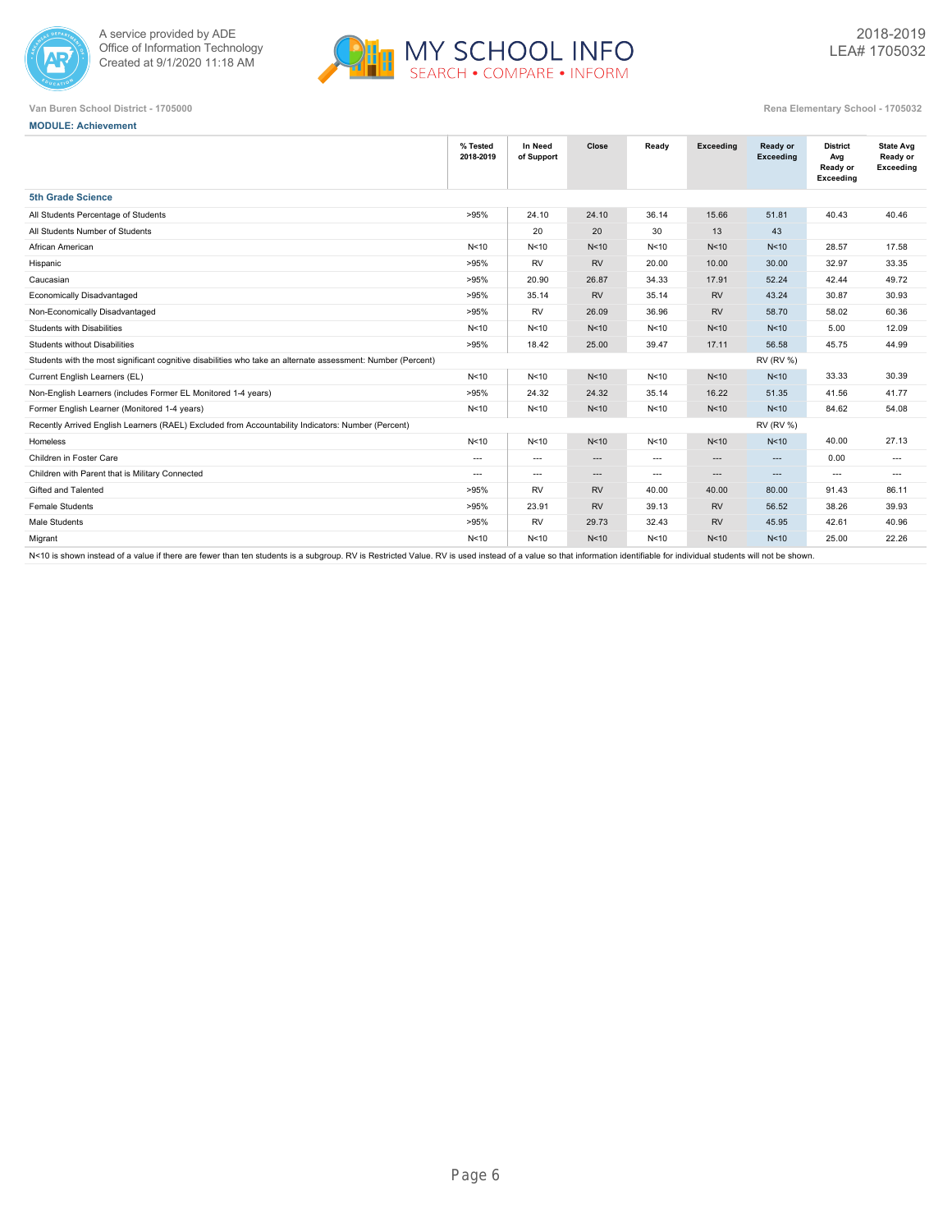Van Buren School District - 1705000

Rena Elementary School - 1705032

**MODULE: Achievement**

| | % Tested 2018-2019 | In Need of Support | Close | Ready | Exceeding | Ready or Exceeding | District Avg Ready or Exceeding | State Avg Ready or Exceeding |
|---|---|---|---|---|---|---|---|---|
| **5th Grade Science** | | | | | | | | |
| All Students Percentage of Students | >95% | 24.10 | 24.10 | 36.14 | 15.66 | 51.81 | 40.43 | 40.46 |
| All Students Number of Students | | 20 | 20 | 30 | 13 | 43 | | |
| African American | N<10 | N<10 | N<10 | N<10 | N<10 | N<10 | 28.57 | 17.58 |
| Hispanic | >95% | RV | RV | 20.00 | 10.00 | 30.00 | 32.97 | 33.35 |
| Caucasian | >95% | 20.90 | 26.87 | 34.33 | 17.91 | 52.24 | 42.44 | 49.72 |
| Economically Disadvantaged | >95% | 35.14 | RV | 35.14 | RV | 43.24 | 30.87 | 30.93 |
| Non-Economically Disadvantaged | >95% | RV | 26.09 | 36.96 | RV | 58.70 | 58.02 | 60.36 |
| Students with Disabilities | N<10 | N<10 | N<10 | N<10 | N<10 | N<10 | 5.00 | 12.09 |
| Students without Disabilities | >95% | 18.42 | 25.00 | 39.47 | 17.11 | 56.58 | 45.75 | 44.99 |
| Students with the most significant cognitive disabilities who take an alternate assessment: Number (Percent) | | | | | | RV (RV %) | | |
| Current English Learners (EL) | N<10 | N<10 | N<10 | N<10 | N<10 | N<10 | 33.33 | 30.39 |
| Non-English Learners (includes Former EL Monitored 1-4 years) | >95% | 24.32 | 24.32 | 35.14 | 16.22 | 51.35 | 41.56 | 41.77 |
| Former English Learner (Monitored 1-4 years) | N<10 | N<10 | N<10 | N<10 | N<10 | N<10 | 84.62 | 54.08 |
| Recently Arrived English Learners (RAEL) Excluded from Accountability Indicators: Number (Percent) | | | | | | RV (RV %) | | |
| Homeless | N<10 | N<10 | N<10 | N<10 | N<10 | N<10 | 40.00 | 27.13 |
| Children in Foster Care | --- | --- | --- | --- | --- | --- | 0.00 | --- |
| Children with Parent that is Military Connected | --- | --- | --- | --- | --- | --- | --- | --- |
| Gifted and Talented | >95% | RV | RV | 40.00 | 40.00 | 80.00 | 91.43 | 86.11 |
| Female Students | >95% | 23.91 | RV | 39.13 | RV | 56.52 | 38.26 | 39.93 |
| Male Students | >95% | RV | 29.73 | 32.43 | RV | 45.95 | 42.61 | 40.96 |
| Migrant | N<10 | N<10 | N<10 | N<10 | N<10 | N<10 | 25.00 | 22.26 |

N<10 is shown instead of a value if there are fewer than ten students is a subgroup. RV is Restricted Value. RV is used instead of a value so that information identifiable for individual students will not be shown.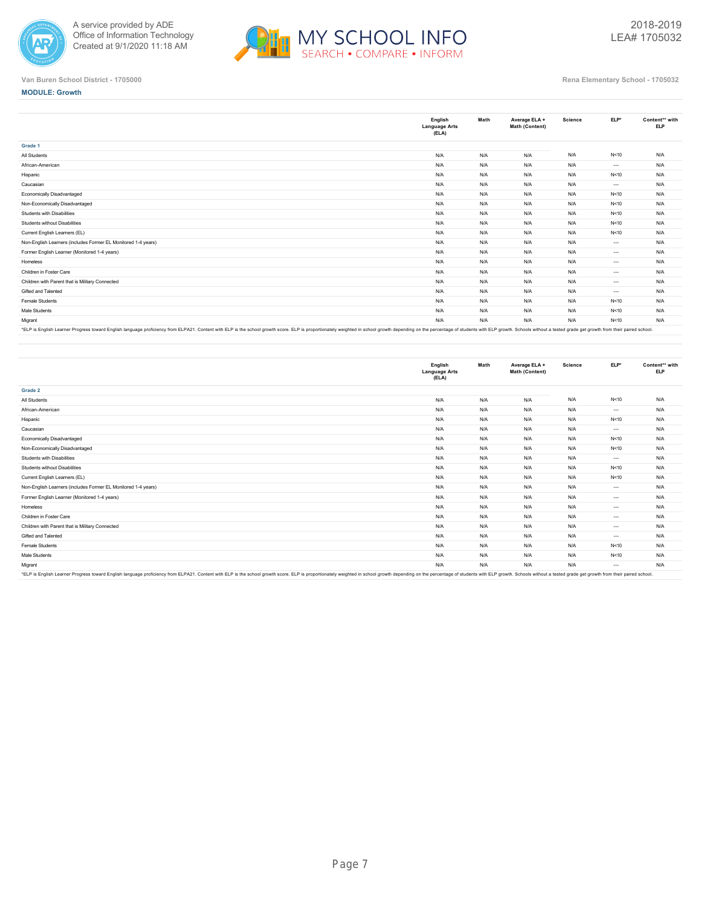Van Buren School District - 1705000

Rena Elementary School - 1705032

**MODULE: Growth**

| | English Language Arts (ELA) | Math | Average ELA + Math (Content) | Science | ELP* | Content** with ELP |
|---|---|---|---|---|---|---|
| **Grade 1** | | | | | | |
| All Students | N/A | N/A | N/A | N/A | N<10 | N/A |
| African-American | N/A | N/A | N/A | N/A | --- | N/A |
| Hispanic | N/A | N/A | N/A | N/A | N<10 | N/A |
| Caucasian | N/A | N/A | N/A | N/A | --- | N/A |
| Economically Disadvantaged | N/A | N/A | N/A | N/A | N<10 | N/A |
| Non-Economically Disadvantaged | N/A | N/A | N/A | N/A | N<10 | N/A |
| Students with Disabilities | N/A | N/A | N/A | N/A | N<10 | N/A |
| Students without Disabilities | N/A | N/A | N/A | N/A | N<10 | N/A |
| Current English Learners (EL) | N/A | N/A | N/A | N/A | N<10 | N/A |
| Non-English Learners (includes Former EL Monitored 1-4 years) | N/A | N/A | N/A | N/A | --- | N/A |
| Former English Learner (Monitored 1-4 years) | N/A | N/A | N/A | N/A | --- | N/A |
| Homeless | N/A | N/A | N/A | N/A | --- | N/A |
| Children in Foster Care | N/A | N/A | N/A | N/A | --- | N/A |
| Children with Parent that is Military Connected | N/A | N/A | N/A | N/A | --- | N/A |
| Gifted and Talented | N/A | N/A | N/A | N/A | --- | N/A |
| Female Students | N/A | N/A | N/A | N/A | N<10 | N/A |
| Male Students | N/A | N/A | N/A | N/A | N<10 | N/A |
| Migrant | N/A | N/A | N/A | N/A | N<10 | N/A |

*ELP is English Learner Progress toward English language proficiency from ELPA21. Content with ELP is the school growth score. ELP is proportionately weighted in school growth depending on the percentage of students with ELP growth. Schools without a tested grade get growth from their paired school.

| | English Language Arts (ELA) | Math | Average ELA + Math (Content) | Science | ELP* | Content** with ELP |
|---|---|---|---|---|---|---|
| **Grade 2** | | | | | | |
| All Students | N/A | N/A | N/A | N/A | N<10 | N/A |
| African-American | N/A | N/A | N/A | N/A | --- | N/A |
| Hispanic | N/A | N/A | N/A | N/A | N<10 | N/A |
| Caucasian | N/A | N/A | N/A | N/A | --- | N/A |
| Economically Disadvantaged | N/A | N/A | N/A | N/A | N<10 | N/A |
| Non-Economically Disadvantaged | N/A | N/A | N/A | N/A | N<10 | N/A |
| Students with Disabilities | N/A | N/A | N/A | N/A | --- | N/A |
| Students without Disabilities | N/A | N/A | N/A | N/A | N<10 | N/A |
| Current English Learners (EL) | N/A | N/A | N/A | N/A | N<10 | N/A |
| Non-English Learners (includes Former EL Monitored 1-4 years) | N/A | N/A | N/A | N/A | --- | N/A |
| Former English Learner (Monitored 1-4 years) | N/A | N/A | N/A | N/A | --- | N/A |
| Homeless | N/A | N/A | N/A | N/A | --- | N/A |
| Children in Foster Care | N/A | N/A | N/A | N/A | --- | N/A |
| Children with Parent that is Military Connected | N/A | N/A | N/A | N/A | --- | N/A |
| Gifted and Talented | N/A | N/A | N/A | N/A | --- | N/A |
| Female Students | N/A | N/A | N/A | N/A | N<10 | N/A |
| Male Students | N/A | N/A | N/A | N/A | N<10 | N/A |
| Migrant | N/A | N/A | N/A | N/A | --- | N/A |

*ELP is English Learner Progress toward English language proficiency from ELPA21. Content with ELP is the school growth score. ELP is proportionately weighted in school growth depending on the percentage of students with ELP growth. Schools without a tested grade get growth from their paired school.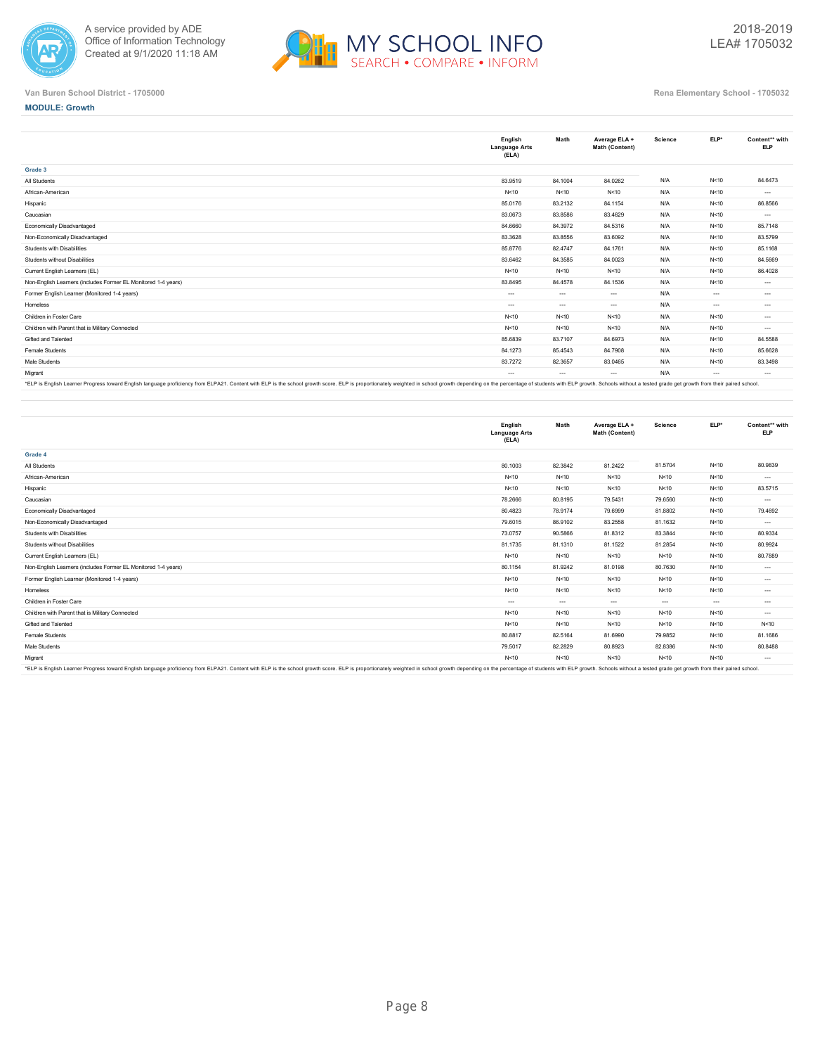Van Buren School District - 1705000

Rena Elementary School - 1705032

**MODULE: Growth**

| | English Language Arts (ELA) | Math | Average ELA + Math (Content) | Science | ELP* | Content** with ELP |
|---|---|---|---|---|---|---|
| **Grade 3** | | | | | | |
| All Students | 83.9519 | 84.1004 | 84.0262 | N/A | N<10 | 84.6473 |
| African-American | N<10 | N<10 | N<10 | N/A | N<10 | --- |
| Hispanic | 85.0176 | 83.2132 | 84.1154 | N/A | N<10 | 86.8566 |
| Caucasian | 83.0673 | 83.8586 | 83.4629 | N/A | N<10 | --- |
| Economically Disadvantaged | 84.6660 | 84.3972 | 84.5316 | N/A | N<10 | 85.7148 |
| Non-Economically Disadvantaged | 83.3628 | 83.8556 | 83.6092 | N/A | N<10 | 83.5799 |
| Students with Disabilities | 85.8776 | 82.4747 | 84.1761 | N/A | N<10 | 85.1168 |
| Students without Disabilities | 83.6462 | 84.3585 | 84.0023 | N/A | N<10 | 84.5669 |
| Current English Learners (EL) | N<10 | N<10 | N<10 | N/A | N<10 | 86.4028 |
| Non-English Learners (includes Former EL Monitored 1-4 years) | 83.8495 | 84.4578 | 84.1536 | N/A | N<10 | --- |
| Former English Learner (Monitored 1-4 years) | --- | --- | --- | N/A | --- | --- |
| Homeless | --- | --- | --- | N/A | --- | --- |
| Children in Foster Care | N<10 | N<10 | N<10 | N/A | N<10 | --- |
| Children with Parent that is Military Connected | N<10 | N<10 | N<10 | N/A | N<10 | --- |
| Gifted and Talented | 85.6839 | 83.7107 | 84.6973 | N/A | N<10 | 84.5588 |
| Female Students | 84.1273 | 85.4543 | 84.7908 | N/A | N<10 | 85.6628 |
| Male Students | 83.7272 | 82.3657 | 83.0465 | N/A | N<10 | 83.3498 |
| Migrant | --- | --- | --- | N/A | --- | --- |

*ELP is English Learner Progress toward English language proficiency from ELPA21. Content with ELP is the school growth score. ELP is proportionately weighted in school growth depending on the percentage of students with ELP growth. Schools without a tested grade get growth from their paired school.

| | English Language Arts (ELA) | Math | Average ELA + Math (Content) | Science | ELP* | Content** with ELP |
|---|---|---|---|---|---|---|
| **Grade 4** | | | | | | |
| All Students | 80.1003 | 82.3842 | 81.2422 | 81.5704 | N<10 | 80.9839 |
| African-American | N<10 | N<10 | N<10 | N<10 | N<10 | --- |
| Hispanic | N<10 | N<10 | N<10 | N<10 | N<10 | 83.5715 |
| Caucasian | 78.2666 | 80.8195 | 79.5431 | 79.6560 | N<10 | --- |
| Economically Disadvantaged | 80.4823 | 78.9174 | 79.6999 | 81.8802 | N<10 | 79.4692 |
| Non-Economically Disadvantaged | 79.6015 | 86.9102 | 83.2558 | 81.1632 | N<10 | --- |
| Students with Disabilities | 73.0757 | 90.5866 | 81.8312 | 83.3844 | N<10 | 80.9334 |
| Students without Disabilities | 81.1735 | 81.1310 | 81.1522 | 81.2854 | N<10 | 80.9924 |
| Current English Learners (EL) | N<10 | N<10 | N<10 | N<10 | N<10 | 80.7889 |
| Non-English Learners (includes Former EL Monitored 1-4 years) | 80.1154 | 81.9242 | 81.0198 | 80.7630 | N<10 | --- |
| Former English Learner (Monitored 1-4 years) | N<10 | N<10 | N<10 | N<10 | N<10 | --- |
| Homeless | N<10 | N<10 | N<10 | N<10 | N<10 | --- |
| Children in Foster Care | --- | --- | --- | --- | --- | --- |
| Children with Parent that is Military Connected | N<10 | N<10 | N<10 | N<10 | N<10 | --- |
| Gifted and Talented | N<10 | N<10 | N<10 | N<10 | N<10 | N<10 |
| Female Students | 80.8817 | 82.5164 | 81.6990 | 79.9852 | N<10 | 81.1686 |
| Male Students | 79.5017 | 82.2829 | 80.8923 | 82.8386 | N<10 | 80.8488 |
| Migrant | N<10 | N<10 | N<10 | N<10 | N<10 | --- |

*ELP is English Learner Progress toward English language proficiency from ELPA21. Content with ELP is the school growth score. ELP is proportionately weighted in school growth depending on the percentage of students with ELP growth. Schools without a tested grade get growth from their paired school.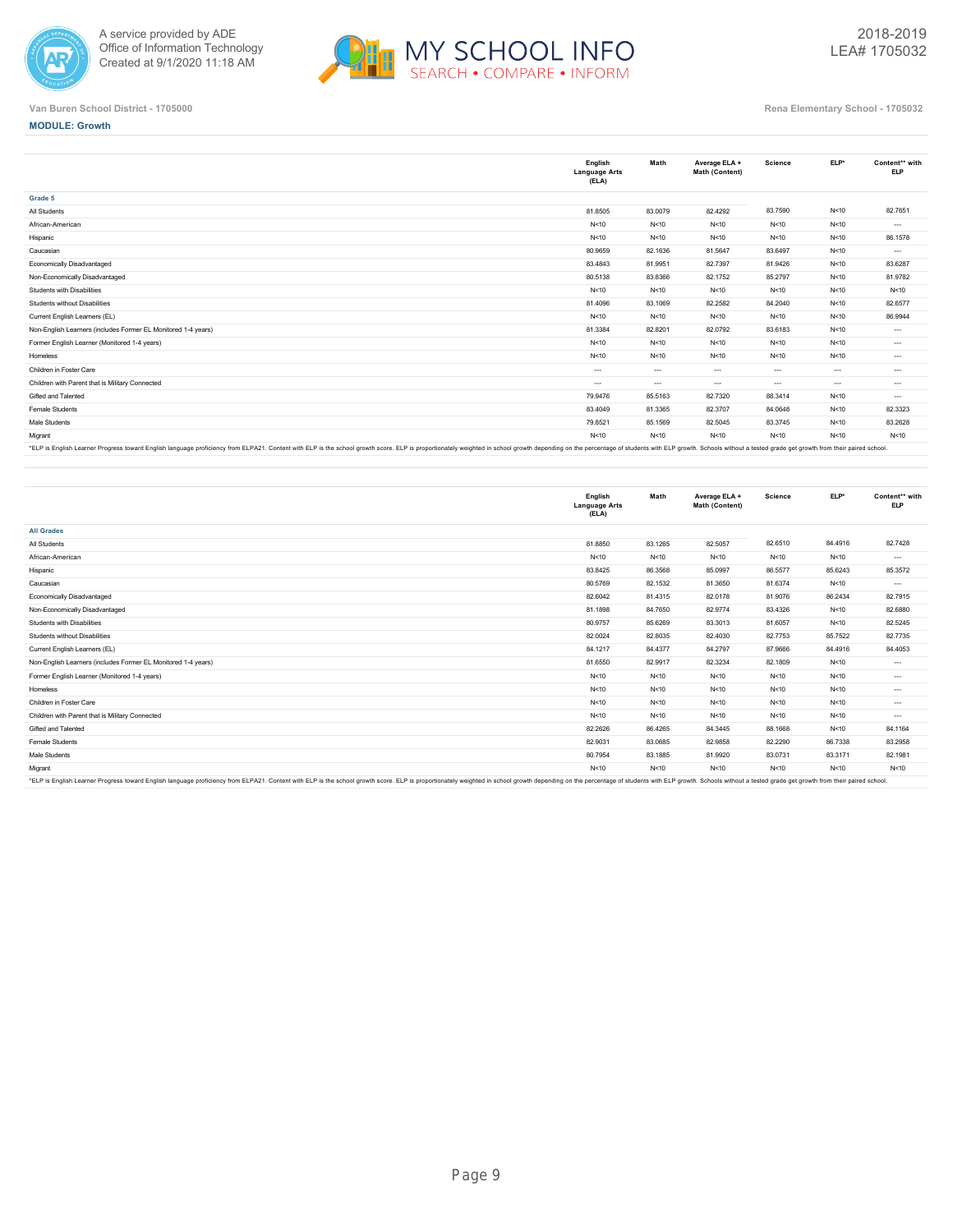Van Buren School District - 1705000

Rena Elementary School - 1705032

**MODULE: Growth**

| | English Language Arts (ELA) | Math | Average ELA + Math (Content) | Science | ELP* | Content** with ELP |
|---|---|---|---|---|---|---|
| **Grade 5** | | | | | | |
| All Students | 81.8505 | 83.0079 | 82.4292 | 83.7590 | N<10 | 82.7651 |
| African-American | N<10 | N<10 | N<10 | N<10 | N<10 | --- |
| Hispanic | N<10 | N<10 | N<10 | N<10 | N<10 | 86.1578 |
| Caucasian | 80.9659 | 82.1636 | 81.5647 | 83.6497 | N<10 | --- |
| Economically Disadvantaged | 83.4843 | 81.9951 | 82.7397 | 81.9426 | N<10 | 83.6287 |
| Non-Economically Disadvantaged | 80.5138 | 83.8366 | 82.1752 | 85.2797 | N<10 | 81.9782 |
| Students with Disabilities | N<10 | N<10 | N<10 | N<10 | N<10 | N<10 |
| Students without Disabilities | 81.4096 | 83.1069 | 82.2582 | 84.2040 | N<10 | 82.6577 |
| Current English Learners (EL) | N<10 | N<10 | N<10 | N<10 | N<10 | 86.9944 |
| Non-English Learners (includes Former EL Monitored 1-4 years) | 81.3384 | 82.8201 | 82.0792 | 83.6183 | N<10 | --- |
| Former English Learner (Monitored 1-4 years) | N<10 | N<10 | N<10 | N<10 | N<10 | --- |
| Homeless | N<10 | N<10 | N<10 | N<10 | N<10 | --- |
| Children in Foster Care | --- | --- | --- | --- | --- | --- |
| Children with Parent that is Military Connected | --- | --- | --- | --- | --- | --- |
| Gifted and Talented | 79.9476 | 85.5163 | 82.7320 | 88.3414 | N<10 | --- |
| Female Students | 83.4049 | 81.3365 | 82.3707 | 84.0648 | N<10 | 82.3323 |
| Male Students | 79.8521 | 85.1569 | 82.5045 | 83.3745 | N<10 | 83.2628 |
| Migrant | N<10 | N<10 | N<10 | N<10 | N<10 | N<10 |

*ELP is English Learner Progress toward English language proficiency from ELPA21. Content with ELP is the school growth score. ELP is proportionately weighted in school growth depending on the percentage of students with ELP growth. Schools without a tested grade get growth from their paired school.

| | English Language Arts (ELA) | Math | Average ELA + Math (Content) | Science | ELP* | Content** with ELP |
|---|---|---|---|---|---|---|
| **All Grades** | | | | | | |
| All Students | 81.8850 | 83.1265 | 82.5057 | 82.6510 | 84.4916 | 82.7428 |
| African-American | N<10 | N<10 | N<10 | N<10 | N<10 | --- |
| Hispanic | 83.8425 | 86.3568 | 85.0997 | 86.5577 | 85.6243 | 85.3572 |
| Caucasian | 80.5769 | 82.1532 | 81.3650 | 81.6374 | N<10 | --- |
| Economically Disadvantaged | 82.6042 | 81.4315 | 82.0178 | 81.9076 | 86.2434 | 82.7915 |
| Non-Economically Disadvantaged | 81.1898 | 84.7650 | 82.9774 | 83.4326 | N<10 | 82.6880 |
| Students with Disabilities | 80.9757 | 85.6269 | 83.3013 | 81.6057 | N<10 | 82.5245 |
| Students without Disabilities | 82.0024 | 82.8035 | 82.4030 | 82.7753 | 85.7522 | 82.7735 |
| Current English Learners (EL) | 84.1217 | 84.4377 | 84.2797 | 87.9666 | 84.4916 | 84.4053 |
| Non-English Learners (includes Former EL Monitored 1-4 years) | 81.6550 | 82.9917 | 82.3234 | 82.1809 | N<10 | --- |
| Former English Learner (Monitored 1-4 years) | N<10 | N<10 | N<10 | N<10 | N<10 | --- |
| Homeless | N<10 | N<10 | N<10 | N<10 | N<10 | --- |
| Children in Foster Care | N<10 | N<10 | N<10 | N<10 | N<10 | --- |
| Children with Parent that is Military Connected | N<10 | N<10 | N<10 | N<10 | N<10 | --- |
| Gifted and Talented | 82.2626 | 86.4265 | 84.3445 | 88.1668 | N<10 | 84.1164 |
| Female Students | 82.9031 | 83.0685 | 82.9858 | 82.2290 | 86.7338 | 83.2958 |
| Male Students | 80.7954 | 83.1885 | 81.9920 | 83.0731 | 83.3171 | 82.1981 |
| Migrant | N<10 | N<10 | N<10 | N<10 | N<10 | N<10 |

*ELP is English Learner Progress toward English language proficiency from ELPA21. Content with ELP is the school growth score. ELP is proportionately weighted in school growth depending on the percentage of students with ELP growth. Schools without a tested grade get growth from their paired school.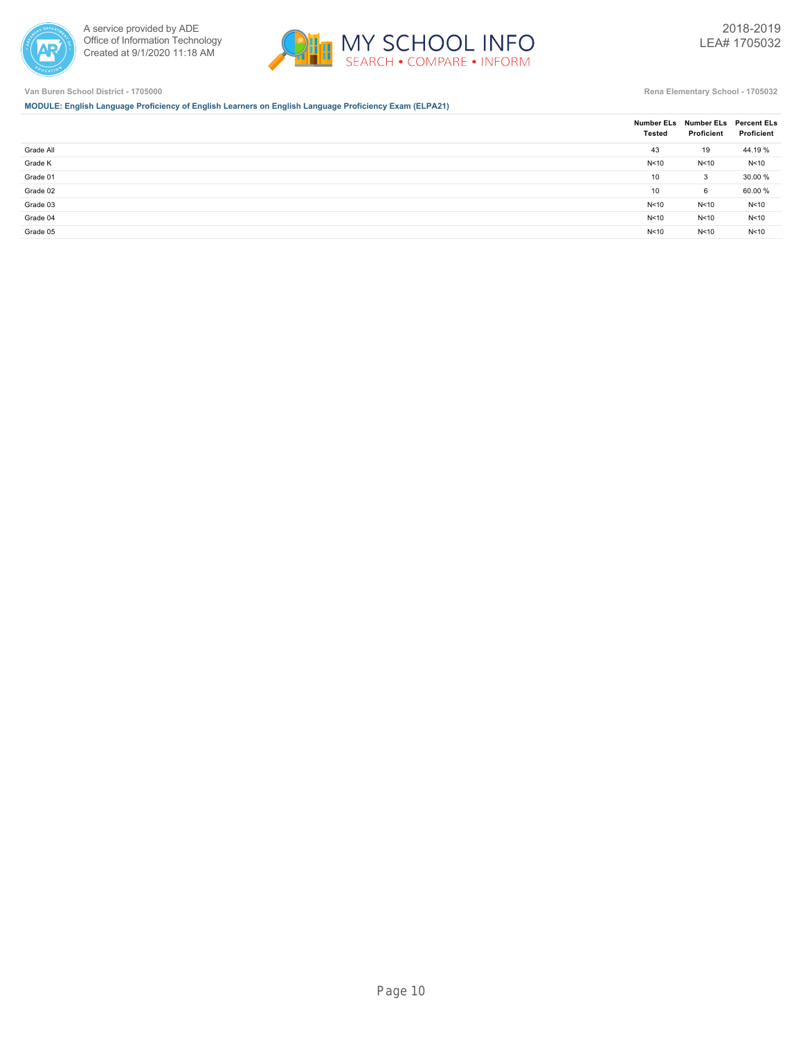Van Buren School District - 1705000

Rena Elementary School - 1705032

**MODULE: English Language Proficiency of English Learners on English Language Proficiency Exam (ELPA21)**

| | Number ELs Tested | Number ELs Proficient | Percent ELs Proficient |
|---|---|---|---|
| Grade All | 43 | 19 | 44.19 % |
| Grade K | N<10 | N<10 | N<10 |
| Grade 01 | 10 | 3 | 30.00 % |
| Grade 02 | 10 | 6 | 60.00 % |
| Grade 03 | N<10 | N<10 | N<10 |
| Grade 04 | N<10 | N<10 | N<10 |
| Grade 05 | N<10 | N<10 | N<10 |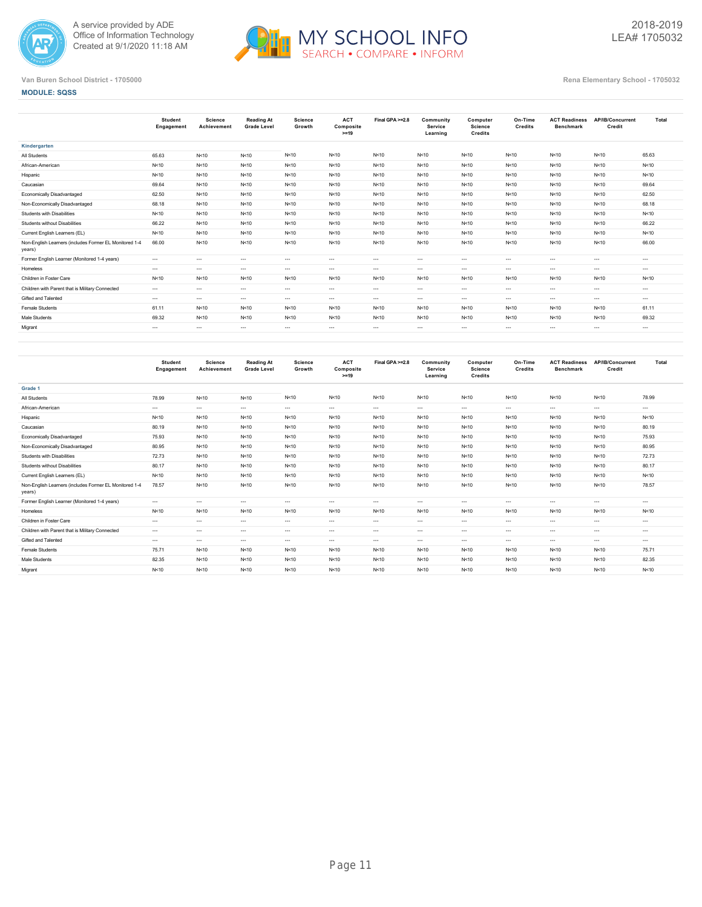Van Buren School District - 1705000

Rena Elementary School - 1705032

**MODULE: SQSS**

| | Student Engagement | Science Achievement | Reading At Grade Level | Science Growth | ACT Composite >=19 | Final GPA >=2.8 | Community Service Learning | Computer Science Credits | On-Time Credits | ACT Readiness Benchmark | AP/IB/Concurrent Credit | Total |
|---|---|---|---|---|---|---|---|---|---|---|---|---|
| **Kindergarten** | | | | | | | | | | | | |
| All Students | 65.63 | N<10 | N<10 | N<10 | N<10 | N<10 | N<10 | N<10 | N<10 | N<10 | N<10 | 65.63 |
| African-American | N<10 | N<10 | N<10 | N<10 | N<10 | N<10 | N<10 | N<10 | N<10 | N<10 | N<10 | N<10 |
| Hispanic | N<10 | N<10 | N<10 | N<10 | N<10 | N<10 | N<10 | N<10 | N<10 | N<10 | N<10 | N<10 |
| Caucasian | 69.64 | N<10 | N<10 | N<10 | N<10 | N<10 | N<10 | N<10 | N<10 | N<10 | N<10 | 69.64 |
| Economically Disadvantaged | 62.50 | N<10 | N<10 | N<10 | N<10 | N<10 | N<10 | N<10 | N<10 | N<10 | N<10 | 62.50 |
| Non-Economically Disadvantaged | 68.18 | N<10 | N<10 | N<10 | N<10 | N<10 | N<10 | N<10 | N<10 | N<10 | N<10 | 68.18 |
| Students with Disabilities | N<10 | N<10 | N<10 | N<10 | N<10 | N<10 | N<10 | N<10 | N<10 | N<10 | N<10 | N<10 |
| Students without Disabilities | 66.22 | N<10 | N<10 | N<10 | N<10 | N<10 | N<10 | N<10 | N<10 | N<10 | N<10 | 66.22 |
| Current English Learners (EL) | N<10 | N<10 | N<10 | N<10 | N<10 | N<10 | N<10 | N<10 | N<10 | N<10 | N<10 | N<10 |
| Non-English Learners (includes Former EL Monitored 1-4 years) | 66.00 | N<10 | N<10 | N<10 | N<10 | N<10 | N<10 | N<10 | N<10 | N<10 | N<10 | 66.00 |
| Former English Learner (Monitored 1-4 years) | --- | --- | --- | --- | --- | --- | --- | --- | --- | --- | --- | --- |
| Homeless | --- | --- | --- | --- | --- | --- | --- | --- | --- | --- | --- | --- |
| Children in Foster Care | N<10 | N<10 | N<10 | N<10 | N<10 | N<10 | N<10 | N<10 | N<10 | N<10 | N<10 | N<10 |
| Children with Parent that is Military Connected | --- | --- | --- | --- | --- | --- | --- | --- | --- | --- | --- | --- |
| Gifted and Talented | --- | --- | --- | --- | --- | --- | --- | --- | --- | --- | --- | --- |
| Female Students | 61.11 | N<10 | N<10 | N<10 | N<10 | N<10 | N<10 | N<10 | N<10 | N<10 | N<10 | 61.11 |
| Male Students | 69.32 | N<10 | N<10 | N<10 | N<10 | N<10 | N<10 | N<10 | N<10 | N<10 | N<10 | 69.32 |
| Migrant | --- | --- | --- | --- | --- | --- | --- | --- | --- | --- | --- | --- |

| | Student Engagement | Science Achievement | Reading At Grade Level | Science Growth | ACT Composite >=19 | Final GPA >=2.8 | Community Service Learning | Computer Science Credits | On-Time Credits | ACT Readiness Benchmark | AP/IB/Concurrent Credit | Total |
|---|---|---|---|---|---|---|---|---|---|---|---|---|
| **Grade 1** | | | | | | | | | | | | |
| All Students | 78.99 | N<10 | N<10 | N<10 | N<10 | N<10 | N<10 | N<10 | N<10 | N<10 | N<10 | 78.99 |
| African-American | --- | --- | --- | --- | --- | --- | --- | --- | --- | --- | --- | --- |
| Hispanic | N<10 | N<10 | N<10 | N<10 | N<10 | N<10 | N<10 | N<10 | N<10 | N<10 | N<10 | N<10 |
| Caucasian | 80.19 | N<10 | N<10 | N<10 | N<10 | N<10 | N<10 | N<10 | N<10 | N<10 | N<10 | 80.19 |
| Economically Disadvantaged | 75.93 | N<10 | N<10 | N<10 | N<10 | N<10 | N<10 | N<10 | N<10 | N<10 | N<10 | 75.93 |
| Non-Economically Disadvantaged | 80.95 | N<10 | N<10 | N<10 | N<10 | N<10 | N<10 | N<10 | N<10 | N<10 | N<10 | 80.95 |
| Students with Disabilities | 72.73 | N<10 | N<10 | N<10 | N<10 | N<10 | N<10 | N<10 | N<10 | N<10 | N<10 | 72.73 |
| Students without Disabilities | 80.17 | N<10 | N<10 | N<10 | N<10 | N<10 | N<10 | N<10 | N<10 | N<10 | N<10 | 80.17 |
| Current English Learners (EL) | N<10 | N<10 | N<10 | N<10 | N<10 | N<10 | N<10 | N<10 | N<10 | N<10 | N<10 | N<10 |
| Non-English Learners (includes Former EL Monitored 1-4 years) | 78.57 | N<10 | N<10 | N<10 | N<10 | N<10 | N<10 | N<10 | N<10 | N<10 | N<10 | 78.57 |
| Former English Learner (Monitored 1-4 years) | --- | --- | --- | --- | --- | --- | --- | --- | --- | --- | --- | --- |
| Homeless | N<10 | N<10 | N<10 | N<10 | N<10 | N<10 | N<10 | N<10 | N<10 | N<10 | N<10 | N<10 |
| Children in Foster Care | --- | --- | --- | --- | --- | --- | --- | --- | --- | --- | --- | --- |
| Children with Parent that is Military Connected | --- | --- | --- | --- | --- | --- | --- | --- | --- | --- | --- | --- |
| Gifted and Talented | --- | --- | --- | --- | --- | --- | --- | --- | --- | --- | --- | --- |
| Female Students | 75.71 | N<10 | N<10 | N<10 | N<10 | N<10 | N<10 | N<10 | N<10 | N<10 | N<10 | 75.71 |
| Male Students | 82.35 | N<10 | N<10 | N<10 | N<10 | N<10 | N<10 | N<10 | N<10 | N<10 | N<10 | 82.35 |
| Migrant | N<10 | N<10 | N<10 | N<10 | N<10 | N<10 | N<10 | N<10 | N<10 | N<10 | N<10 | N<10 |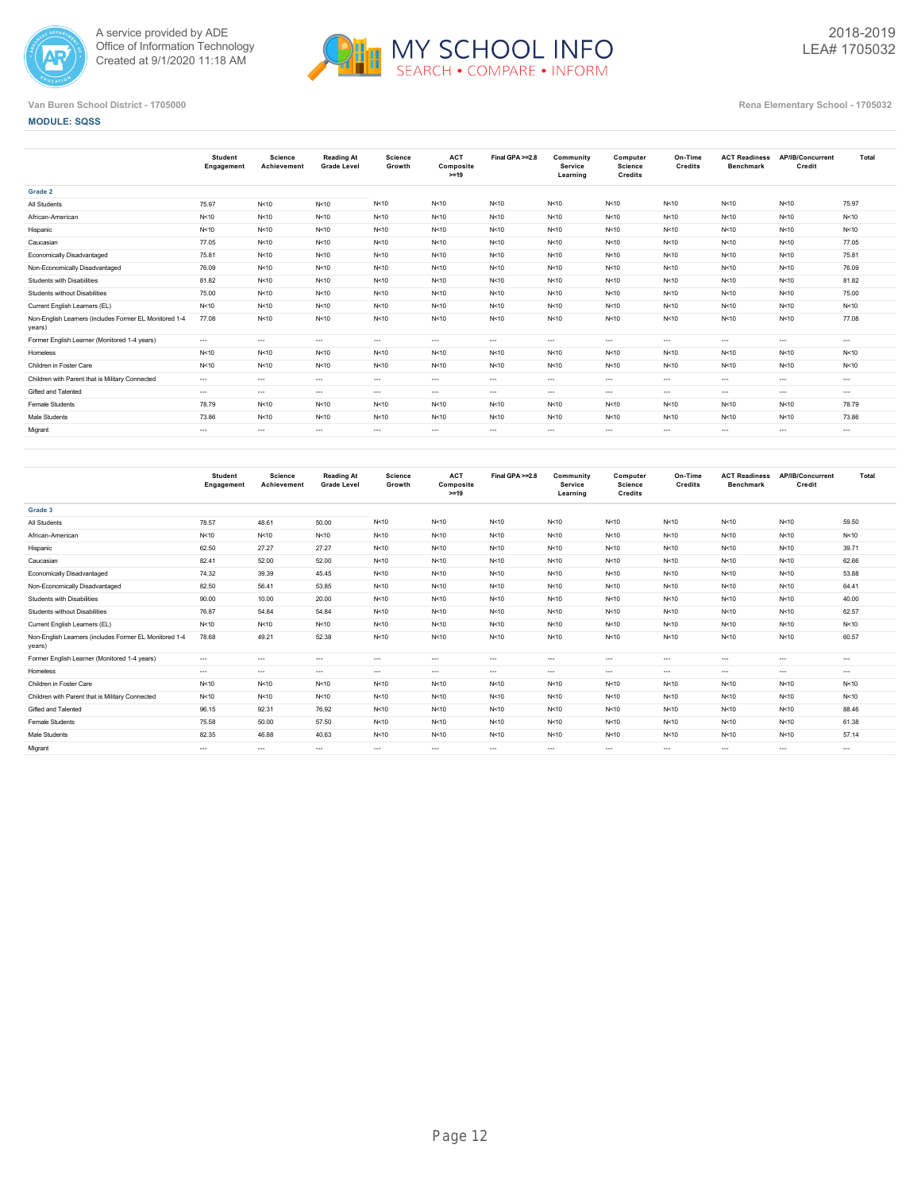A service provided by ADE
Office of Information Technology
Created at 9/1/2020 11:18 AM

2018-2019
LEA# 1705032

Van Buren School District - 1705000

Rena Elementary School - 1705032

**MODULE: SQSS**

| | Student Engagement | Science Achievement | Reading At Grade Level | Science Growth | ACT Composite >=19 | Final GPA >=2.8 | Community Service Learning | Computer Science Credits | On-Time Credits | ACT Readiness Benchmark | AP/IB/Concurrent Credit | Total |
|---|---|---|---|---|---|---|---|---|---|---|---|---|
| **Grade 2** | | | | | | | | | | | | |
| All Students | 75.97 | N<10 | N<10 | N<10 | N<10 | N<10 | N<10 | N<10 | N<10 | N<10 | N<10 | 75.97 |
| African-American | N<10 | N<10 | N<10 | N<10 | N<10 | N<10 | N<10 | N<10 | N<10 | N<10 | N<10 | N<10 |
| Hispanic | N<10 | N<10 | N<10 | N<10 | N<10 | N<10 | N<10 | N<10 | N<10 | N<10 | N<10 | N<10 |
| Caucasian | 77.05 | N<10 | N<10 | N<10 | N<10 | N<10 | N<10 | N<10 | N<10 | N<10 | N<10 | 77.05 |
| Economically Disadvantaged | 75.81 | N<10 | N<10 | N<10 | N<10 | N<10 | N<10 | N<10 | N<10 | N<10 | N<10 | 75.81 |
| Non-Economically Disadvantaged | 76.09 | N<10 | N<10 | N<10 | N<10 | N<10 | N<10 | N<10 | N<10 | N<10 | N<10 | 76.09 |
| Students with Disabilities | 81.82 | N<10 | N<10 | N<10 | N<10 | N<10 | N<10 | N<10 | N<10 | N<10 | N<10 | 81.82 |
| Students without Disabilities | 75.00 | N<10 | N<10 | N<10 | N<10 | N<10 | N<10 | N<10 | N<10 | N<10 | N<10 | 75.00 |
| Current English Learners (EL) | N<10 | N<10 | N<10 | N<10 | N<10 | N<10 | N<10 | N<10 | N<10 | N<10 | N<10 | N<10 |
| Non-English Learners (includes Former EL Monitored 1-4 years) | 77.08 | N<10 | N<10 | N<10 | N<10 | N<10 | N<10 | N<10 | N<10 | N<10 | N<10 | 77.08 |
| Former English Learner (Monitored 1-4 years) | --- | --- | --- | --- | --- | --- | --- | --- | --- | --- | --- | --- |
| Homeless | N<10 | N<10 | N<10 | N<10 | N<10 | N<10 | N<10 | N<10 | N<10 | N<10 | N<10 | N<10 |
| Children in Foster Care | N<10 | N<10 | N<10 | N<10 | N<10 | N<10 | N<10 | N<10 | N<10 | N<10 | N<10 | N<10 |
| Children with Parent that is Military Connected | --- | --- | --- | --- | --- | --- | --- | --- | --- | --- | --- | --- |
| Gifted and Talented | --- | --- | --- | --- | --- | --- | --- | --- | --- | --- | --- | --- |
| Female Students | 78.79 | N<10 | N<10 | N<10 | N<10 | N<10 | N<10 | N<10 | N<10 | N<10 | N<10 | 78.79 |
| Male Students | 73.86 | N<10 | N<10 | N<10 | N<10 | N<10 | N<10 | N<10 | N<10 | N<10 | N<10 | 73.86 |
| Migrant | --- | --- | --- | --- | --- | --- | --- | --- | --- | --- | --- | --- |

| | Student Engagement | Science Achievement | Reading At Grade Level | Science Growth | ACT Composite >=19 | Final GPA >=2.8 | Community Service Learning | Computer Science Credits | On-Time Credits | ACT Readiness Benchmark | AP/IB/Concurrent Credit | Total |
|---|---|---|---|---|---|---|---|---|---|---|---|---|
| **Grade 3** | | | | | | | | | | | | |
| All Students | 78.57 | 48.61 | 50.00 | N<10 | N<10 | N<10 | N<10 | N<10 | N<10 | N<10 | N<10 | 59.50 |
| African-American | N<10 | N<10 | N<10 | N<10 | N<10 | N<10 | N<10 | N<10 | N<10 | N<10 | N<10 | N<10 |
| Hispanic | 62.50 | 27.27 | 27.27 | N<10 | N<10 | N<10 | N<10 | N<10 | N<10 | N<10 | N<10 | 39.71 |
| Caucasian | 82.41 | 52.00 | 52.00 | N<10 | N<10 | N<10 | N<10 | N<10 | N<10 | N<10 | N<10 | 62.66 |
| Economically Disadvantaged | 74.32 | 39.39 | 45.45 | N<10 | N<10 | N<10 | N<10 | N<10 | N<10 | N<10 | N<10 | 53.88 |
| Non-Economically Disadvantaged | 82.50 | 56.41 | 53.85 | N<10 | N<10 | N<10 | N<10 | N<10 | N<10 | N<10 | N<10 | 64.41 |
| Students with Disabilities | 90.00 | 10.00 | 20.00 | N<10 | N<10 | N<10 | N<10 | N<10 | N<10 | N<10 | N<10 | 40.00 |
| Students without Disabilities | 76.87 | 54.84 | 54.84 | N<10 | N<10 | N<10 | N<10 | N<10 | N<10 | N<10 | N<10 | 62.57 |
| Current English Learners (EL) | N<10 | N<10 | N<10 | N<10 | N<10 | N<10 | N<10 | N<10 | N<10 | N<10 | N<10 | N<10 |
| Non-English Learners (includes Former EL Monitored 1-4 years) | 78.68 | 49.21 | 52.38 | N<10 | N<10 | N<10 | N<10 | N<10 | N<10 | N<10 | N<10 | 60.57 |
| Former English Learner (Monitored 1-4 years) | --- | --- | --- | --- | --- | --- | --- | --- | --- | --- | --- | --- |
| Homeless | --- | --- | --- | --- | --- | --- | --- | --- | --- | --- | --- | --- |
| Children in Foster Care | N<10 | N<10 | N<10 | N<10 | N<10 | N<10 | N<10 | N<10 | N<10 | N<10 | N<10 | N<10 |
| Children with Parent that is Military Connected | N<10 | N<10 | N<10 | N<10 | N<10 | N<10 | N<10 | N<10 | N<10 | N<10 | N<10 | N<10 |
| Gifted and Talented | 96.15 | 92.31 | 76.92 | N<10 | N<10 | N<10 | N<10 | N<10 | N<10 | N<10 | N<10 | 88.46 |
| Female Students | 75.58 | 50.00 | 57.50 | N<10 | N<10 | N<10 | N<10 | N<10 | N<10 | N<10 | N<10 | 61.38 |
| Male Students | 82.35 | 46.88 | 40.63 | N<10 | N<10 | N<10 | N<10 | N<10 | N<10 | N<10 | N<10 | 57.14 |
| Migrant | --- | --- | --- | --- | --- | --- | --- | --- | --- | --- | --- | --- |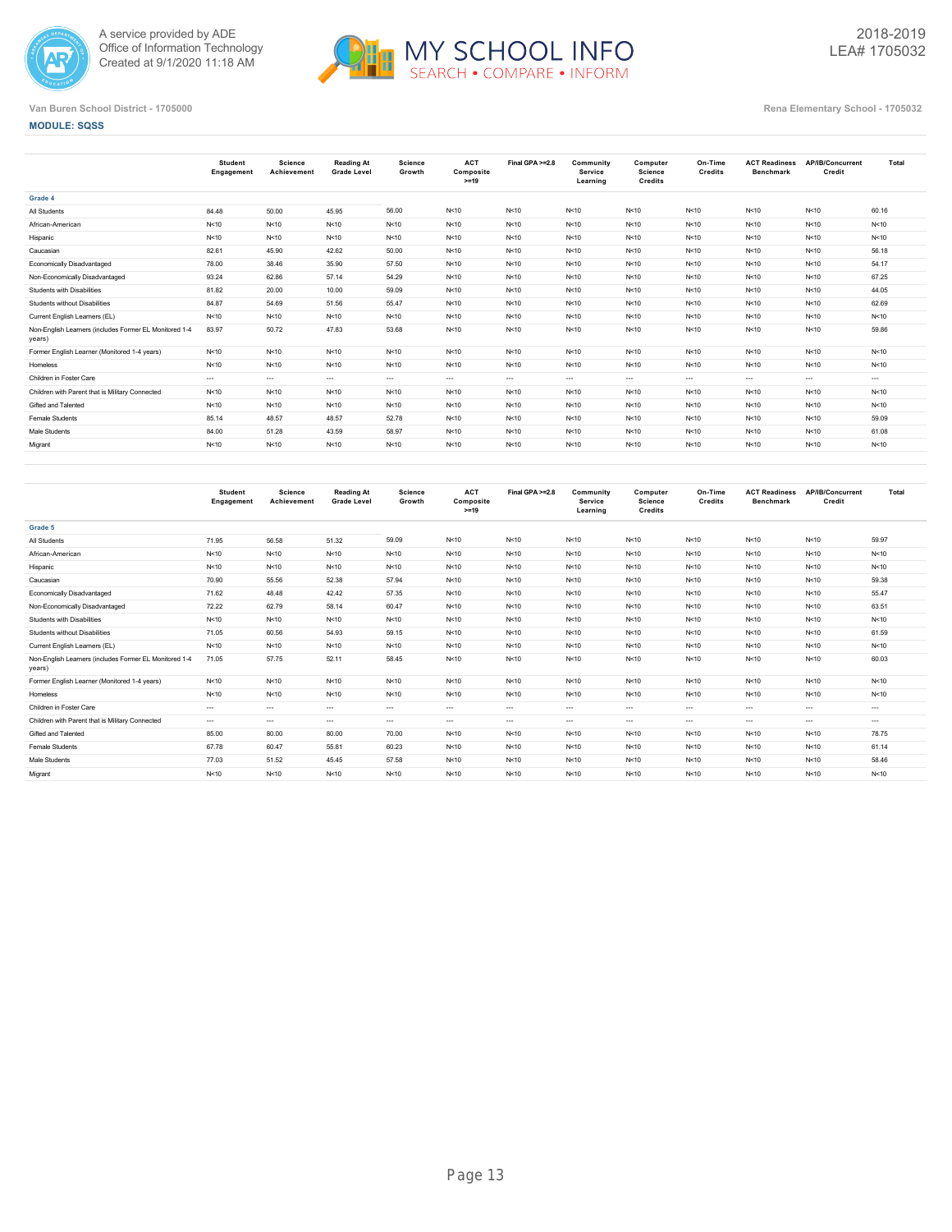Van Buren School District - 1705000

Rena Elementary School - 1705032

**MODULE: SQSS**

| | Student Engagement | Science Achievement | Reading At Grade Level | Science Growth | ACT Composite >=19 | Final GPA >=2.8 | Community Service Learning | Computer Science Credits | On-Time Credits | ACT Readiness Benchmark | AP/IB/Concurrent Credit | Total |
|---|---|---|---|---|---|---|---|---|---|---|---|---|
| **Grade 4** | | | | | | | | | | | | |
| All Students | 84.48 | 50.00 | 45.95 | 56.00 | N<10 | N<10 | N<10 | N<10 | N<10 | N<10 | N<10 | 60.16 |
| African-American | N<10 | N<10 | N<10 | N<10 | N<10 | N<10 | N<10 | N<10 | N<10 | N<10 | N<10 | N<10 |
| Hispanic | N<10 | N<10 | N<10 | N<10 | N<10 | N<10 | N<10 | N<10 | N<10 | N<10 | N<10 | N<10 |
| Caucasian | 82.61 | 45.90 | 42.62 | 50.00 | N<10 | N<10 | N<10 | N<10 | N<10 | N<10 | N<10 | 56.18 |
| Economically Disadvantaged | 78.00 | 38.46 | 35.90 | 57.50 | N<10 | N<10 | N<10 | N<10 | N<10 | N<10 | N<10 | 54.17 |
| Non-Economically Disadvantaged | 93.24 | 62.86 | 57.14 | 54.29 | N<10 | N<10 | N<10 | N<10 | N<10 | N<10 | N<10 | 67.25 |
| Students with Disabilities | 81.82 | 20.00 | 10.00 | 59.09 | N<10 | N<10 | N<10 | N<10 | N<10 | N<10 | N<10 | 44.05 |
| Students without Disabilities | 84.87 | 54.69 | 51.56 | 55.47 | N<10 | N<10 | N<10 | N<10 | N<10 | N<10 | N<10 | 62.69 |
| Current English Learners (EL) | N<10 | N<10 | N<10 | N<10 | N<10 | N<10 | N<10 | N<10 | N<10 | N<10 | N<10 | N<10 |
| Non-English Learners (includes Former EL Monitored 1-4 years) | 83.97 | 50.72 | 47.83 | 53.68 | N<10 | N<10 | N<10 | N<10 | N<10 | N<10 | N<10 | 59.86 |
| Former English Learner (Monitored 1-4 years) | N<10 | N<10 | N<10 | N<10 | N<10 | N<10 | N<10 | N<10 | N<10 | N<10 | N<10 | N<10 |
| Homeless | N<10 | N<10 | N<10 | N<10 | N<10 | N<10 | N<10 | N<10 | N<10 | N<10 | N<10 | N<10 |
| Children in Foster Care | --- | --- | --- | --- | --- | --- | --- | --- | --- | --- | --- | --- |
| Children with Parent that is Military Connected | N<10 | N<10 | N<10 | N<10 | N<10 | N<10 | N<10 | N<10 | N<10 | N<10 | N<10 | N<10 |
| Gifted and Talented | N<10 | N<10 | N<10 | N<10 | N<10 | N<10 | N<10 | N<10 | N<10 | N<10 | N<10 | N<10 |
| Female Students | 85.14 | 48.57 | 48.57 | 52.78 | N<10 | N<10 | N<10 | N<10 | N<10 | N<10 | N<10 | 59.09 |
| Male Students | 84.00 | 51.28 | 43.59 | 58.97 | N<10 | N<10 | N<10 | N<10 | N<10 | N<10 | N<10 | 61.08 |
| Migrant | N<10 | N<10 | N<10 | N<10 | N<10 | N<10 | N<10 | N<10 | N<10 | N<10 | N<10 | N<10 |

| | Student Engagement | Science Achievement | Reading At Grade Level | Science Growth | ACT Composite >=19 | Final GPA >=2.8 | Community Service Learning | Computer Science Credits | On-Time Credits | ACT Readiness Benchmark | AP/IB/Concurrent Credit | Total |
|---|---|---|---|---|---|---|---|---|---|---|---|---|
| **Grade 5** | | | | | | | | | | | | |
| All Students | 71.95 | 56.58 | 51.32 | 59.09 | N<10 | N<10 | N<10 | N<10 | N<10 | N<10 | N<10 | 59.97 |
| African-American | N<10 | N<10 | N<10 | N<10 | N<10 | N<10 | N<10 | N<10 | N<10 | N<10 | N<10 | N<10 |
| Hispanic | N<10 | N<10 | N<10 | N<10 | N<10 | N<10 | N<10 | N<10 | N<10 | N<10 | N<10 | N<10 |
| Caucasian | 70.90 | 55.56 | 52.38 | 57.94 | N<10 | N<10 | N<10 | N<10 | N<10 | N<10 | N<10 | 59.38 |
| Economically Disadvantaged | 71.62 | 48.48 | 42.42 | 57.35 | N<10 | N<10 | N<10 | N<10 | N<10 | N<10 | N<10 | 55.47 |
| Non-Economically Disadvantaged | 72.22 | 62.79 | 58.14 | 60.47 | N<10 | N<10 | N<10 | N<10 | N<10 | N<10 | N<10 | 63.51 |
| Students with Disabilities | N<10 | N<10 | N<10 | N<10 | N<10 | N<10 | N<10 | N<10 | N<10 | N<10 | N<10 | N<10 |
| Students without Disabilities | 71.05 | 60.56 | 54.93 | 59.15 | N<10 | N<10 | N<10 | N<10 | N<10 | N<10 | N<10 | 61.59 |
| Current English Learners (EL) | N<10 | N<10 | N<10 | N<10 | N<10 | N<10 | N<10 | N<10 | N<10 | N<10 | N<10 | N<10 |
| Non-English Learners (includes Former EL Monitored 1-4 years) | 71.05 | 57.75 | 52.11 | 58.45 | N<10 | N<10 | N<10 | N<10 | N<10 | N<10 | N<10 | 60.03 |
| Former English Learner (Monitored 1-4 years) | N<10 | N<10 | N<10 | N<10 | N<10 | N<10 | N<10 | N<10 | N<10 | N<10 | N<10 | N<10 |
| Homeless | N<10 | N<10 | N<10 | N<10 | N<10 | N<10 | N<10 | N<10 | N<10 | N<10 | N<10 | N<10 |
| Children in Foster Care | --- | --- | --- | --- | --- | --- | --- | --- | --- | --- | --- | --- |
| Children with Parent that is Military Connected | --- | --- | --- | --- | --- | --- | --- | --- | --- | --- | --- | --- |
| Gifted and Talented | 85.00 | 80.00 | 80.00 | 70.00 | N<10 | N<10 | N<10 | N<10 | N<10 | N<10 | N<10 | 78.75 |
| Female Students | 67.78 | 60.47 | 55.81 | 60.23 | N<10 | N<10 | N<10 | N<10 | N<10 | N<10 | N<10 | 61.14 |
| Male Students | 77.03 | 51.52 | 45.45 | 57.58 | N<10 | N<10 | N<10 | N<10 | N<10 | N<10 | N<10 | 58.46 |
| Migrant | N<10 | N<10 | N<10 | N<10 | N<10 | N<10 | N<10 | N<10 | N<10 | N<10 | N<10 | N<10 |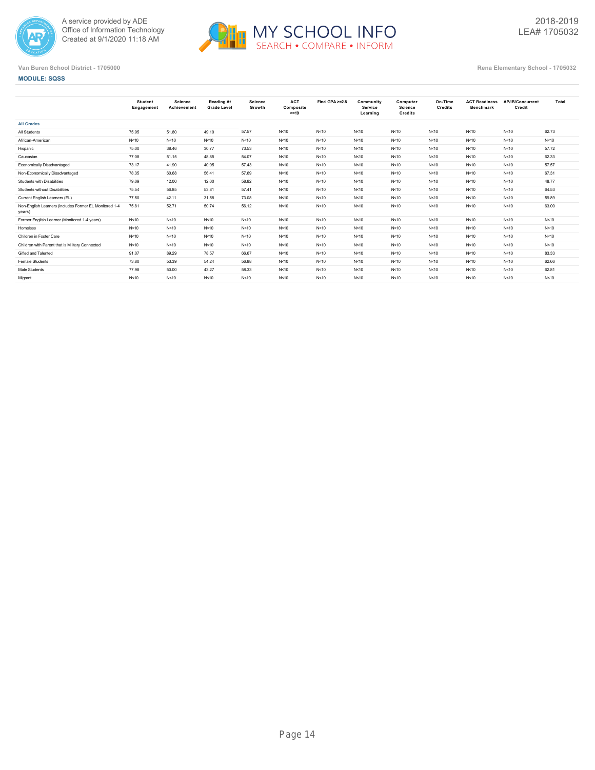A service provided by ADE
Office of Information Technology
Created at 9/1/2020 11:18 AM

MY SCHOOL INFO
SEARCH • COMPARE • INFORM

2018-2019
LEA# 1705032

Van Buren School District - 1705000

Rena Elementary School - 1705032

**MODULE: SQSS**

| | Student Engagement | Science Achievement | Reading At Grade Level | Science Growth | ACT Composite >=19 | Final GPA >=2.8 | Community Service Learning | Computer Science Credits | On-Time Credits | ACT Readiness Benchmark | AP/IB/Concurrent Credit | Total |
|---|---|---|---|---|---|---|---|---|---|---|---|---|
| **All Grades** | | | | | | | | | | | | |
| All Students | 75.95 | 51.80 | 49.10 | 57.57 | N<10 | N<10 | N<10 | N<10 | N<10 | N<10 | N<10 | 62.73 |
| African-American | N<10 | N<10 | N<10 | N<10 | N<10 | N<10 | N<10 | N<10 | N<10 | N<10 | N<10 | N<10 |
| Hispanic | 75.00 | 38.46 | 30.77 | 73.53 | N<10 | N<10 | N<10 | N<10 | N<10 | N<10 | N<10 | 57.72 |
| Caucasian | 77.08 | 51.15 | 48.85 | 54.07 | N<10 | N<10 | N<10 | N<10 | N<10 | N<10 | N<10 | 62.33 |
| Economically Disadvantaged | 73.17 | 41.90 | 40.95 | 57.43 | N<10 | N<10 | N<10 | N<10 | N<10 | N<10 | N<10 | 57.57 |
| Non-Economically Disadvantaged | 78.35 | 60.68 | 56.41 | 57.69 | N<10 | N<10 | N<10 | N<10 | N<10 | N<10 | N<10 | 67.31 |
| Students with Disabilities | 79.09 | 12.00 | 12.00 | 58.82 | N<10 | N<10 | N<10 | N<10 | N<10 | N<10 | N<10 | 48.77 |
| Students without Disabilities | 75.54 | 56.85 | 53.81 | 57.41 | N<10 | N<10 | N<10 | N<10 | N<10 | N<10 | N<10 | 64.53 |
| Current English Learners (EL) | 77.50 | 42.11 | 31.58 | 73.08 | N<10 | N<10 | N<10 | N<10 | N<10 | N<10 | N<10 | 59.89 |
| Non-English Learners (includes Former EL Monitored 1-4 years) | 75.81 | 52.71 | 50.74 | 56.12 | N<10 | N<10 | N<10 | N<10 | N<10 | N<10 | N<10 | 63.00 |
| Former English Learner (Monitored 1-4 years) | N<10 | N<10 | N<10 | N<10 | N<10 | N<10 | N<10 | N<10 | N<10 | N<10 | N<10 | N<10 |
| Homeless | N<10 | N<10 | N<10 | N<10 | N<10 | N<10 | N<10 | N<10 | N<10 | N<10 | N<10 | N<10 |
| Children in Foster Care | N<10 | N<10 | N<10 | N<10 | N<10 | N<10 | N<10 | N<10 | N<10 | N<10 | N<10 | N<10 |
| Children with Parent that is Military Connected | N<10 | N<10 | N<10 | N<10 | N<10 | N<10 | N<10 | N<10 | N<10 | N<10 | N<10 | N<10 |
| Gifted and Talented | 91.07 | 89.29 | 78.57 | 66.67 | N<10 | N<10 | N<10 | N<10 | N<10 | N<10 | N<10 | 83.33 |
| Female Students | 73.80 | 53.39 | 54.24 | 56.88 | N<10 | N<10 | N<10 | N<10 | N<10 | N<10 | N<10 | 62.66 |
| Male Students | 77.98 | 50.00 | 43.27 | 58.33 | N<10 | N<10 | N<10 | N<10 | N<10 | N<10 | N<10 | 62.81 |
| Migrant | N<10 | N<10 | N<10 | N<10 | N<10 | N<10 | N<10 | N<10 | N<10 | N<10 | N<10 | N<10 |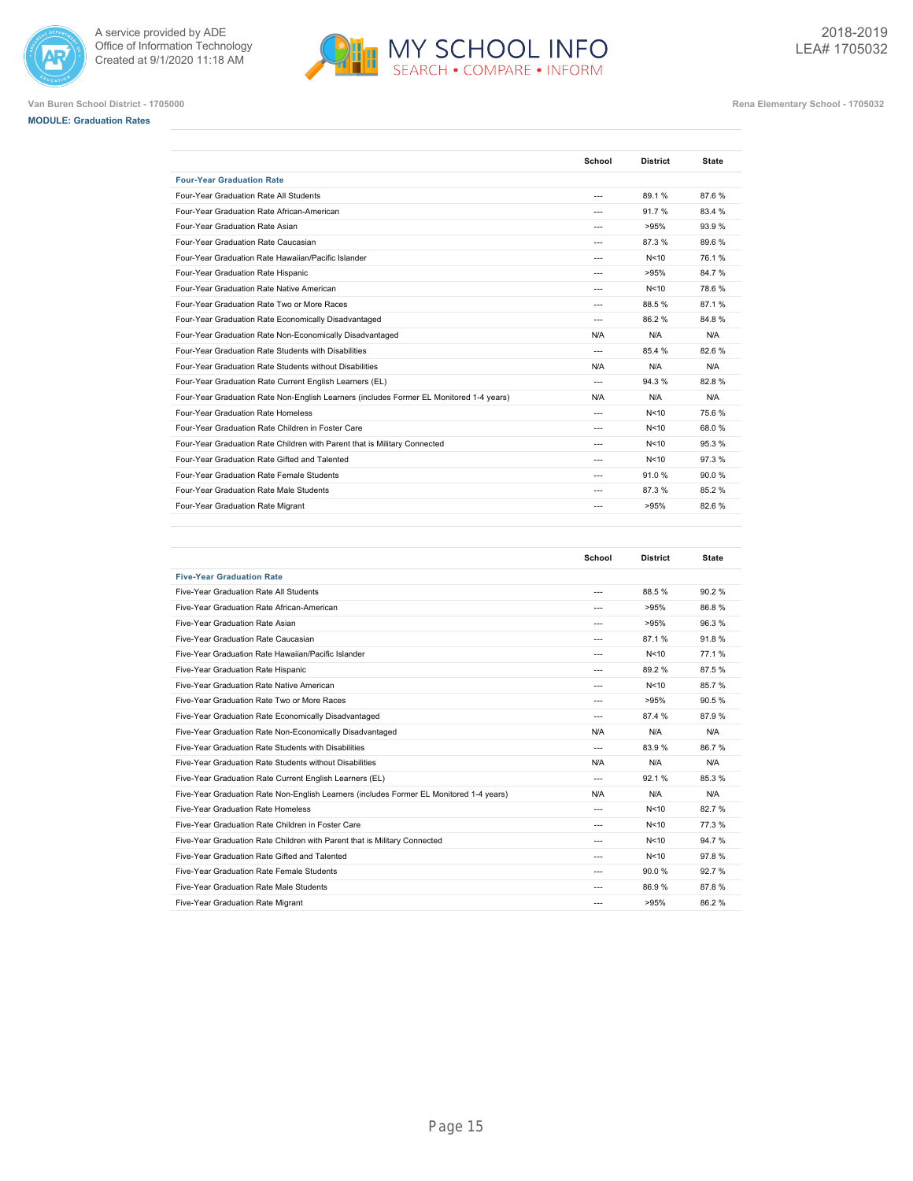Van Buren School District - 1705000

Rena Elementary School - 1705032

**MODULE: Graduation Rates**

| | School | District | State |
|---|---|---|---|
| **Four-Year Graduation Rate** | | | |
| Four-Year Graduation Rate All Students | --- | 89.1 % | 87.6 % |
| Four-Year Graduation Rate African-American | --- | 91.7 % | 83.4 % |
| Four-Year Graduation Rate Asian | --- | >95% | 93.9 % |
| Four-Year Graduation Rate Caucasian | --- | 87.3 % | 89.6 % |
| Four-Year Graduation Rate Hawaiian/Pacific Islander | --- | N<10 | 76.1 % |
| Four-Year Graduation Rate Hispanic | --- | >95% | 84.7 % |
| Four-Year Graduation Rate Native American | --- | N<10 | 78.6 % |
| Four-Year Graduation Rate Two or More Races | --- | 88.5 % | 87.1 % |
| Four-Year Graduation Rate Economically Disadvantaged | --- | 86.2 % | 84.8 % |
| Four-Year Graduation Rate Non-Economically Disadvantaged | N/A | N/A | N/A |
| Four-Year Graduation Rate Students with Disabilities | --- | 85.4 % | 82.6 % |
| Four-Year Graduation Rate Students without Disabilities | N/A | N/A | N/A |
| Four-Year Graduation Rate Current English Learners (EL) | --- | 94.3 % | 82.8 % |
| Four-Year Graduation Rate Non-English Learners (includes Former EL Monitored 1-4 years) | N/A | N/A | N/A |
| Four-Year Graduation Rate Homeless | --- | N<10 | 75.6 % |
| Four-Year Graduation Rate Children in Foster Care | --- | N<10 | 68.0 % |
| Four-Year Graduation Rate Children with Parent that is Military Connected | --- | N<10 | 95.3 % |
| Four-Year Graduation Rate Gifted and Talented | --- | N<10 | 97.3 % |
| Four-Year Graduation Rate Female Students | --- | 91.0 % | 90.0 % |
| Four-Year Graduation Rate Male Students | --- | 87.3 % | 85.2 % |
| Four-Year Graduation Rate Migrant | --- | >95% | 82.6 % |

| | School | District | State |
|---|---|---|---|
| **Five-Year Graduation Rate** | | | |
| Five-Year Graduation Rate All Students | --- | 88.5 % | 90.2 % |
| Five-Year Graduation Rate African-American | --- | >95% | 86.8 % |
| Five-Year Graduation Rate Asian | --- | >95% | 96.3 % |
| Five-Year Graduation Rate Caucasian | --- | 87.1 % | 91.8 % |
| Five-Year Graduation Rate Hawaiian/Pacific Islander | --- | N<10 | 77.1 % |
| Five-Year Graduation Rate Hispanic | --- | 89.2 % | 87.5 % |
| Five-Year Graduation Rate Native American | --- | N<10 | 85.7 % |
| Five-Year Graduation Rate Two or More Races | --- | >95% | 90.5 % |
| Five-Year Graduation Rate Economically Disadvantaged | --- | 87.4 % | 87.9 % |
| Five-Year Graduation Rate Non-Economically Disadvantaged | N/A | N/A | N/A |
| Five-Year Graduation Rate Students with Disabilities | --- | 83.9 % | 86.7 % |
| Five-Year Graduation Rate Students without Disabilities | N/A | N/A | N/A |
| Five-Year Graduation Rate Current English Learners (EL) | --- | 92.1 % | 85.3 % |
| Five-Year Graduation Rate Non-English Learners (includes Former EL Monitored 1-4 years) | N/A | N/A | N/A |
| Five-Year Graduation Rate Homeless | --- | N<10 | 82.7 % |
| Five-Year Graduation Rate Children in Foster Care | --- | N<10 | 77.3 % |
| Five-Year Graduation Rate Children with Parent that is Military Connected | --- | N<10 | 94.7 % |
| Five-Year Graduation Rate Gifted and Talented | --- | N<10 | 97.8 % |
| Five-Year Graduation Rate Female Students | --- | 90.0 % | 92.7 % |
| Five-Year Graduation Rate Male Students | --- | 86.9 % | 87.8 % |
| Five-Year Graduation Rate Migrant | --- | >95% | 86.2 % |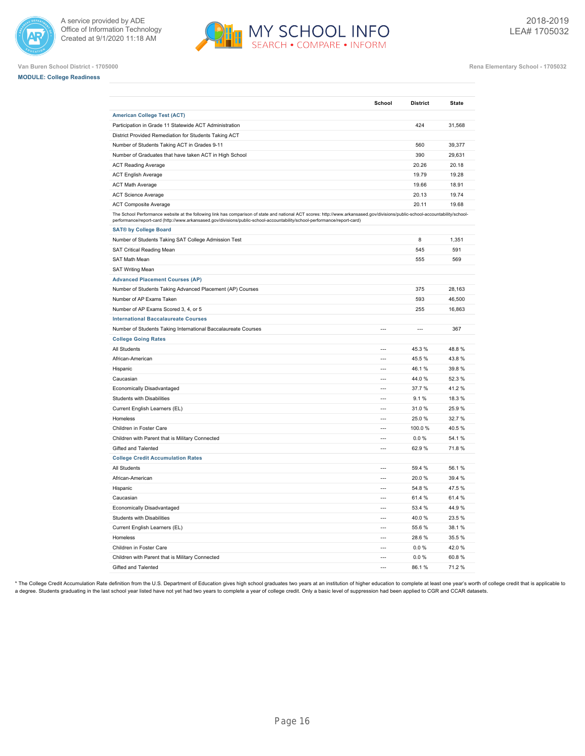A service provided by ADE
Office of Information Technology
Created at 9/1/2020 11:18 AM

MY SCHOOL INFO
SEARCH • COMPARE • INFORM

2018-2019
LEA# 1705032

Van Buren School District - 1705000

Rena Elementary School - 1705032

**MODULE: College Readiness**

| | School | District | State |
|---|---|---|---|
| **American College Test (ACT)** | | | |
| Participation in Grade 11 Statewide ACT Administration | | 424 | 31,568 |
| District Provided Remediation for Students Taking ACT | | | |
| Number of Students Taking ACT in Grades 9-11 | | 560 | 39,377 |
| Number of Graduates that have taken ACT in High School | | 390 | 29,631 |
| ACT Reading Average | | 20.26 | 20.18 |
| ACT English Average | | 19.79 | 19.28 |
| ACT Math Average | | 19.66 | 18.91 |
| ACT Science Average | | 20.13 | 19.74 |
| ACT Composite Average | | 20.11 | 19.68 |
| The School Performance website at the following link has comparison of state and national ACT scores: http://www.arkansased.gov/divisions/public-school-accountability/school-performance/report-card (http://www.arkansased.gov/divisions/public-school-accountability/school-performance/report-card) | | | |
| **SAT® by College Board** | | | |
| Number of Students Taking SAT College Admission Test | | 8 | 1,351 |
| SAT Critical Reading Mean | | 545 | 591 |
| SAT Math Mean | | 555 | 569 |
| SAT Writing Mean | | | |
| **Advanced Placement Courses (AP)** | | | |
| Number of Students Taking Advanced Placement (AP) Courses | | 375 | 28,163 |
| Number of AP Exams Taken | | 593 | 46,500 |
| Number of AP Exams Scored 3, 4, or 5 | | 255 | 16,863 |
| **International Baccalaureate Courses** | | | |
| Number of Students Taking International Baccalaureate Courses | --- | --- | 367 |
| **College Going Rates** | | | |
| All Students | --- | 45.3 % | 48.8 % |
| African-American | --- | 45.5 % | 43.8 % |
| Hispanic | --- | 46.1 % | 39.8 % |
| Caucasian | --- | 44.0 % | 52.3 % |
| Economically Disadvantaged | --- | 37.7 % | 41.2 % |
| Students with Disabilities | --- | 9.1 % | 18.3 % |
| Current English Learners (EL) | --- | 31.0 % | 25.9 % |
| Homeless | --- | 25.0 % | 32.7 % |
| Children in Foster Care | --- | 100.0 % | 40.5 % |
| Children with Parent that is Military Connected | --- | 0.0 % | 54.1 % |
| Gifted and Talented | --- | 62.9 % | 71.8 % |
| **College Credit Accumulation Rates** | | | |
| All Students | --- | 59.4 % | 56.1 % |
| African-American | --- | 20.0 % | 39.4 % |
| Hispanic | --- | 54.8 % | 47.5 % |
| Caucasian | --- | 61.4 % | 61.4 % |
| Economically Disadvantaged | --- | 53.4 % | 44.9 % |
| Students with Disabilities | --- | 40.0 % | 23.5 % |
| Current English Learners (EL) | --- | 55.6 % | 38.1 % |
| Homeless | --- | 28.6 % | 35.5 % |
| Children in Foster Care | --- | 0.0 % | 42.0 % |
| Children with Parent that is Military Connected | --- | 0.0 % | 60.8 % |
| Gifted and Talented | --- | 86.1 % | 71.2 % |

* The College Credit Accumulation Rate definition from the U.S. Department of Education gives high school graduates two years at an institution of higher education to complete at least one year's worth of college credit that is applicable to a degree. Students graduating in the last school year listed have not yet had two years to complete a year of college credit. Only a basic level of suppression had been applied to CGR and CCAR datasets.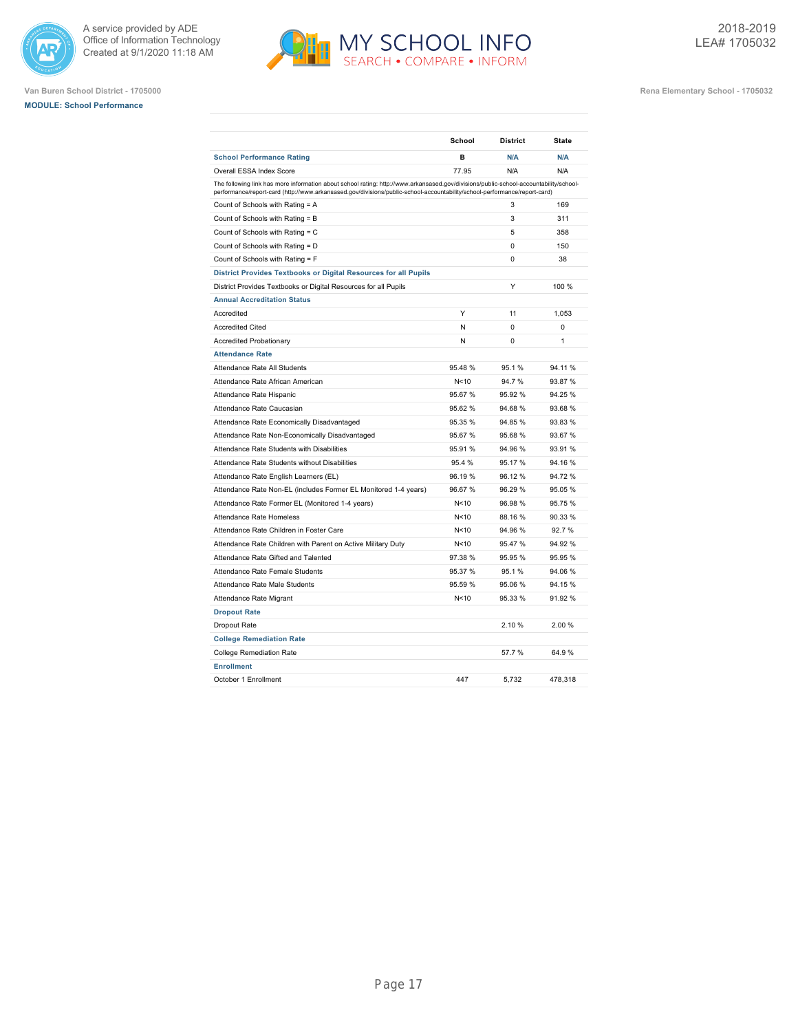Van Buren School District - 1705000

Rena Elementary School - 1705032

2018-2019
LEA# 1705032

**MODULE: School Performance**

| | School | District | State |
|---|---|---|---|
| **School Performance Rating** | **B** | **N/A** | **N/A** |
| Overall ESSA Index Score | 77.95 | N/A | N/A |
| The following link has more information about school rating: http://www.arkansased.gov/divisions/public-school-accountability/school-performance/report-card (http://www.arkansased.gov/divisions/public-school-accountability/school-performance/report-card) | | | |
| Count of Schools with Rating = A | | 3 | 169 |
| Count of Schools with Rating = B | | 3 | 311 |
| Count of Schools with Rating = C | | 5 | 358 |
| Count of Schools with Rating = D | | 0 | 150 |
| Count of Schools with Rating = F | | 0 | 38 |
| **District Provides Textbooks or Digital Resources for all Pupils** | | | |
| District Provides Textbooks or Digital Resources for all Pupils | | Y | 100 % |
| **Annual Accreditation Status** | | | |
| Accredited | Y | 11 | 1,053 |
| Accredited Cited | N | 0 | 0 |
| Accredited Probationary | N | 0 | 1 |
| **Attendance Rate** | | | |
| Attendance Rate All Students | 95.48 % | 95.1 % | 94.11 % |
| Attendance Rate African American | N<10 | 94.7 % | 93.87 % |
| Attendance Rate Hispanic | 95.67 % | 95.92 % | 94.25 % |
| Attendance Rate Caucasian | 95.62 % | 94.68 % | 93.68 % |
| Attendance Rate Economically Disadvantaged | 95.35 % | 94.85 % | 93.83 % |
| Attendance Rate Non-Economically Disadvantaged | 95.67 % | 95.68 % | 93.67 % |
| Attendance Rate Students with Disabilities | 95.91 % | 94.96 % | 93.91 % |
| Attendance Rate Students without Disabilities | 95.4 % | 95.17 % | 94.16 % |
| Attendance Rate English Learners (EL) | 96.19 % | 96.12 % | 94.72 % |
| Attendance Rate Non-EL (includes Former EL Monitored 1-4 years) | 96.67 % | 96.29 % | 95.05 % |
| Attendance Rate Former EL (Monitored 1-4 years) | N<10 | 96.98 % | 95.75 % |
| Attendance Rate Homeless | N<10 | 88.16 % | 90.33 % |
| Attendance Rate Children in Foster Care | N<10 | 94.96 % | 92.7 % |
| Attendance Rate Children with Parent on Active Military Duty | N<10 | 95.47 % | 94.92 % |
| Attendance Rate Gifted and Talented | 97.38 % | 95.95 % | 95.95 % |
| Attendance Rate Female Students | 95.37 % | 95.1 % | 94.06 % |
| Attendance Rate Male Students | 95.59 % | 95.06 % | 94.15 % |
| Attendance Rate Migrant | N<10 | 95.33 % | 91.92 % |
| **Dropout Rate** | | | |
| Dropout Rate | | 2.10 % | 2.00 % |
| **College Remediation Rate** | | | |
| College Remediation Rate | | 57.7 % | 64.9 % |
| **Enrollment** | | | |
| October 1 Enrollment | 447 | 5,732 | 478,318 |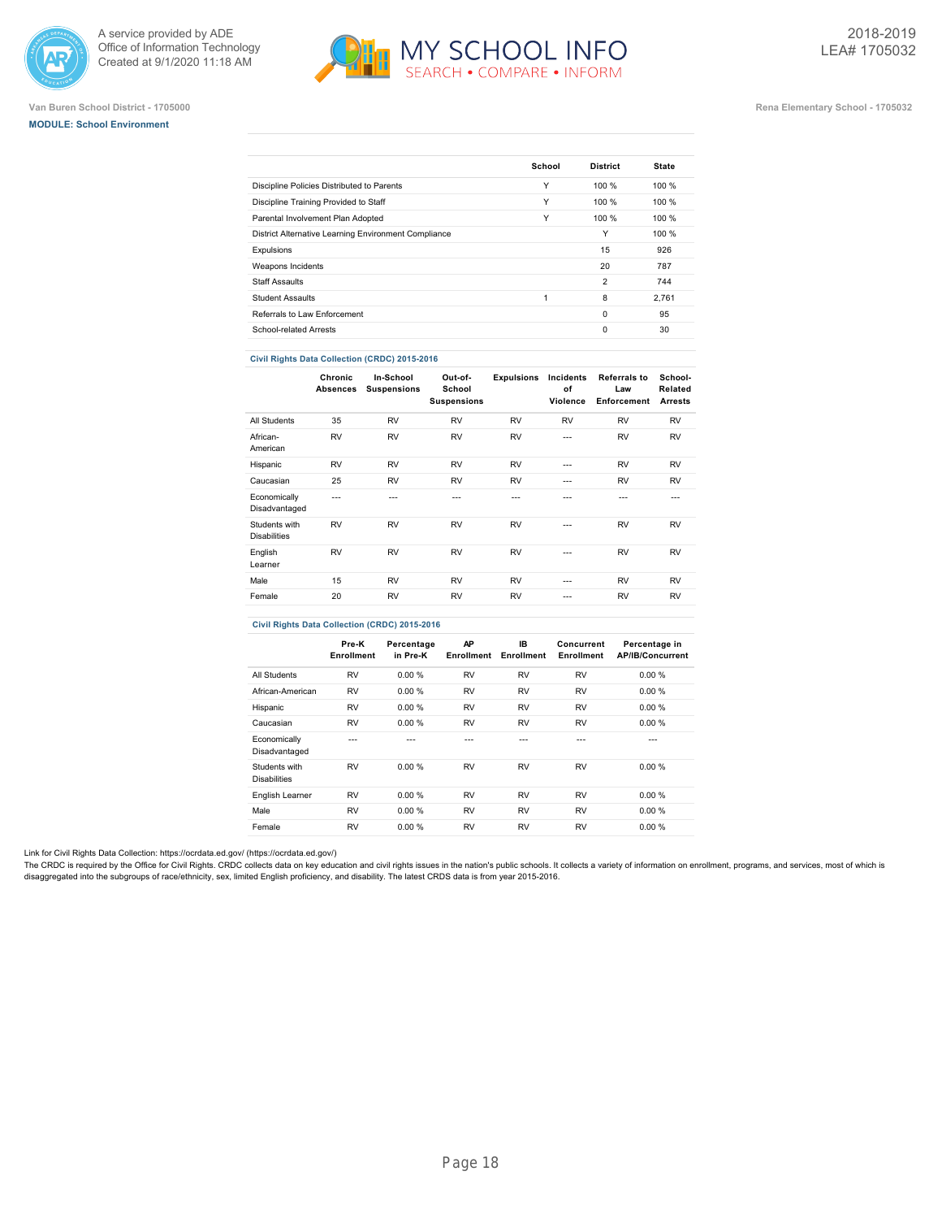Van Buren School District - 1705000

Rena Elementary School - 1705032

**MODULE: School Environment**

| | School | District | State |
|---|---|---|---|
| Discipline Policies Distributed to Parents | Y | 100 % | 100 % |
| Discipline Training Provided to Staff | Y | 100 % | 100 % |
| Parental Involvement Plan Adopted | Y | 100 % | 100 % |
| District Alternative Learning Environment Compliance | | Y | 100 % |
| Expulsions | | 15 | 926 |
| Weapons Incidents | | 20 | 787 |
| Staff Assaults | | 2 | 744 |
| Student Assaults | 1 | 8 | 2,761 |
| Referrals to Law Enforcement | | 0 | 95 |
| School-related Arrests | | 0 | 30 |

**Civil Rights Data Collection (CRDC) 2015-2016**

| | Chronic Absences | In-School Suspensions | Out-of-School Suspensions | Expulsions | Incidents of Violence | Referrals to Law Enforcement | School-Related Arrests |
|---|---|---|---|---|---|---|---|
| All Students | 35 | RV | RV | RV | RV | RV | RV |
| African-American | RV | RV | RV | RV | --- | RV | RV |
| Hispanic | RV | RV | RV | RV | --- | RV | RV |
| Caucasian | 25 | RV | RV | RV | --- | RV | RV |
| Economically Disadvantaged | --- | --- | --- | --- | --- | --- | --- |
| Students with Disabilities | RV | RV | RV | RV | --- | RV | RV |
| English Learner | RV | RV | RV | RV | --- | RV | RV |
| Male | 15 | RV | RV | RV | --- | RV | RV |
| Female | 20 | RV | RV | RV | --- | RV | RV |

**Civil Rights Data Collection (CRDC) 2015-2016**

| | Pre-K Enrollment | Percentage in Pre-K | AP Enrollment | IB Enrollment | Concurrent Enrollment | Percentage in AP/IB/Concurrent |
|---|---|---|---|---|---|---|
| All Students | RV | 0.00 % | RV | RV | RV | 0.00 % |
| African-American | RV | 0.00 % | RV | RV | RV | 0.00 % |
| Hispanic | RV | 0.00 % | RV | RV | RV | 0.00 % |
| Caucasian | RV | 0.00 % | RV | RV | RV | 0.00 % |
| Economically Disadvantaged | --- | --- | --- | --- | --- | --- |
| Students with Disabilities | RV | 0.00 % | RV | RV | RV | 0.00 % |
| English Learner | RV | 0.00 % | RV | RV | RV | 0.00 % |
| Male | RV | 0.00 % | RV | RV | RV | 0.00 % |
| Female | RV | 0.00 % | RV | RV | RV | 0.00 % |

Link for Civil Rights Data Collection: https://ocrdata.ed.gov/ (https://ocrdata.ed.gov/)

The CRDC is required by the Office for Civil Rights. CRDC collects data on key education and civil rights issues in the nation's public schools. It collects a variety of information on enrollment, programs, and services, most of which is disaggregated into the subgroups of race/ethnicity, sex, limited English proficiency, and disability. The latest CRDS data is from year 2015-2016.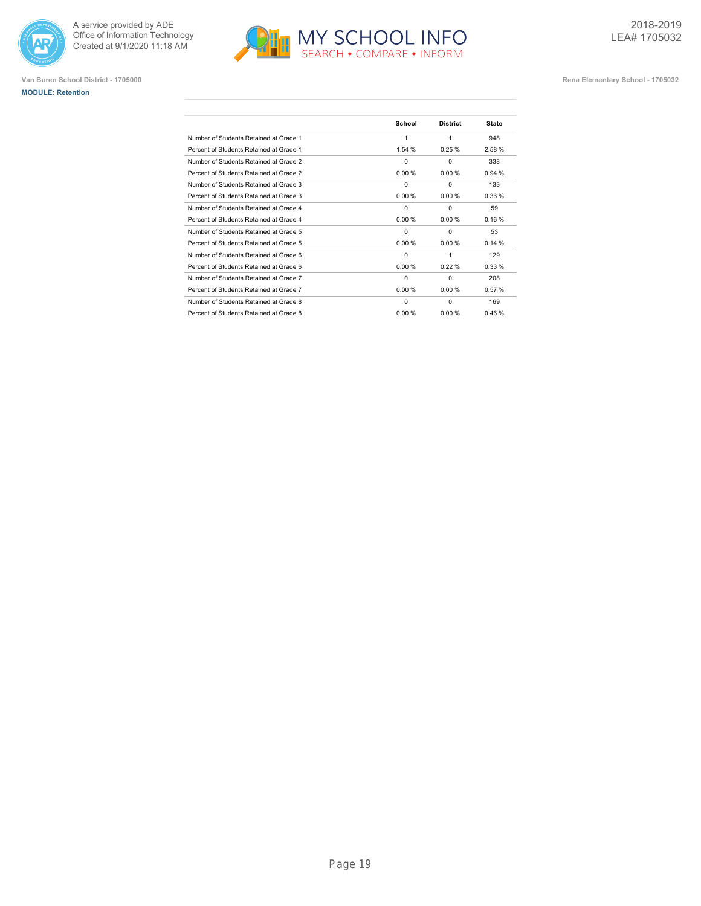Van Buren School District - 1705000

Rena Elementary School - 1705032

2018-2019
LEA# 1705032

**MODULE: Retention**

| | School | District | State |
|---|---|---|---|
| Number of Students Retained at Grade 1 | 1 | 1 | 948 |
| Percent of Students Retained at Grade 1 | 1.54 % | 0.25 % | 2.58 % |
| Number of Students Retained at Grade 2 | 0 | 0 | 338 |
| Percent of Students Retained at Grade 2 | 0.00 % | 0.00 % | 0.94 % |
| Number of Students Retained at Grade 3 | 0 | 0 | 133 |
| Percent of Students Retained at Grade 3 | 0.00 % | 0.00 % | 0.36 % |
| Number of Students Retained at Grade 4 | 0 | 0 | 59 |
| Percent of Students Retained at Grade 4 | 0.00 % | 0.00 % | 0.16 % |
| Number of Students Retained at Grade 5 | 0 | 0 | 53 |
| Percent of Students Retained at Grade 5 | 0.00 % | 0.00 % | 0.14 % |
| Number of Students Retained at Grade 6 | 0 | 1 | 129 |
| Percent of Students Retained at Grade 6 | 0.00 % | 0.22 % | 0.33 % |
| Number of Students Retained at Grade 7 | 0 | 0 | 208 |
| Percent of Students Retained at Grade 7 | 0.00 % | 0.00 % | 0.57 % |
| Number of Students Retained at Grade 8 | 0 | 0 | 169 |
| Percent of Students Retained at Grade 8 | 0.00 % | 0.00 % | 0.46 % |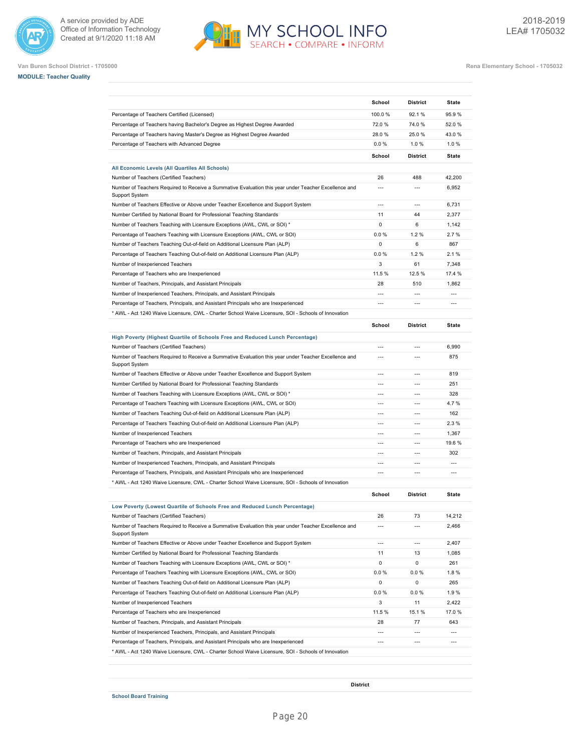Van Buren School District - 1705000

**MODULE: Teacher Quality**

Rena Elementary School - 1705032

| | School | District | State |
|---|---|---|---|
| Percentage of Teachers Certified (Licensed) | 100.0 % | 92.1 % | 95.9 % |
| Percentage of Teachers having Bachelor's Degree as Highest Degree Awarded | 72.0 % | 74.0 % | 52.0 % |
| Percentage of Teachers having Master's Degree as Highest Degree Awarded | 28.0 % | 25.0 % | 43.0 % |
| Percentage of Teachers with Advanced Degree | 0.0 % | 1.0 % | 1.0 % |

| | School | District | State |
|---|---|---|---|
| **All Economic Levels (All Quartiles All Schools)** | | | |
| Number of Teachers (Certified Teachers) | 26 | 488 | 42,200 |
| Number of Teachers Required to Receive a Summative Evaluation this year under Teacher Excellence and Support System | --- | --- | 6,952 |
| Number of Teachers Effective or Above under Teacher Excellence and Support System | --- | --- | 6,731 |
| Number Certified by National Board for Professional Teaching Standards | 11 | 44 | 2,377 |
| Number of Teachers Teaching with Licensure Exceptions (AWL, CWL or SOI) * | 0 | 6 | 1,142 |
| Percentage of Teachers Teaching with Licensure Exceptions (AWL, CWL or SOI) | 0.0 % | 1.2 % | 2.7 % |
| Number of Teachers Teaching Out-of-field on Additional Licensure Plan (ALP) | 0 | 6 | 867 |
| Percentage of Teachers Teaching Out-of-field on Additional Licensure Plan (ALP) | 0.0 % | 1.2 % | 2.1 % |
| Number of Inexperienced Teachers | 3 | 61 | 7,348 |
| Percentage of Teachers who are Inexperienced | 11.5 % | 12.5 % | 17.4 % |
| Number of Teachers, Principals, and Assistant Principals | 28 | 510 | 1,862 |
| Number of Inexperienced Teachers, Principals, and Assistant Principals | --- | --- | --- |
| Percentage of Teachers, Principals, and Assistant Principals who are Inexperienced | --- | --- | --- |

\* AWL - Act 1240 Waive Licensure, CWL - Charter School Waive Licensure, SOI - Schools of Innovation

| | School | District | State |
|---|---|---|---|
| **High Poverty (Highest Quartile of Schools Free and Reduced Lunch Percentage)** | | | |
| Number of Teachers (Certified Teachers) | --- | --- | 6,990 |
| Number of Teachers Required to Receive a Summative Evaluation this year under Teacher Excellence and Support System | --- | --- | 875 |
| Number of Teachers Effective or Above under Teacher Excellence and Support System | --- | --- | 819 |
| Number Certified by National Board for Professional Teaching Standards | --- | --- | 251 |
| Number of Teachers Teaching with Licensure Exceptions (AWL, CWL or SOI) * | --- | --- | 328 |
| Percentage of Teachers Teaching with Licensure Exceptions (AWL, CWL or SOI) | --- | --- | 4.7 % |
| Number of Teachers Teaching Out-of-field on Additional Licensure Plan (ALP) | --- | --- | 162 |
| Percentage of Teachers Teaching Out-of-field on Additional Licensure Plan (ALP) | --- | --- | 2.3 % |
| Number of Inexperienced Teachers | --- | --- | 1,367 |
| Percentage of Teachers who are Inexperienced | --- | --- | 19.6 % |
| Number of Teachers, Principals, and Assistant Principals | --- | --- | 302 |
| Number of Inexperienced Teachers, Principals, and Assistant Principals | --- | --- | --- |
| Percentage of Teachers, Principals, and Assistant Principals who are Inexperienced | --- | --- | --- |

\* AWL - Act 1240 Waive Licensure, CWL - Charter School Waive Licensure, SOI - Schools of Innovation

| | School | District | State |
|---|---|---|---|
| **Low Poverty (Lowest Quartile of Schools Free and Reduced Lunch Percentage)** | | | |
| Number of Teachers (Certified Teachers) | 26 | 73 | 14,212 |
| Number of Teachers Required to Receive a Summative Evaluation this year under Teacher Excellence and Support System | --- | --- | 2,466 |
| Number of Teachers Effective or Above under Teacher Excellence and Support System | --- | --- | 2,407 |
| Number Certified by National Board for Professional Teaching Standards | 11 | 13 | 1,085 |
| Number of Teachers Teaching with Licensure Exceptions (AWL, CWL or SOI) * | 0 | 0 | 261 |
| Percentage of Teachers Teaching with Licensure Exceptions (AWL, CWL or SOI) | 0.0 % | 0.0 % | 1.8 % |
| Number of Teachers Teaching Out-of-field on Additional Licensure Plan (ALP) | 0 | 0 | 265 |
| Percentage of Teachers Teaching Out-of-field on Additional Licensure Plan (ALP) | 0.0 % | 0.0 % | 1.9 % |
| Number of Inexperienced Teachers | 3 | 11 | 2,422 |
| Percentage of Teachers who are Inexperienced | 11.5 % | 15.1 % | 17.0 % |
| Number of Teachers, Principals, and Assistant Principals | 28 | 77 | 643 |
| Number of Inexperienced Teachers, Principals, and Assistant Principals | --- | --- | --- |
| Percentage of Teachers, Principals, and Assistant Principals who are Inexperienced | --- | --- | --- |

\* AWL - Act 1240 Waive Licensure, CWL - Charter School Waive Licensure, SOI - Schools of Innovation

| | District |
|---|---|
| **School Board Training** | |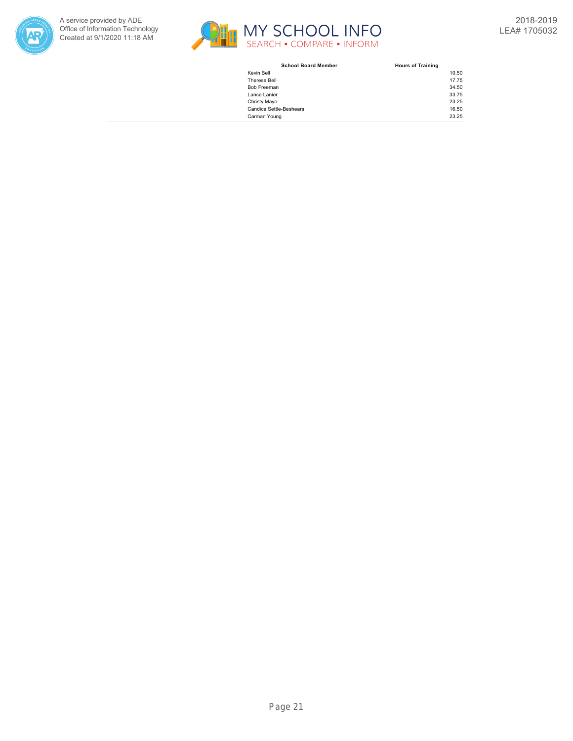| School Board Member | Hours of Training |
| --- | --- |
| Kevin Bell | 10.50 |
| Theresa Bell | 17.75 |
| Bob Freeman | 34.50 |
| Lance Lanier | 33.75 |
| Christy Mayo | 23.25 |
| Candice Settle-Beshears | 16.50 |
| Carman Young | 23.25 |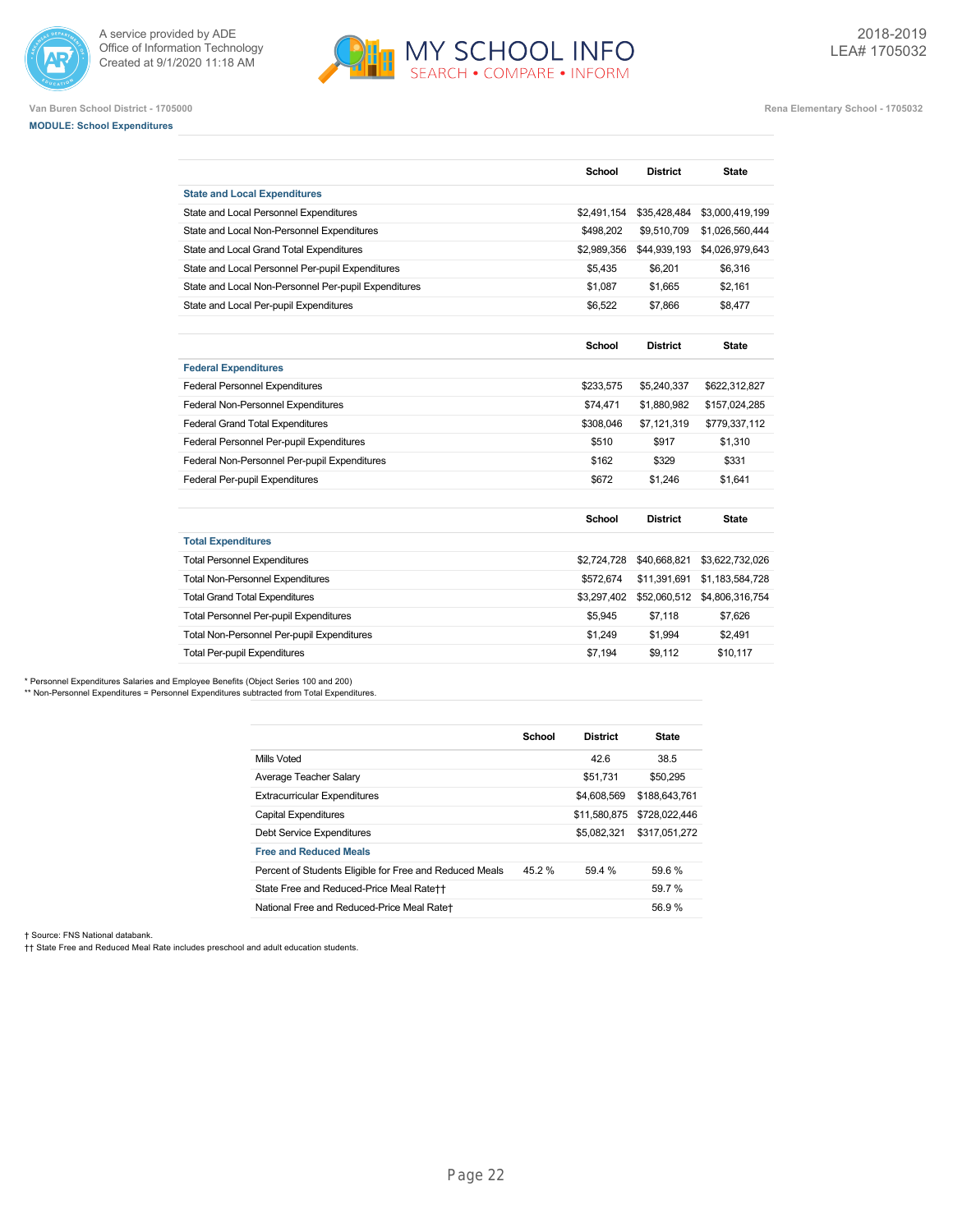Van Buren School District - 1705000

Rena Elementary School - 1705032

**MODULE: School Expenditures**

| | School | District | State |
|---|---|---|---|
| **State and Local Expenditures** | | | |
| State and Local Personnel Expenditures | $2,491,154 | $35,428,484 | $3,000,419,199 |
| State and Local Non-Personnel Expenditures | $498,202 | $9,510,709 | $1,026,560,444 |
| State and Local Grand Total Expenditures | $2,989,356 | $44,939,193 | $4,026,979,643 |
| State and Local Personnel Per-pupil Expenditures | $5,435 | $6,201 | $6,316 |
| State and Local Non-Personnel Per-pupil Expenditures | $1,087 | $1,665 | $2,161 |
| State and Local Per-pupil Expenditures | $6,522 | $7,866 | $8,477 |

| | School | District | State |
|---|---|---|---|
| **Federal Expenditures** | | | |
| Federal Personnel Expenditures | $233,575 | $5,240,337 | $622,312,827 |
| Federal Non-Personnel Expenditures | $74,471 | $1,880,982 | $157,024,285 |
| Federal Grand Total Expenditures | $308,046 | $7,121,319 | $779,337,112 |
| Federal Personnel Per-pupil Expenditures | $510 | $917 | $1,310 |
| Federal Non-Personnel Per-pupil Expenditures | $162 | $329 | $331 |
| Federal Per-pupil Expenditures | $672 | $1,246 | $1,641 |

| | School | District | State |
|---|---|---|---|
| **Total Expenditures** | | | |
| Total Personnel Expenditures | $2,724,728 | $40,668,821 | $3,622,732,026 |
| Total Non-Personnel Expenditures | $572,674 | $11,391,691 | $1,183,584,728 |
| Total Grand Total Expenditures | $3,297,402 | $52,060,512 | $4,806,316,754 |
| Total Personnel Per-pupil Expenditures | $5,945 | $7,118 | $7,626 |
| Total Non-Personnel Per-pupil Expenditures | $1,249 | $1,994 | $2,491 |
| Total Per-pupil Expenditures | $7,194 | $9,112 | $10,117 |

\* Personnel Expenditures Salaries and Employee Benefits (Object Series 100 and 200)

\*\* Non-Personnel Expenditures = Personnel Expenditures subtracted from Total Expenditures.

| | School | District | State |
|---|---|---|---|
| Mills Voted | | 42.6 | 38.5 |
| Average Teacher Salary | | $51,731 | $50,295 |
| Extracurricular Expenditures | | $4,608,569 | $188,643,761 |
| Capital Expenditures | | $11,580,875 | $728,022,446 |
| Debt Service Expenditures | | $5,082,321 | $317,051,272 |
| **Free and Reduced Meals** | | | |
| Percent of Students Eligible for Free and Reduced Meals | 45.2 % | 59.4 % | 59.6 % |
| State Free and Reduced-Price Meal Rate†† | | | 59.7 % |
| National Free and Reduced-Price Meal Rate† | | | 56.9 % |

† Source: FNS National databank.

†† State Free and Reduced Meal Rate includes preschool and adult education students.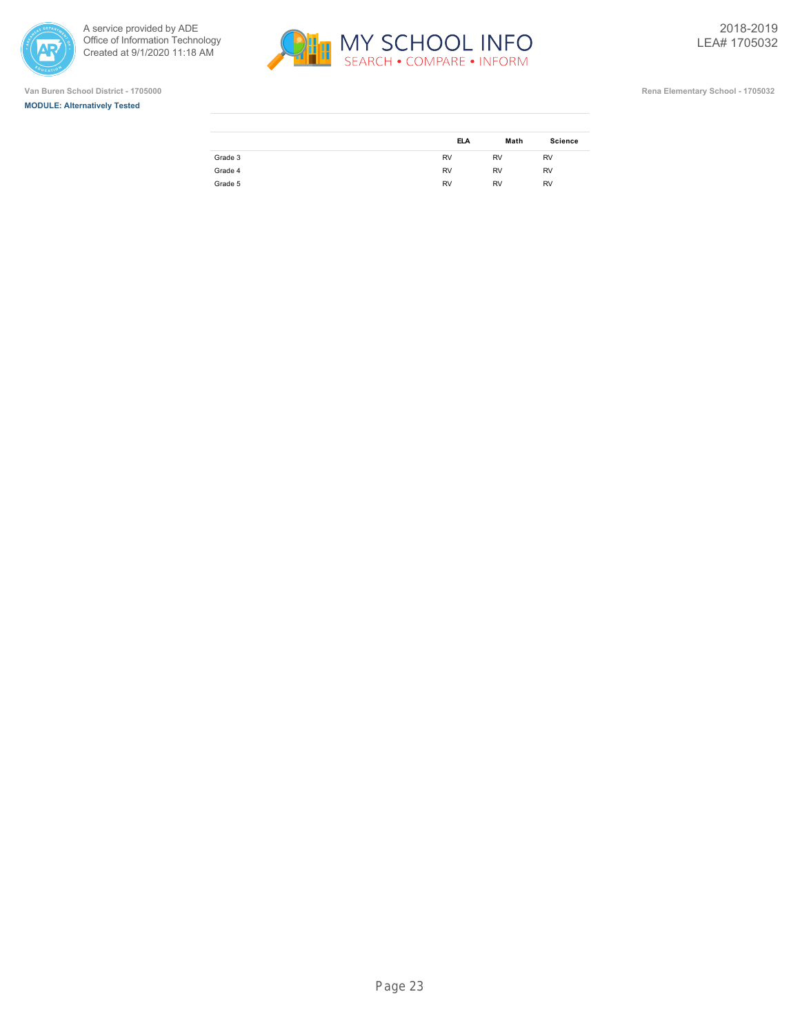Van Buren School District - 1705000

Rena Elementary School - 1705032

**MODULE: Alternatively Tested**

| | ELA | Math | Science |
|---|---|---|---|
| Grade 3 | RV | RV | RV |
| Grade 4 | RV | RV | RV |
| Grade 5 | RV | RV | RV |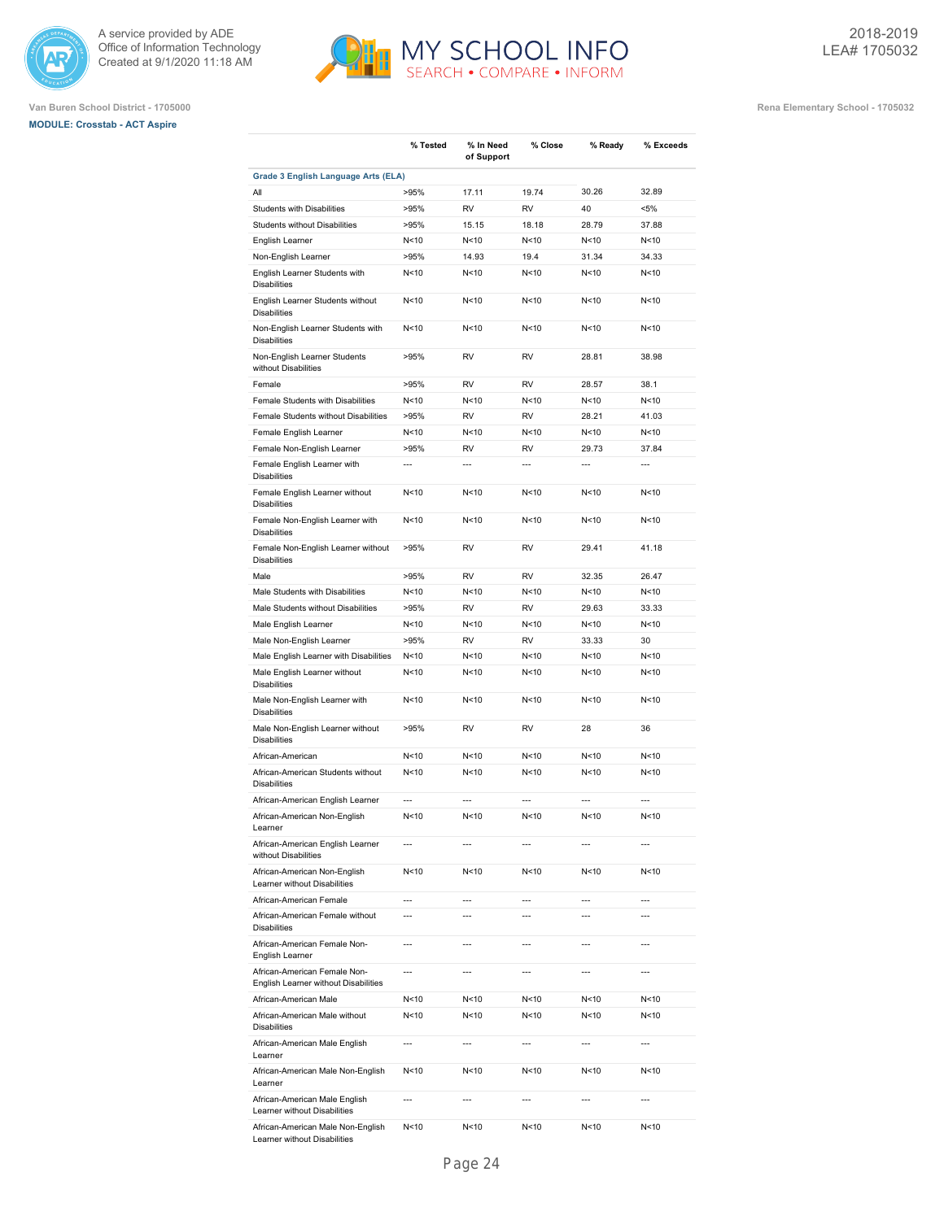A service provided by ADE
Office of Information Technology
Created at 9/1/2020 11:18 AM

MY SCHOOL INFO
SEARCH • COMPARE • INFORM

2018-2019
LEA# 1705032

Van Buren School District - 1705000

Rena Elementary School - 1705032

**MODULE: Crosstab - ACT Aspire**

| | % Tested | % In Need of Support | % Close | % Ready | % Exceeds |
|---|---|---|---|---|---|
| **Grade 3 English Language Arts (ELA)** | | | | | |
| All | >95% | 17.11 | 19.74 | 30.26 | 32.89 |
| Students with Disabilities | >95% | RV | RV | 40 | <5% |
| Students without Disabilities | >95% | 15.15 | 18.18 | 28.79 | 37.88 |
| English Learner | N<10 | N<10 | N<10 | N<10 | N<10 |
| Non-English Learner | >95% | 14.93 | 19.4 | 31.34 | 34.33 |
| English Learner Students with Disabilities | N<10 | N<10 | N<10 | N<10 | N<10 |
| English Learner Students without Disabilities | N<10 | N<10 | N<10 | N<10 | N<10 |
| Non-English Learner Students with Disabilities | N<10 | N<10 | N<10 | N<10 | N<10 |
| Non-English Learner Students without Disabilities | >95% | RV | RV | 28.81 | 38.98 |
| Female | >95% | RV | RV | 28.57 | 38.1 |
| Female Students with Disabilities | N<10 | N<10 | N<10 | N<10 | N<10 |
| Female Students without Disabilities | >95% | RV | RV | 28.21 | 41.03 |
| Female English Learner | N<10 | N<10 | N<10 | N<10 | N<10 |
| Female Non-English Learner | >95% | RV | RV | 29.73 | 37.84 |
| Female English Learner with Disabilities | --- | --- | --- | --- | --- |
| Female English Learner without Disabilities | N<10 | N<10 | N<10 | N<10 | N<10 |
| Female Non-English Learner with Disabilities | N<10 | N<10 | N<10 | N<10 | N<10 |
| Female Non-English Learner without Disabilities | >95% | RV | RV | 29.41 | 41.18 |
| Male | >95% | RV | RV | 32.35 | 26.47 |
| Male Students with Disabilities | N<10 | N<10 | N<10 | N<10 | N<10 |
| Male Students without Disabilities | >95% | RV | RV | 29.63 | 33.33 |
| Male English Learner | N<10 | N<10 | N<10 | N<10 | N<10 |
| Male Non-English Learner | >95% | RV | RV | 33.33 | 30 |
| Male English Learner with Disabilities | N<10 | N<10 | N<10 | N<10 | N<10 |
| Male English Learner without Disabilities | N<10 | N<10 | N<10 | N<10 | N<10 |
| Male Non-English Learner with Disabilities | N<10 | N<10 | N<10 | N<10 | N<10 |
| Male Non-English Learner without Disabilities | >95% | RV | RV | 28 | 36 |
| African-American | N<10 | N<10 | N<10 | N<10 | N<10 |
| African-American Students without Disabilities | N<10 | N<10 | N<10 | N<10 | N<10 |
| African-American English Learner | --- | --- | --- | --- | --- |
| African-American Non-English Learner | N<10 | N<10 | N<10 | N<10 | N<10 |
| African-American English Learner without Disabilities | --- | --- | --- | --- | --- |
| African-American Non-English Learner without Disabilities | N<10 | N<10 | N<10 | N<10 | N<10 |
| African-American Female | --- | --- | --- | --- | --- |
| African-American Female without Disabilities | --- | --- | --- | --- | --- |
| African-American Female Non-English Learner | --- | --- | --- | --- | --- |
| African-American Female Non-English Learner without Disabilities | --- | --- | --- | --- | --- |
| African-American Male | N<10 | N<10 | N<10 | N<10 | N<10 |
| African-American Male without Disabilities | N<10 | N<10 | N<10 | N<10 | N<10 |
| African-American Male English Learner | --- | --- | --- | --- | --- |
| African-American Male Non-English Learner | N<10 | N<10 | N<10 | N<10 | N<10 |
| African-American Male English Learner without Disabilities | --- | --- | --- | --- | --- |
| African-American Male Non-English Learner without Disabilities | N<10 | N<10 | N<10 | N<10 | N<10 |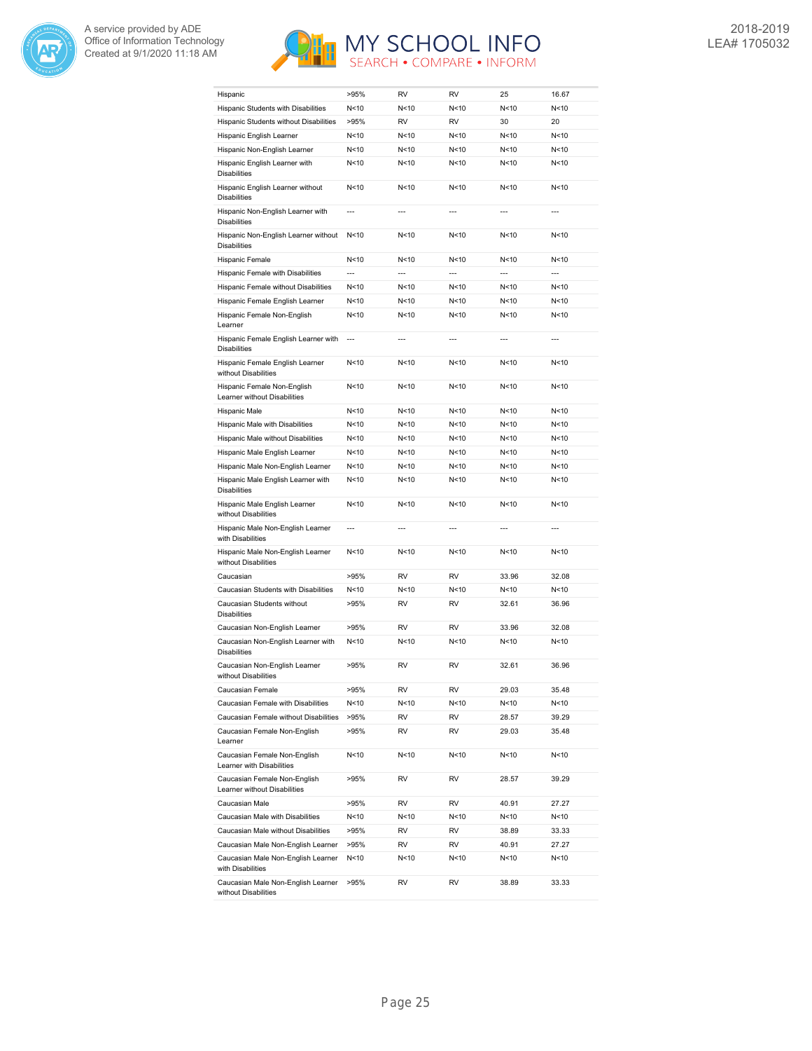| | | | | | |
|---|---|---|---|---|---|
| Hispanic | >95% | RV | RV | 25 | 16.67 |
| Hispanic Students with Disabilities | N<10 | N<10 | N<10 | N<10 | N<10 |
| Hispanic Students without Disabilities | >95% | RV | RV | 30 | 20 |
| Hispanic English Learner | N<10 | N<10 | N<10 | N<10 | N<10 |
| Hispanic Non-English Learner | N<10 | N<10 | N<10 | N<10 | N<10 |
| Hispanic English Learner with Disabilities | N<10 | N<10 | N<10 | N<10 | N<10 |
| Hispanic English Learner without Disabilities | N<10 | N<10 | N<10 | N<10 | N<10 |
| Hispanic Non-English Learner with Disabilities | --- | --- | --- | --- | --- |
| Hispanic Non-English Learner without Disabilities | N<10 | N<10 | N<10 | N<10 | N<10 |
| Hispanic Female | N<10 | N<10 | N<10 | N<10 | N<10 |
| Hispanic Female with Disabilities | --- | --- | --- | --- | --- |
| Hispanic Female without Disabilities | N<10 | N<10 | N<10 | N<10 | N<10 |
| Hispanic Female English Learner | N<10 | N<10 | N<10 | N<10 | N<10 |
| Hispanic Female Non-English Learner | N<10 | N<10 | N<10 | N<10 | N<10 |
| Hispanic Female English Learner with Disabilities | --- | --- | --- | --- | --- |
| Hispanic Female English Learner without Disabilities | N<10 | N<10 | N<10 | N<10 | N<10 |
| Hispanic Female Non-English Learner without Disabilities | N<10 | N<10 | N<10 | N<10 | N<10 |
| Hispanic Male | N<10 | N<10 | N<10 | N<10 | N<10 |
| Hispanic Male with Disabilities | N<10 | N<10 | N<10 | N<10 | N<10 |
| Hispanic Male without Disabilities | N<10 | N<10 | N<10 | N<10 | N<10 |
| Hispanic Male English Learner | N<10 | N<10 | N<10 | N<10 | N<10 |
| Hispanic Male Non-English Learner | N<10 | N<10 | N<10 | N<10 | N<10 |
| Hispanic Male English Learner with Disabilities | N<10 | N<10 | N<10 | N<10 | N<10 |
| Hispanic Male English Learner without Disabilities | N<10 | N<10 | N<10 | N<10 | N<10 |
| Hispanic Male Non-English Learner with Disabilities | --- | --- | --- | --- | --- |
| Hispanic Male Non-English Learner without Disabilities | N<10 | N<10 | N<10 | N<10 | N<10 |
| Caucasian | >95% | RV | RV | 33.96 | 32.08 |
| Caucasian Students with Disabilities | N<10 | N<10 | N<10 | N<10 | N<10 |
| Caucasian Students without Disabilities | >95% | RV | RV | 32.61 | 36.96 |
| Caucasian Non-English Learner | >95% | RV | RV | 33.96 | 32.08 |
| Caucasian Non-English Learner with Disabilities | N<10 | N<10 | N<10 | N<10 | N<10 |
| Caucasian Non-English Learner without Disabilities | >95% | RV | RV | 32.61 | 36.96 |
| Caucasian Female | >95% | RV | RV | 29.03 | 35.48 |
| Caucasian Female with Disabilities | N<10 | N<10 | N<10 | N<10 | N<10 |
| Caucasian Female without Disabilities | >95% | RV | RV | 28.57 | 39.29 |
| Caucasian Female Non-English Learner | >95% | RV | RV | 29.03 | 35.48 |
| Caucasian Female Non-English Learner with Disabilities | N<10 | N<10 | N<10 | N<10 | N<10 |
| Caucasian Female Non-English Learner without Disabilities | >95% | RV | RV | 28.57 | 39.29 |
| Caucasian Male | >95% | RV | RV | 40.91 | 27.27 |
| Caucasian Male with Disabilities | N<10 | N<10 | N<10 | N<10 | N<10 |
| Caucasian Male without Disabilities | >95% | RV | RV | 38.89 | 33.33 |
| Caucasian Male Non-English Learner | >95% | RV | RV | 40.91 | 27.27 |
| Caucasian Male Non-English Learner with Disabilities | N<10 | N<10 | N<10 | N<10 | N<10 |
| Caucasian Male Non-English Learner without Disabilities | >95% | RV | RV | 38.89 | 33.33 |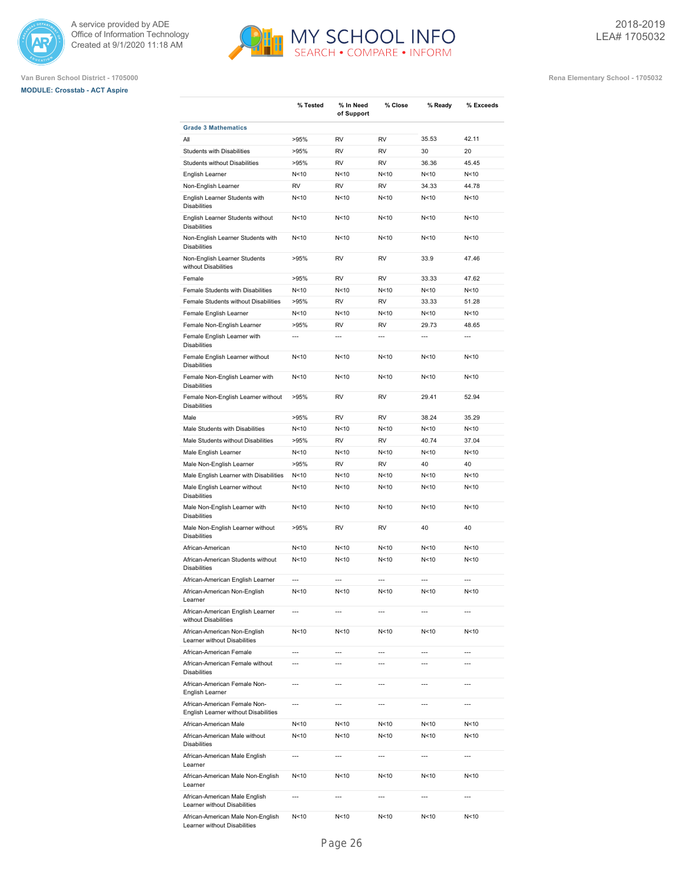Van Buren School District - 1705000

**MODULE: Crosstab - ACT Aspire**

Rena Elementary School - 1705032

2018-2019
LEA# 1705032

| | % Tested | % In Need of Support | % Close | % Ready | % Exceeds |
|---|---|---|---|---|---|
| **Grade 3 Mathematics** | | | | | |
| All | >95% | RV | RV | 35.53 | 42.11 |
| Students with Disabilities | >95% | RV | RV | 30 | 20 |
| Students without Disabilities | >95% | RV | RV | 36.36 | 45.45 |
| English Learner | N<10 | N<10 | N<10 | N<10 | N<10 |
| Non-English Learner | RV | RV | RV | 34.33 | 44.78 |
| English Learner Students with Disabilities | N<10 | N<10 | N<10 | N<10 | N<10 |
| English Learner Students without Disabilities | N<10 | N<10 | N<10 | N<10 | N<10 |
| Non-English Learner Students with Disabilities | N<10 | N<10 | N<10 | N<10 | N<10 |
| Non-English Learner Students without Disabilities | >95% | RV | RV | 33.9 | 47.46 |
| Female | >95% | RV | RV | 33.33 | 47.62 |
| Female Students with Disabilities | N<10 | N<10 | N<10 | N<10 | N<10 |
| Female Students without Disabilities | >95% | RV | RV | 33.33 | 51.28 |
| Female English Learner | N<10 | N<10 | N<10 | N<10 | N<10 |
| Female Non-English Learner | >95% | RV | RV | 29.73 | 48.65 |
| Female English Learner with Disabilities | --- | --- | --- | --- | --- |
| Female English Learner without Disabilities | N<10 | N<10 | N<10 | N<10 | N<10 |
| Female Non-English Learner with Disabilities | N<10 | N<10 | N<10 | N<10 | N<10 |
| Female Non-English Learner without Disabilities | >95% | RV | RV | 29.41 | 52.94 |
| Male | >95% | RV | RV | 38.24 | 35.29 |
| Male Students with Disabilities | N<10 | N<10 | N<10 | N<10 | N<10 |
| Male Students without Disabilities | >95% | RV | RV | 40.74 | 37.04 |
| Male English Learner | N<10 | N<10 | N<10 | N<10 | N<10 |
| Male Non-English Learner | >95% | RV | RV | 40 | 40 |
| Male English Learner with Disabilities | N<10 | N<10 | N<10 | N<10 | N<10 |
| Male English Learner without Disabilities | N<10 | N<10 | N<10 | N<10 | N<10 |
| Male Non-English Learner with Disabilities | N<10 | N<10 | N<10 | N<10 | N<10 |
| Male Non-English Learner without Disabilities | >95% | RV | RV | 40 | 40 |
| African-American | N<10 | N<10 | N<10 | N<10 | N<10 |
| African-American Students without Disabilities | N<10 | N<10 | N<10 | N<10 | N<10 |
| African-American English Learner | --- | --- | --- | --- | --- |
| African-American Non-English Learner | N<10 | N<10 | N<10 | N<10 | N<10 |
| African-American English Learner without Disabilities | --- | --- | --- | --- | --- |
| African-American Non-English Learner without Disabilities | N<10 | N<10 | N<10 | N<10 | N<10 |
| African-American Female | --- | --- | --- | --- | --- |
| African-American Female without Disabilities | --- | --- | --- | --- | --- |
| African-American Female Non-English Learner | --- | --- | --- | --- | --- |
| African-American Female Non-English Learner without Disabilities | --- | --- | --- | --- | --- |
| African-American Male | N<10 | N<10 | N<10 | N<10 | N<10 |
| African-American Male without Disabilities | N<10 | N<10 | N<10 | N<10 | N<10 |
| African-American Male English Learner | --- | --- | --- | --- | --- |
| African-American Male Non-English Learner | N<10 | N<10 | N<10 | N<10 | N<10 |
| African-American Male English Learner without Disabilities | --- | --- | --- | --- | --- |
| African-American Male Non-English Learner without Disabilities | N<10 | N<10 | N<10 | N<10 | N<10 |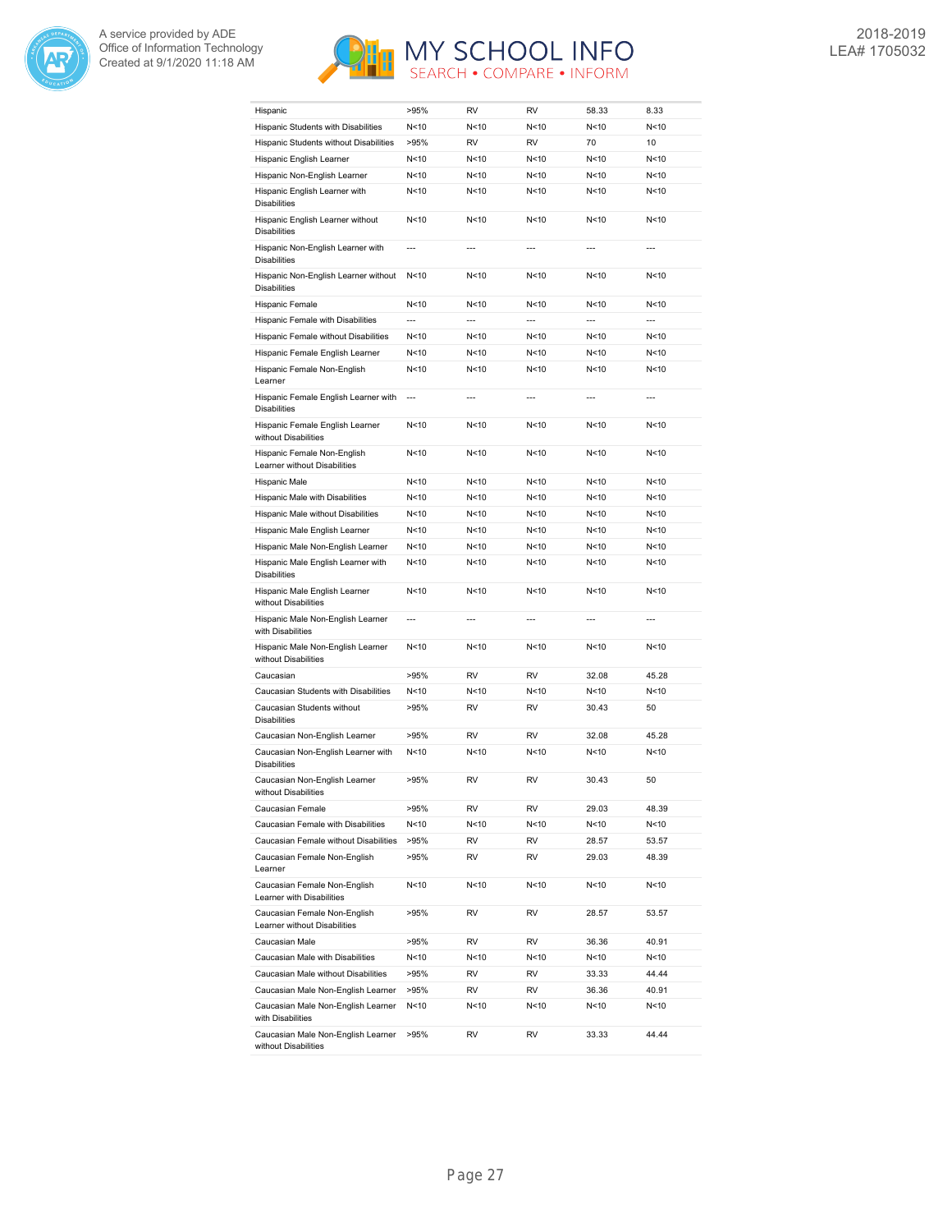| | | | | | |
|---|---|---|---|---|---|
| Hispanic | >95% | RV | RV | 58.33 | 8.33 |
| Hispanic Students with Disabilities | N<10 | N<10 | N<10 | N<10 | N<10 |
| Hispanic Students without Disabilities | >95% | RV | RV | 70 | 10 |
| Hispanic English Learner | N<10 | N<10 | N<10 | N<10 | N<10 |
| Hispanic Non-English Learner | N<10 | N<10 | N<10 | N<10 | N<10 |
| Hispanic English Learner with Disabilities | N<10 | N<10 | N<10 | N<10 | N<10 |
| Hispanic English Learner without Disabilities | N<10 | N<10 | N<10 | N<10 | N<10 |
| Hispanic Non-English Learner with Disabilities | --- | --- | --- | --- | --- |
| Hispanic Non-English Learner without Disabilities | N<10 | N<10 | N<10 | N<10 | N<10 |
| Hispanic Female | N<10 | N<10 | N<10 | N<10 | N<10 |
| Hispanic Female with Disabilities | --- | --- | --- | --- | --- |
| Hispanic Female without Disabilities | N<10 | N<10 | N<10 | N<10 | N<10 |
| Hispanic Female English Learner | N<10 | N<10 | N<10 | N<10 | N<10 |
| Hispanic Female Non-English Learner | N<10 | N<10 | N<10 | N<10 | N<10 |
| Hispanic Female English Learner with Disabilities | --- | --- | --- | --- | --- |
| Hispanic Female English Learner without Disabilities | N<10 | N<10 | N<10 | N<10 | N<10 |
| Hispanic Female Non-English Learner without Disabilities | N<10 | N<10 | N<10 | N<10 | N<10 |
| Hispanic Male | N<10 | N<10 | N<10 | N<10 | N<10 |
| Hispanic Male with Disabilities | N<10 | N<10 | N<10 | N<10 | N<10 |
| Hispanic Male without Disabilities | N<10 | N<10 | N<10 | N<10 | N<10 |
| Hispanic Male English Learner | N<10 | N<10 | N<10 | N<10 | N<10 |
| Hispanic Male Non-English Learner | N<10 | N<10 | N<10 | N<10 | N<10 |
| Hispanic Male English Learner with Disabilities | N<10 | N<10 | N<10 | N<10 | N<10 |
| Hispanic Male English Learner without Disabilities | N<10 | N<10 | N<10 | N<10 | N<10 |
| Hispanic Male Non-English Learner with Disabilities | --- | --- | --- | --- | --- |
| Hispanic Male Non-English Learner without Disabilities | N<10 | N<10 | N<10 | N<10 | N<10 |
| Caucasian | >95% | RV | RV | 32.08 | 45.28 |
| Caucasian Students with Disabilities | N<10 | N<10 | N<10 | N<10 | N<10 |
| Caucasian Students without Disabilities | >95% | RV | RV | 30.43 | 50 |
| Caucasian Non-English Learner | >95% | RV | RV | 32.08 | 45.28 |
| Caucasian Non-English Learner with Disabilities | N<10 | N<10 | N<10 | N<10 | N<10 |
| Caucasian Non-English Learner without Disabilities | >95% | RV | RV | 30.43 | 50 |
| Caucasian Female | >95% | RV | RV | 29.03 | 48.39 |
| Caucasian Female with Disabilities | N<10 | N<10 | N<10 | N<10 | N<10 |
| Caucasian Female without Disabilities | >95% | RV | RV | 28.57 | 53.57 |
| Caucasian Female Non-English Learner | >95% | RV | RV | 29.03 | 48.39 |
| Caucasian Female Non-English Learner with Disabilities | N<10 | N<10 | N<10 | N<10 | N<10 |
| Caucasian Female Non-English Learner without Disabilities | >95% | RV | RV | 28.57 | 53.57 |
| Caucasian Male | >95% | RV | RV | 36.36 | 40.91 |
| Caucasian Male with Disabilities | N<10 | N<10 | N<10 | N<10 | N<10 |
| Caucasian Male without Disabilities | >95% | RV | RV | 33.33 | 44.44 |
| Caucasian Male Non-English Learner | >95% | RV | RV | 36.36 | 40.91 |
| Caucasian Male Non-English Learner with Disabilities | N<10 | N<10 | N<10 | N<10 | N<10 |
| Caucasian Male Non-English Learner without Disabilities | >95% | RV | RV | 33.33 | 44.44 |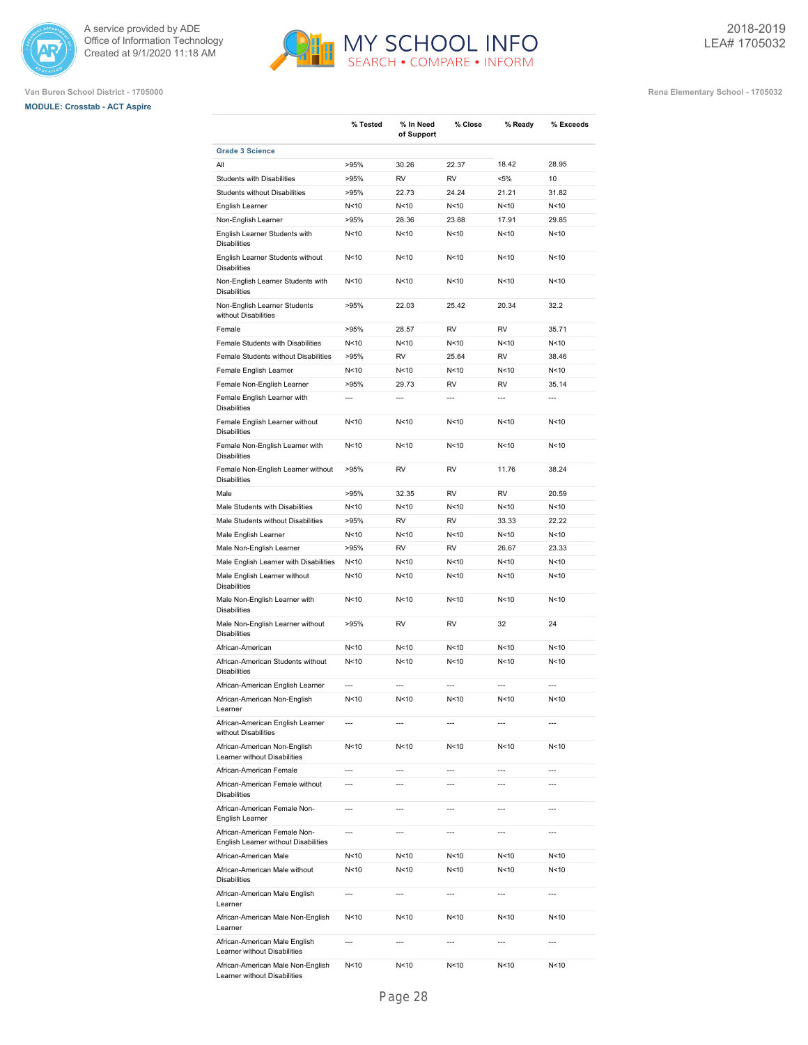Van Buren School District - 1705000

**MODULE: Crosstab - ACT Aspire**

Rena Elementary School - 1705032

| | % Tested | % In Need of Support | % Close | % Ready | % Exceeds |
|---|---|---|---|---|---|
| **Grade 3 Science** | | | | | |
| All | >95% | 30.26 | 22.37 | 18.42 | 28.95 |
| Students with Disabilities | >95% | RV | RV | <5% | 10 |
| Students without Disabilities | >95% | 22.73 | 24.24 | 21.21 | 31.82 |
| English Learner | N<10 | N<10 | N<10 | N<10 | N<10 |
| Non-English Learner | >95% | 28.36 | 23.88 | 17.91 | 29.85 |
| English Learner Students with Disabilities | N<10 | N<10 | N<10 | N<10 | N<10 |
| English Learner Students without Disabilities | N<10 | N<10 | N<10 | N<10 | N<10 |
| Non-English Learner Students with Disabilities | N<10 | N<10 | N<10 | N<10 | N<10 |
| Non-English Learner Students without Disabilities | >95% | 22.03 | 25.42 | 20.34 | 32.2 |
| Female | >95% | 28.57 | RV | RV | 35.71 |
| Female Students with Disabilities | N<10 | N<10 | N<10 | N<10 | N<10 |
| Female Students without Disabilities | >95% | RV | 25.64 | RV | 38.46 |
| Female English Learner | N<10 | N<10 | N<10 | N<10 | N<10 |
| Female Non-English Learner | >95% | 29.73 | RV | RV | 35.14 |
| Female English Learner with Disabilities | --- | --- | --- | --- | --- |
| Female English Learner without Disabilities | N<10 | N<10 | N<10 | N<10 | N<10 |
| Female Non-English Learner with Disabilities | N<10 | N<10 | N<10 | N<10 | N<10 |
| Female Non-English Learner without Disabilities | >95% | RV | RV | 11.76 | 38.24 |
| Male | >95% | 32.35 | RV | RV | 20.59 |
| Male Students with Disabilities | N<10 | N<10 | N<10 | N<10 | N<10 |
| Male Students without Disabilities | >95% | RV | RV | 33.33 | 22.22 |
| Male English Learner | N<10 | N<10 | N<10 | N<10 | N<10 |
| Male Non-English Learner | >95% | RV | RV | 26.67 | 23.33 |
| Male English Learner with Disabilities | N<10 | N<10 | N<10 | N<10 | N<10 |
| Male English Learner without Disabilities | N<10 | N<10 | N<10 | N<10 | N<10 |
| Male Non-English Learner with Disabilities | N<10 | N<10 | N<10 | N<10 | N<10 |
| Male Non-English Learner without Disabilities | >95% | RV | RV | 32 | 24 |
| African-American | N<10 | N<10 | N<10 | N<10 | N<10 |
| African-American Students without Disabilities | N<10 | N<10 | N<10 | N<10 | N<10 |
| African-American English Learner | --- | --- | --- | --- | --- |
| African-American Non-English Learner | N<10 | N<10 | N<10 | N<10 | N<10 |
| African-American English Learner without Disabilities | --- | --- | --- | --- | --- |
| African-American Non-English Learner without Disabilities | N<10 | N<10 | N<10 | N<10 | N<10 |
| African-American Female | --- | --- | --- | --- | --- |
| African-American Female without Disabilities | --- | --- | --- | --- | --- |
| African-American Female Non-English Learner | --- | --- | --- | --- | --- |
| African-American Female Non-English Learner without Disabilities | --- | --- | --- | --- | --- |
| African-American Male | N<10 | N<10 | N<10 | N<10 | N<10 |
| African-American Male without Disabilities | N<10 | N<10 | N<10 | N<10 | N<10 |
| African-American Male English Learner | --- | --- | --- | --- | --- |
| African-American Male Non-English Learner | N<10 | N<10 | N<10 | N<10 | N<10 |
| African-American Male English Learner without Disabilities | --- | --- | --- | --- | --- |
| African-American Male Non-English Learner without Disabilities | N<10 | N<10 | N<10 | N<10 | N<10 |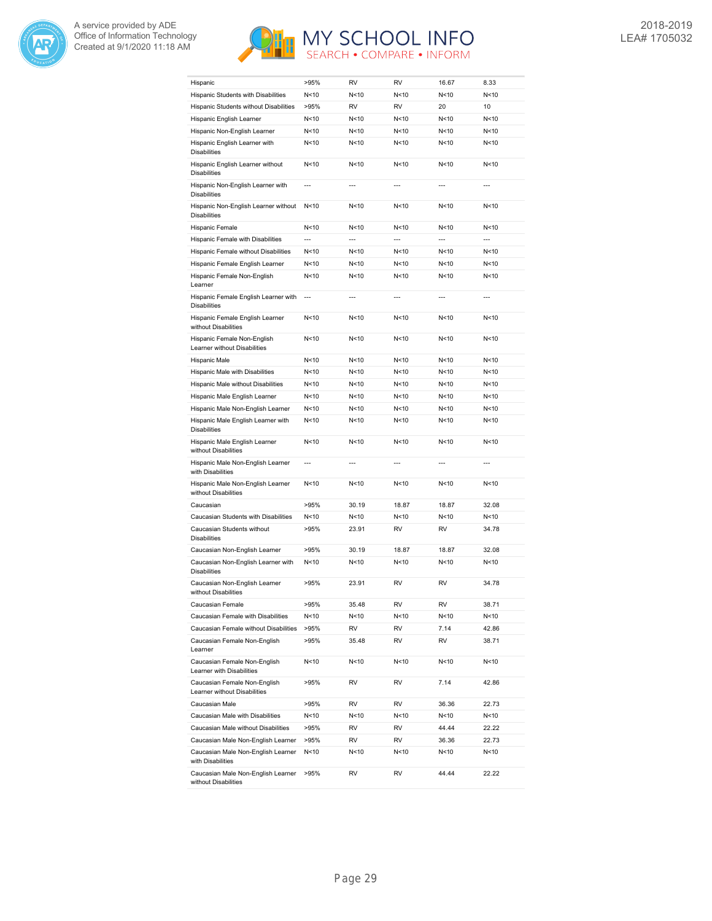| | | | | | |
|---|---|---|---|---|---|
| Hispanic | >95% | RV | RV | 16.67 | 8.33 |
| Hispanic Students with Disabilities | N<10 | N<10 | N<10 | N<10 | N<10 |
| Hispanic Students without Disabilities | >95% | RV | RV | 20 | 10 |
| Hispanic English Learner | N<10 | N<10 | N<10 | N<10 | N<10 |
| Hispanic Non-English Learner | N<10 | N<10 | N<10 | N<10 | N<10 |
| Hispanic English Learner with Disabilities | N<10 | N<10 | N<10 | N<10 | N<10 |
| Hispanic English Learner without Disabilities | N<10 | N<10 | N<10 | N<10 | N<10 |
| Hispanic Non-English Learner with Disabilities | --- | --- | --- | --- | --- |
| Hispanic Non-English Learner without Disabilities | N<10 | N<10 | N<10 | N<10 | N<10 |
| Hispanic Female | N<10 | N<10 | N<10 | N<10 | N<10 |
| Hispanic Female with Disabilities | --- | --- | --- | --- | --- |
| Hispanic Female without Disabilities | N<10 | N<10 | N<10 | N<10 | N<10 |
| Hispanic Female English Learner | N<10 | N<10 | N<10 | N<10 | N<10 |
| Hispanic Female Non-English Learner | N<10 | N<10 | N<10 | N<10 | N<10 |
| Hispanic Female English Learner with Disabilities | --- | --- | --- | --- | --- |
| Hispanic Female English Learner without Disabilities | N<10 | N<10 | N<10 | N<10 | N<10 |
| Hispanic Female Non-English Learner without Disabilities | N<10 | N<10 | N<10 | N<10 | N<10 |
| Hispanic Male | N<10 | N<10 | N<10 | N<10 | N<10 |
| Hispanic Male with Disabilities | N<10 | N<10 | N<10 | N<10 | N<10 |
| Hispanic Male without Disabilities | N<10 | N<10 | N<10 | N<10 | N<10 |
| Hispanic Male English Learner | N<10 | N<10 | N<10 | N<10 | N<10 |
| Hispanic Male Non-English Learner | N<10 | N<10 | N<10 | N<10 | N<10 |
| Hispanic Male English Learner with Disabilities | N<10 | N<10 | N<10 | N<10 | N<10 |
| Hispanic Male English Learner without Disabilities | N<10 | N<10 | N<10 | N<10 | N<10 |
| Hispanic Male Non-English Learner with Disabilities | --- | --- | --- | --- | --- |
| Hispanic Male Non-English Learner without Disabilities | N<10 | N<10 | N<10 | N<10 | N<10 |
| Caucasian | >95% | 30.19 | 18.87 | 18.87 | 32.08 |
| Caucasian Students with Disabilities | N<10 | N<10 | N<10 | N<10 | N<10 |
| Caucasian Students without Disabilities | >95% | 23.91 | RV | RV | 34.78 |
| Caucasian Non-English Learner | >95% | 30.19 | 18.87 | 18.87 | 32.08 |
| Caucasian Non-English Learner with Disabilities | N<10 | N<10 | N<10 | N<10 | N<10 |
| Caucasian Non-English Learner without Disabilities | >95% | 23.91 | RV | RV | 34.78 |
| Caucasian Female | >95% | 35.48 | RV | RV | 38.71 |
| Caucasian Female with Disabilities | N<10 | N<10 | N<10 | N<10 | N<10 |
| Caucasian Female without Disabilities | >95% | RV | RV | 7.14 | 42.86 |
| Caucasian Female Non-English Learner | >95% | 35.48 | RV | RV | 38.71 |
| Caucasian Female Non-English Learner with Disabilities | N<10 | N<10 | N<10 | N<10 | N<10 |
| Caucasian Female Non-English Learner without Disabilities | >95% | RV | RV | 7.14 | 42.86 |
| Caucasian Male | >95% | RV | RV | 36.36 | 22.73 |
| Caucasian Male with Disabilities | N<10 | N<10 | N<10 | N<10 | N<10 |
| Caucasian Male without Disabilities | >95% | RV | RV | 44.44 | 22.22 |
| Caucasian Male Non-English Learner | >95% | RV | RV | 36.36 | 22.73 |
| Caucasian Male Non-English Learner with Disabilities | N<10 | N<10 | N<10 | N<10 | N<10 |
| Caucasian Male Non-English Learner without Disabilities | >95% | RV | RV | 44.44 | 22.22 |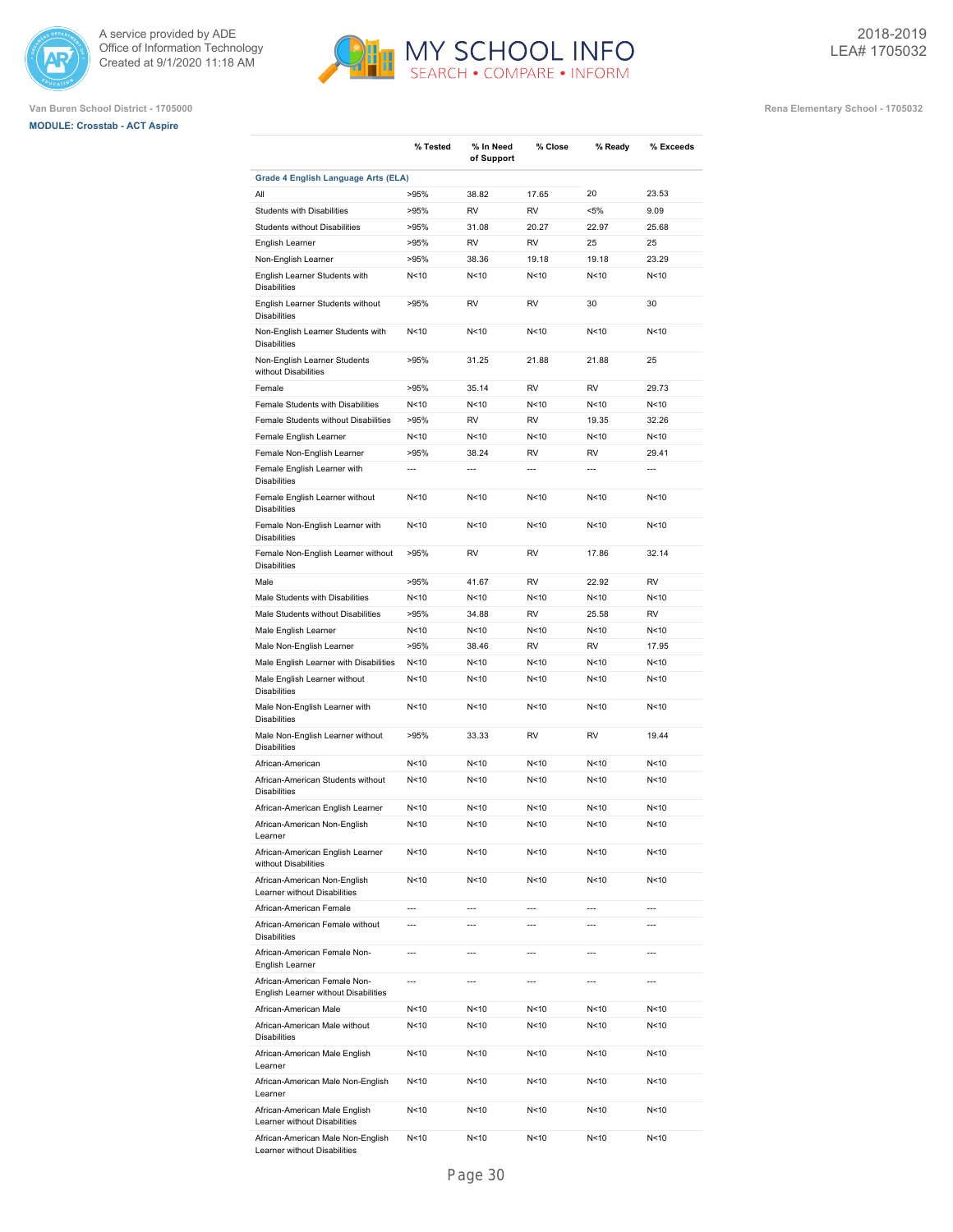Van Buren School District - 1705000

**MODULE: Crosstab - ACT Aspire**

Rena Elementary School - 1705032

2018-2019
LEA# 1705032

| | % Tested | % In Need of Support | % Close | % Ready | % Exceeds |
|---|---|---|---|---|---|
| **Grade 4 English Language Arts (ELA)** | | | | | |
| All | >95% | 38.82 | 17.65 | 20 | 23.53 |
| Students with Disabilities | >95% | RV | RV | <5% | 9.09 |
| Students without Disabilities | >95% | 31.08 | 20.27 | 22.97 | 25.68 |
| English Learner | >95% | RV | RV | 25 | 25 |
| Non-English Learner | >95% | 38.36 | 19.18 | 19.18 | 23.29 |
| English Learner Students with Disabilities | N<10 | N<10 | N<10 | N<10 | N<10 |
| English Learner Students without Disabilities | >95% | RV | RV | 30 | 30 |
| Non-English Learner Students with Disabilities | N<10 | N<10 | N<10 | N<10 | N<10 |
| Non-English Learner Students without Disabilities | >95% | 31.25 | 21.88 | 21.88 | 25 |
| Female | >95% | 35.14 | RV | RV | 29.73 |
| Female Students with Disabilities | N<10 | N<10 | N<10 | N<10 | N<10 |
| Female Students without Disabilities | >95% | RV | RV | 19.35 | 32.26 |
| Female English Learner | N<10 | N<10 | N<10 | N<10 | N<10 |
| Female Non-English Learner | >95% | 38.24 | RV | RV | 29.41 |
| Female English Learner with Disabilities | --- | --- | --- | --- | --- |
| Female English Learner without Disabilities | N<10 | N<10 | N<10 | N<10 | N<10 |
| Female Non-English Learner with Disabilities | N<10 | N<10 | N<10 | N<10 | N<10 |
| Female Non-English Learner without Disabilities | >95% | RV | RV | 17.86 | 32.14 |
| Male | >95% | 41.67 | RV | 22.92 | RV |
| Male Students with Disabilities | N<10 | N<10 | N<10 | N<10 | N<10 |
| Male Students without Disabilities | >95% | 34.88 | RV | 25.58 | RV |
| Male English Learner | N<10 | N<10 | N<10 | N<10 | N<10 |
| Male Non-English Learner | >95% | 38.46 | RV | RV | 17.95 |
| Male English Learner with Disabilities | N<10 | N<10 | N<10 | N<10 | N<10 |
| Male English Learner without Disabilities | N<10 | N<10 | N<10 | N<10 | N<10 |
| Male Non-English Learner with Disabilities | N<10 | N<10 | N<10 | N<10 | N<10 |
| Male Non-English Learner without Disabilities | >95% | 33.33 | RV | RV | 19.44 |
| African-American | N<10 | N<10 | N<10 | N<10 | N<10 |
| African-American Students without Disabilities | N<10 | N<10 | N<10 | N<10 | N<10 |
| African-American English Learner | N<10 | N<10 | N<10 | N<10 | N<10 |
| African-American Non-English Learner | N<10 | N<10 | N<10 | N<10 | N<10 |
| African-American English Learner without Disabilities | N<10 | N<10 | N<10 | N<10 | N<10 |
| African-American Non-English Learner without Disabilities | N<10 | N<10 | N<10 | N<10 | N<10 |
| African-American Female | --- | --- | --- | --- | --- |
| African-American Female without Disabilities | --- | --- | --- | --- | --- |
| African-American Female Non-English Learner | --- | --- | --- | --- | --- |
| African-American Female Non-English Learner without Disabilities | --- | --- | --- | --- | --- |
| African-American Male | N<10 | N<10 | N<10 | N<10 | N<10 |
| African-American Male without Disabilities | N<10 | N<10 | N<10 | N<10 | N<10 |
| African-American Male English Learner | N<10 | N<10 | N<10 | N<10 | N<10 |
| African-American Male Non-English Learner | N<10 | N<10 | N<10 | N<10 | N<10 |
| African-American Male English Learner without Disabilities | N<10 | N<10 | N<10 | N<10 | N<10 |
| African-American Male Non-English Learner without Disabilities | N<10 | N<10 | N<10 | N<10 | N<10 |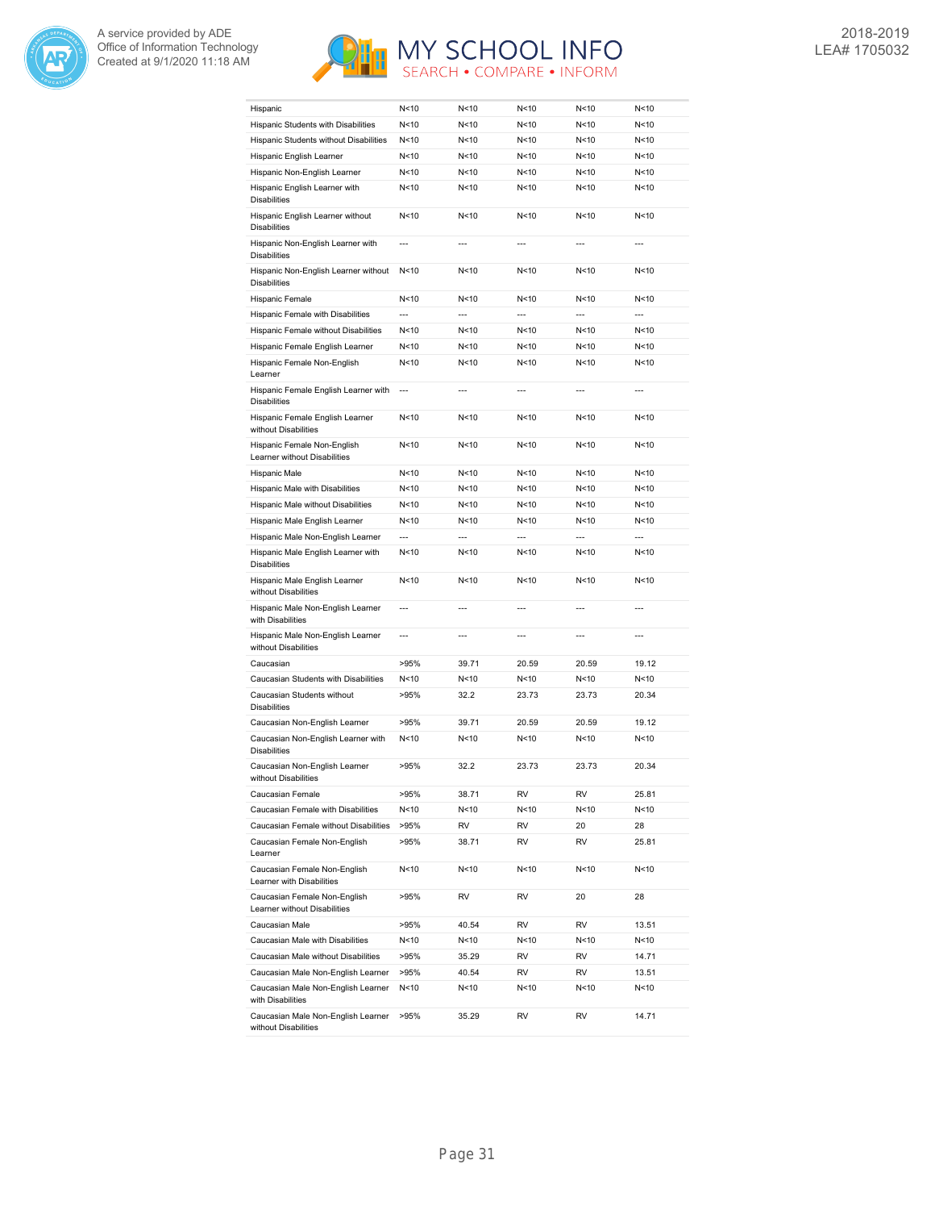| | | | | | |
|---|---|---|---|---|---|
| Hispanic | N<10 | N<10 | N<10 | N<10 | N<10 |
| Hispanic Students with Disabilities | N<10 | N<10 | N<10 | N<10 | N<10 |
| Hispanic Students without Disabilities | N<10 | N<10 | N<10 | N<10 | N<10 |
| Hispanic English Learner | N<10 | N<10 | N<10 | N<10 | N<10 |
| Hispanic Non-English Learner | N<10 | N<10 | N<10 | N<10 | N<10 |
| Hispanic English Learner with Disabilities | N<10 | N<10 | N<10 | N<10 | N<10 |
| Hispanic English Learner without Disabilities | N<10 | N<10 | N<10 | N<10 | N<10 |
| Hispanic Non-English Learner with Disabilities | --- | --- | --- | --- | --- |
| Hispanic Non-English Learner without Disabilities | N<10 | N<10 | N<10 | N<10 | N<10 |
| Hispanic Female | N<10 | N<10 | N<10 | N<10 | N<10 |
| Hispanic Female with Disabilities | --- | --- | --- | --- | --- |
| Hispanic Female without Disabilities | N<10 | N<10 | N<10 | N<10 | N<10 |
| Hispanic Female English Learner | N<10 | N<10 | N<10 | N<10 | N<10 |
| Hispanic Female Non-English Learner | N<10 | N<10 | N<10 | N<10 | N<10 |
| Hispanic Female English Learner with Disabilities | --- | --- | --- | --- | --- |
| Hispanic Female English Learner without Disabilities | N<10 | N<10 | N<10 | N<10 | N<10 |
| Hispanic Female Non-English Learner without Disabilities | N<10 | N<10 | N<10 | N<10 | N<10 |
| Hispanic Male | N<10 | N<10 | N<10 | N<10 | N<10 |
| Hispanic Male with Disabilities | N<10 | N<10 | N<10 | N<10 | N<10 |
| Hispanic Male without Disabilities | N<10 | N<10 | N<10 | N<10 | N<10 |
| Hispanic Male English Learner | N<10 | N<10 | N<10 | N<10 | N<10 |
| Hispanic Male Non-English Learner | --- | --- | --- | --- | --- |
| Hispanic Male English Learner with Disabilities | N<10 | N<10 | N<10 | N<10 | N<10 |
| Hispanic Male English Learner without Disabilities | N<10 | N<10 | N<10 | N<10 | N<10 |
| Hispanic Male Non-English Learner with Disabilities | --- | --- | --- | --- | --- |
| Hispanic Male Non-English Learner without Disabilities | --- | --- | --- | --- | --- |
| Caucasian | >95% | 39.71 | 20.59 | 20.59 | 19.12 |
| Caucasian Students with Disabilities | N<10 | N<10 | N<10 | N<10 | N<10 |
| Caucasian Students without Disabilities | >95% | 32.2 | 23.73 | 23.73 | 20.34 |
| Caucasian Non-English Learner | >95% | 39.71 | 20.59 | 20.59 | 19.12 |
| Caucasian Non-English Learner with Disabilities | N<10 | N<10 | N<10 | N<10 | N<10 |
| Caucasian Non-English Learner without Disabilities | >95% | 32.2 | 23.73 | 23.73 | 20.34 |
| Caucasian Female | >95% | 38.71 | RV | RV | 25.81 |
| Caucasian Female with Disabilities | N<10 | N<10 | N<10 | N<10 | N<10 |
| Caucasian Female without Disabilities | >95% | RV | RV | 20 | 28 |
| Caucasian Female Non-English Learner | >95% | 38.71 | RV | RV | 25.81 |
| Caucasian Female Non-English Learner with Disabilities | N<10 | N<10 | N<10 | N<10 | N<10 |
| Caucasian Female Non-English Learner without Disabilities | >95% | RV | RV | 20 | 28 |
| Caucasian Male | >95% | 40.54 | RV | RV | 13.51 |
| Caucasian Male with Disabilities | N<10 | N<10 | N<10 | N<10 | N<10 |
| Caucasian Male without Disabilities | >95% | 35.29 | RV | RV | 14.71 |
| Caucasian Male Non-English Learner | >95% | 40.54 | RV | RV | 13.51 |
| Caucasian Male Non-English Learner with Disabilities | N<10 | N<10 | N<10 | N<10 | N<10 |
| Caucasian Male Non-English Learner without Disabilities | >95% | 35.29 | RV | RV | 14.71 |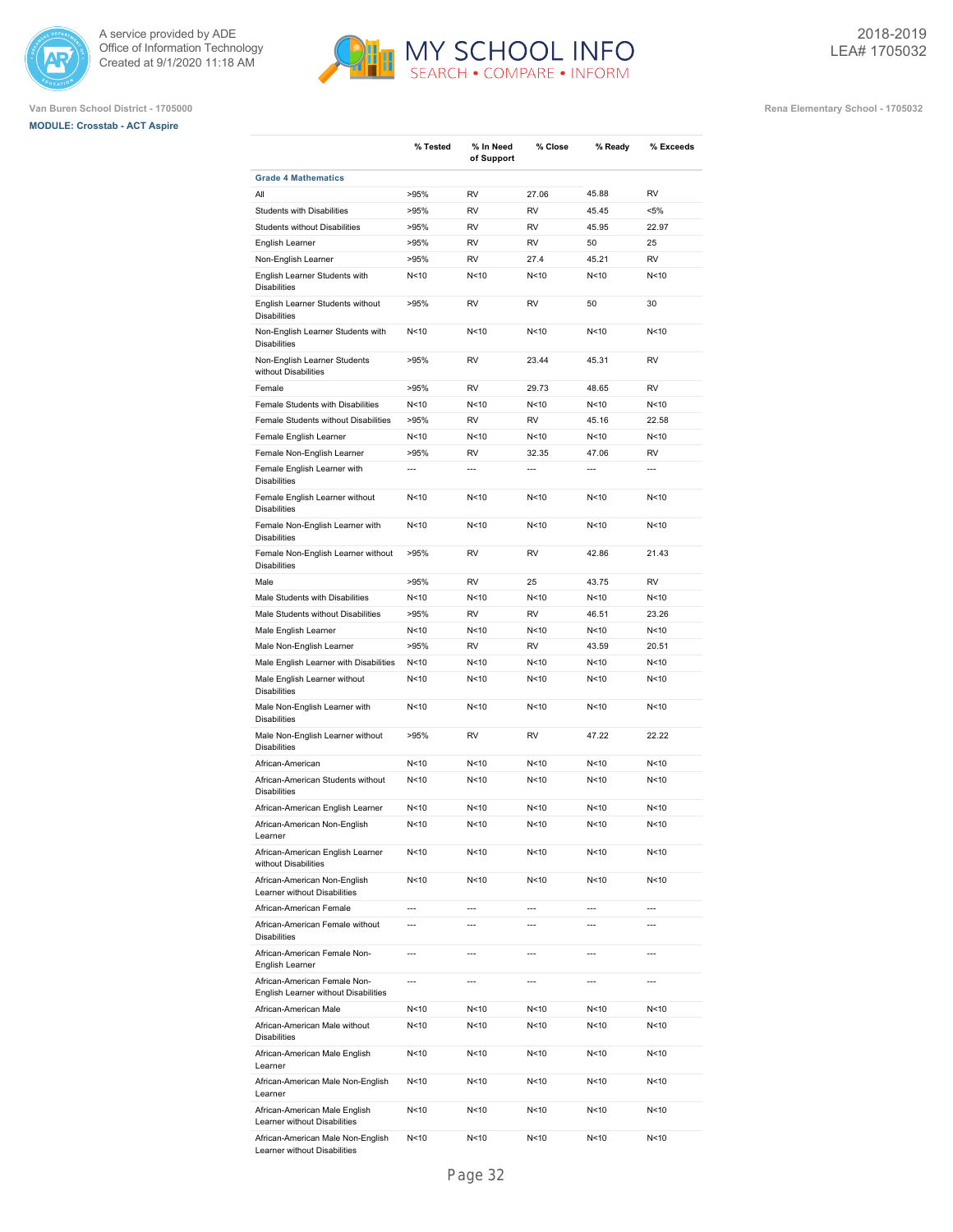Van Buren School District - 1705000

Rena Elementary School - 1705032

**MODULE: Crosstab - ACT Aspire**

| | % Tested | % In Need of Support | % Close | % Ready | % Exceeds |
|---|---|---|---|---|---|
| **Grade 4 Mathematics** | | | | | |
| All | >95% | RV | 27.06 | 45.88 | RV |
| Students with Disabilities | >95% | RV | RV | 45.45 | <5% |
| Students without Disabilities | >95% | RV | RV | 45.95 | 22.97 |
| English Learner | >95% | RV | RV | 50 | 25 |
| Non-English Learner | >95% | RV | 27.4 | 45.21 | RV |
| English Learner Students with Disabilities | N<10 | N<10 | N<10 | N<10 | N<10 |
| English Learner Students without Disabilities | >95% | RV | RV | 50 | 30 |
| Non-English Learner Students with Disabilities | N<10 | N<10 | N<10 | N<10 | N<10 |
| Non-English Learner Students without Disabilities | >95% | RV | 23.44 | 45.31 | RV |
| Female | >95% | RV | 29.73 | 48.65 | RV |
| Female Students with Disabilities | N<10 | N<10 | N<10 | N<10 | N<10 |
| Female Students without Disabilities | >95% | RV | RV | 45.16 | 22.58 |
| Female English Learner | N<10 | N<10 | N<10 | N<10 | N<10 |
| Female Non-English Learner | >95% | RV | 32.35 | 47.06 | RV |
| Female English Learner with Disabilities | --- | --- | --- | --- | --- |
| Female English Learner without Disabilities | N<10 | N<10 | N<10 | N<10 | N<10 |
| Female Non-English Learner with Disabilities | N<10 | N<10 | N<10 | N<10 | N<10 |
| Female Non-English Learner without Disabilities | >95% | RV | RV | 42.86 | 21.43 |
| Male | >95% | RV | 25 | 43.75 | RV |
| Male Students with Disabilities | N<10 | N<10 | N<10 | N<10 | N<10 |
| Male Students without Disabilities | >95% | RV | RV | 46.51 | 23.26 |
| Male English Learner | N<10 | N<10 | N<10 | N<10 | N<10 |
| Male Non-English Learner | >95% | RV | RV | 43.59 | 20.51 |
| Male English Learner with Disabilities | N<10 | N<10 | N<10 | N<10 | N<10 |
| Male English Learner without Disabilities | N<10 | N<10 | N<10 | N<10 | N<10 |
| Male Non-English Learner with Disabilities | N<10 | N<10 | N<10 | N<10 | N<10 |
| Male Non-English Learner without Disabilities | >95% | RV | RV | 47.22 | 22.22 |
| African-American | N<10 | N<10 | N<10 | N<10 | N<10 |
| African-American Students without Disabilities | N<10 | N<10 | N<10 | N<10 | N<10 |
| African-American English Learner | N<10 | N<10 | N<10 | N<10 | N<10 |
| African-American Non-English Learner | N<10 | N<10 | N<10 | N<10 | N<10 |
| African-American English Learner without Disabilities | N<10 | N<10 | N<10 | N<10 | N<10 |
| African-American Non-English Learner without Disabilities | N<10 | N<10 | N<10 | N<10 | N<10 |
| African-American Female | --- | --- | --- | --- | --- |
| African-American Female without Disabilities | --- | --- | --- | --- | --- |
| African-American Female Non-English Learner | --- | --- | --- | --- | --- |
| African-American Female Non-English Learner without Disabilities | --- | --- | --- | --- | --- |
| African-American Male | N<10 | N<10 | N<10 | N<10 | N<10 |
| African-American Male without Disabilities | N<10 | N<10 | N<10 | N<10 | N<10 |
| African-American Male English Learner | N<10 | N<10 | N<10 | N<10 | N<10 |
| African-American Male Non-English Learner | N<10 | N<10 | N<10 | N<10 | N<10 |
| African-American Male English Learner without Disabilities | N<10 | N<10 | N<10 | N<10 | N<10 |
| African-American Male Non-English Learner without Disabilities | N<10 | N<10 | N<10 | N<10 | N<10 |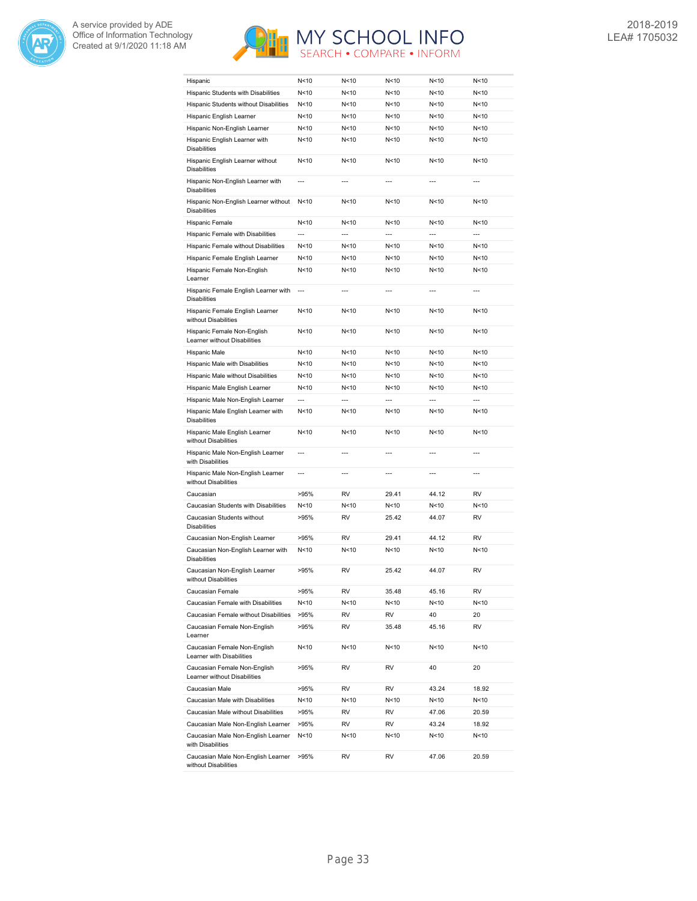| | | | | | |
|---|---|---|---|---|---|
| Hispanic | N<10 | N<10 | N<10 | N<10 | N<10 |
| Hispanic Students with Disabilities | N<10 | N<10 | N<10 | N<10 | N<10 |
| Hispanic Students without Disabilities | N<10 | N<10 | N<10 | N<10 | N<10 |
| Hispanic English Learner | N<10 | N<10 | N<10 | N<10 | N<10 |
| Hispanic Non-English Learner | N<10 | N<10 | N<10 | N<10 | N<10 |
| Hispanic English Learner with Disabilities | N<10 | N<10 | N<10 | N<10 | N<10 |
| Hispanic English Learner without Disabilities | N<10 | N<10 | N<10 | N<10 | N<10 |
| Hispanic Non-English Learner with Disabilities | --- | --- | --- | --- | --- |
| Hispanic Non-English Learner without Disabilities | N<10 | N<10 | N<10 | N<10 | N<10 |
| Hispanic Female | N<10 | N<10 | N<10 | N<10 | N<10 |
| Hispanic Female with Disabilities | --- | --- | --- | --- | --- |
| Hispanic Female without Disabilities | N<10 | N<10 | N<10 | N<10 | N<10 |
| Hispanic Female English Learner | N<10 | N<10 | N<10 | N<10 | N<10 |
| Hispanic Female Non-English Learner | N<10 | N<10 | N<10 | N<10 | N<10 |
| Hispanic Female English Learner with Disabilities | --- | --- | --- | --- | --- |
| Hispanic Female English Learner without Disabilities | N<10 | N<10 | N<10 | N<10 | N<10 |
| Hispanic Female Non-English Learner without Disabilities | N<10 | N<10 | N<10 | N<10 | N<10 |
| Hispanic Male | N<10 | N<10 | N<10 | N<10 | N<10 |
| Hispanic Male with Disabilities | N<10 | N<10 | N<10 | N<10 | N<10 |
| Hispanic Male without Disabilities | N<10 | N<10 | N<10 | N<10 | N<10 |
| Hispanic Male English Learner | N<10 | N<10 | N<10 | N<10 | N<10 |
| Hispanic Male Non-English Learner | --- | --- | --- | --- | --- |
| Hispanic Male English Learner with Disabilities | N<10 | N<10 | N<10 | N<10 | N<10 |
| Hispanic Male English Learner without Disabilities | N<10 | N<10 | N<10 | N<10 | N<10 |
| Hispanic Male Non-English Learner with Disabilities | --- | --- | --- | --- | --- |
| Hispanic Male Non-English Learner without Disabilities | --- | --- | --- | --- | --- |
| Caucasian | >95% | RV | 29.41 | 44.12 | RV |
| Caucasian Students with Disabilities | N<10 | N<10 | N<10 | N<10 | N<10 |
| Caucasian Students without Disabilities | >95% | RV | 25.42 | 44.07 | RV |
| Caucasian Non-English Learner | >95% | RV | 29.41 | 44.12 | RV |
| Caucasian Non-English Learner with Disabilities | N<10 | N<10 | N<10 | N<10 | N<10 |
| Caucasian Non-English Learner without Disabilities | >95% | RV | 25.42 | 44.07 | RV |
| Caucasian Female | >95% | RV | 35.48 | 45.16 | RV |
| Caucasian Female with Disabilities | N<10 | N<10 | N<10 | N<10 | N<10 |
| Caucasian Female without Disabilities | >95% | RV | RV | 40 | 20 |
| Caucasian Female Non-English Learner | >95% | RV | 35.48 | 45.16 | RV |
| Caucasian Female Non-English Learner with Disabilities | N<10 | N<10 | N<10 | N<10 | N<10 |
| Caucasian Female Non-English Learner without Disabilities | >95% | RV | RV | 40 | 20 |
| Caucasian Male | >95% | RV | RV | 43.24 | 18.92 |
| Caucasian Male with Disabilities | N<10 | N<10 | N<10 | N<10 | N<10 |
| Caucasian Male without Disabilities | >95% | RV | RV | 47.06 | 20.59 |
| Caucasian Male Non-English Learner | >95% | RV | RV | 43.24 | 18.92 |
| Caucasian Male Non-English Learner with Disabilities | N<10 | N<10 | N<10 | N<10 | N<10 |
| Caucasian Male Non-English Learner without Disabilities | >95% | RV | RV | 47.06 | 20.59 |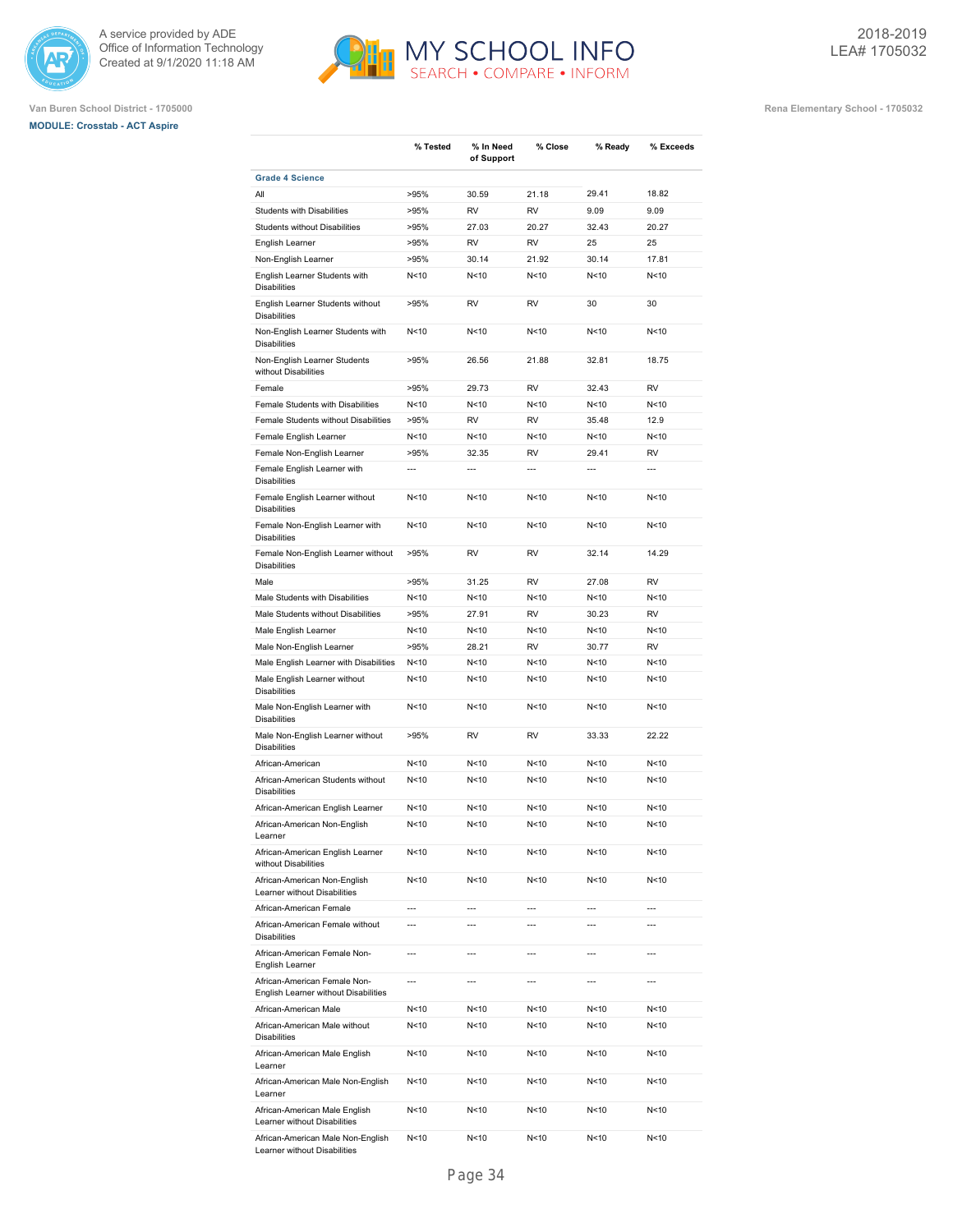A service provided by ADE
Office of Information Technology
Created at 9/1/2020 11:18 AM

MY SCHOOL INFO
SEARCH • COMPARE • INFORM

2018-2019
LEA# 1705032

Van Buren School District - 1705000

Rena Elementary School - 1705032

**MODULE: Crosstab - ACT Aspire**

| | % Tested | % In Need of Support | % Close | % Ready | % Exceeds |
|---|---|---|---|---|---|
| **Grade 4 Science** | | | | | |
| All | >95% | 30.59 | 21.18 | 29.41 | 18.82 |
| Students with Disabilities | >95% | RV | RV | 9.09 | 9.09 |
| Students without Disabilities | >95% | 27.03 | 20.27 | 32.43 | 20.27 |
| English Learner | >95% | RV | RV | 25 | 25 |
| Non-English Learner | >95% | 30.14 | 21.92 | 30.14 | 17.81 |
| English Learner Students with Disabilities | N<10 | N<10 | N<10 | N<10 | N<10 |
| English Learner Students without Disabilities | >95% | RV | RV | 30 | 30 |
| Non-English Learner Students with Disabilities | N<10 | N<10 | N<10 | N<10 | N<10 |
| Non-English Learner Students without Disabilities | >95% | 26.56 | 21.88 | 32.81 | 18.75 |
| Female | >95% | 29.73 | RV | 32.43 | RV |
| Female Students with Disabilities | N<10 | N<10 | N<10 | N<10 | N<10 |
| Female Students without Disabilities | >95% | RV | RV | 35.48 | 12.9 |
| Female English Learner | N<10 | N<10 | N<10 | N<10 | N<10 |
| Female Non-English Learner | >95% | 32.35 | RV | 29.41 | RV |
| Female English Learner with Disabilities | --- | --- | --- | --- | --- |
| Female English Learner without Disabilities | N<10 | N<10 | N<10 | N<10 | N<10 |
| Female Non-English Learner with Disabilities | N<10 | N<10 | N<10 | N<10 | N<10 |
| Female Non-English Learner without Disabilities | >95% | RV | RV | 32.14 | 14.29 |
| Male | >95% | 31.25 | RV | 27.08 | RV |
| Male Students with Disabilities | N<10 | N<10 | N<10 | N<10 | N<10 |
| Male Students without Disabilities | >95% | 27.91 | RV | 30.23 | RV |
| Male English Learner | N<10 | N<10 | N<10 | N<10 | N<10 |
| Male Non-English Learner | >95% | 28.21 | RV | 30.77 | RV |
| Male English Learner with Disabilities | N<10 | N<10 | N<10 | N<10 | N<10 |
| Male English Learner without Disabilities | N<10 | N<10 | N<10 | N<10 | N<10 |
| Male Non-English Learner with Disabilities | N<10 | N<10 | N<10 | N<10 | N<10 |
| Male Non-English Learner without Disabilities | >95% | RV | RV | 33.33 | 22.22 |
| African-American | N<10 | N<10 | N<10 | N<10 | N<10 |
| African-American Students without Disabilities | N<10 | N<10 | N<10 | N<10 | N<10 |
| African-American English Learner | N<10 | N<10 | N<10 | N<10 | N<10 |
| African-American Non-English Learner | N<10 | N<10 | N<10 | N<10 | N<10 |
| African-American English Learner without Disabilities | N<10 | N<10 | N<10 | N<10 | N<10 |
| African-American Non-English Learner without Disabilities | N<10 | N<10 | N<10 | N<10 | N<10 |
| African-American Female | --- | --- | --- | --- | --- |
| African-American Female without Disabilities | --- | --- | --- | --- | --- |
| African-American Female Non-English Learner | --- | --- | --- | --- | --- |
| African-American Female Non-English Learner without Disabilities | --- | --- | --- | --- | --- |
| African-American Male | N<10 | N<10 | N<10 | N<10 | N<10 |
| African-American Male without Disabilities | N<10 | N<10 | N<10 | N<10 | N<10 |
| African-American Male English Learner | N<10 | N<10 | N<10 | N<10 | N<10 |
| African-American Male Non-English Learner | N<10 | N<10 | N<10 | N<10 | N<10 |
| African-American Male English Learner without Disabilities | N<10 | N<10 | N<10 | N<10 | N<10 |
| African-American Male Non-English Learner without Disabilities | N<10 | N<10 | N<10 | N<10 | N<10 |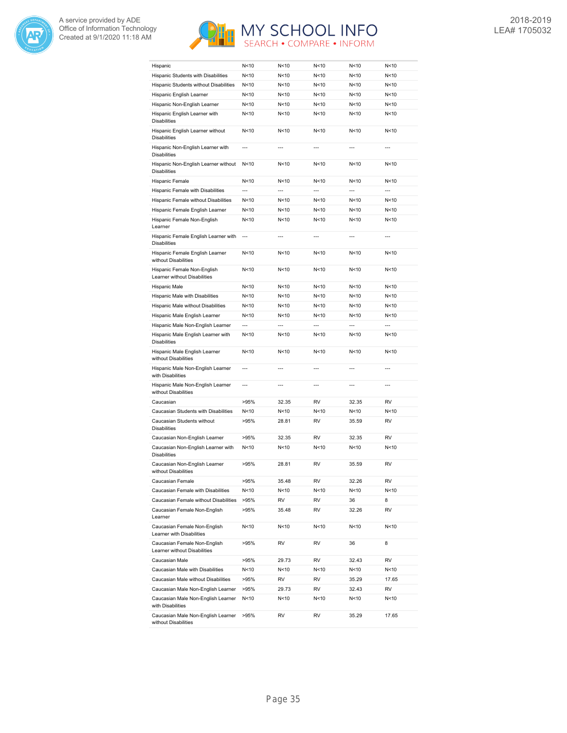| | | | | | |
|---|---|---|---|---|---|
| Hispanic | N<10 | N<10 | N<10 | N<10 | N<10 |
| Hispanic Students with Disabilities | N<10 | N<10 | N<10 | N<10 | N<10 |
| Hispanic Students without Disabilities | N<10 | N<10 | N<10 | N<10 | N<10 |
| Hispanic English Learner | N<10 | N<10 | N<10 | N<10 | N<10 |
| Hispanic Non-English Learner | N<10 | N<10 | N<10 | N<10 | N<10 |
| Hispanic English Learner with Disabilities | N<10 | N<10 | N<10 | N<10 | N<10 |
| Hispanic English Learner without Disabilities | N<10 | N<10 | N<10 | N<10 | N<10 |
| Hispanic Non-English Learner with Disabilities | --- | --- | --- | --- | --- |
| Hispanic Non-English Learner without Disabilities | N<10 | N<10 | N<10 | N<10 | N<10 |
| Hispanic Female | N<10 | N<10 | N<10 | N<10 | N<10 |
| Hispanic Female with Disabilities | --- | --- | --- | --- | --- |
| Hispanic Female without Disabilities | N<10 | N<10 | N<10 | N<10 | N<10 |
| Hispanic Female English Learner | N<10 | N<10 | N<10 | N<10 | N<10 |
| Hispanic Female Non-English Learner | N<10 | N<10 | N<10 | N<10 | N<10 |
| Hispanic Female English Learner with Disabilities | --- | --- | --- | --- | --- |
| Hispanic Female English Learner without Disabilities | N<10 | N<10 | N<10 | N<10 | N<10 |
| Hispanic Female Non-English Learner without Disabilities | N<10 | N<10 | N<10 | N<10 | N<10 |
| Hispanic Male | N<10 | N<10 | N<10 | N<10 | N<10 |
| Hispanic Male with Disabilities | N<10 | N<10 | N<10 | N<10 | N<10 |
| Hispanic Male without Disabilities | N<10 | N<10 | N<10 | N<10 | N<10 |
| Hispanic Male English Learner | N<10 | N<10 | N<10 | N<10 | N<10 |
| Hispanic Male Non-English Learner | --- | --- | --- | --- | --- |
| Hispanic Male English Learner with Disabilities | N<10 | N<10 | N<10 | N<10 | N<10 |
| Hispanic Male English Learner without Disabilities | N<10 | N<10 | N<10 | N<10 | N<10 |
| Hispanic Male Non-English Learner with Disabilities | --- | --- | --- | --- | --- |
| Hispanic Male Non-English Learner without Disabilities | --- | --- | --- | --- | --- |
| Caucasian | >95% | 32.35 | RV | 32.35 | RV |
| Caucasian Students with Disabilities | N<10 | N<10 | N<10 | N<10 | N<10 |
| Caucasian Students without Disabilities | >95% | 28.81 | RV | 35.59 | RV |
| Caucasian Non-English Learner | >95% | 32.35 | RV | 32.35 | RV |
| Caucasian Non-English Learner with Disabilities | N<10 | N<10 | N<10 | N<10 | N<10 |
| Caucasian Non-English Learner without Disabilities | >95% | 28.81 | RV | 35.59 | RV |
| Caucasian Female | >95% | 35.48 | RV | 32.26 | RV |
| Caucasian Female with Disabilities | N<10 | N<10 | N<10 | N<10 | N<10 |
| Caucasian Female without Disabilities | >95% | RV | RV | 36 | 8 |
| Caucasian Female Non-English Learner | >95% | 35.48 | RV | 32.26 | RV |
| Caucasian Female Non-English Learner with Disabilities | N<10 | N<10 | N<10 | N<10 | N<10 |
| Caucasian Female Non-English Learner without Disabilities | >95% | RV | RV | 36 | 8 |
| Caucasian Male | >95% | 29.73 | RV | 32.43 | RV |
| Caucasian Male with Disabilities | N<10 | N<10 | N<10 | N<10 | N<10 |
| Caucasian Male without Disabilities | >95% | RV | RV | 35.29 | 17.65 |
| Caucasian Male Non-English Learner | >95% | 29.73 | RV | 32.43 | RV |
| Caucasian Male Non-English Learner with Disabilities | N<10 | N<10 | N<10 | N<10 | N<10 |
| Caucasian Male Non-English Learner without Disabilities | >95% | RV | RV | 35.29 | 17.65 |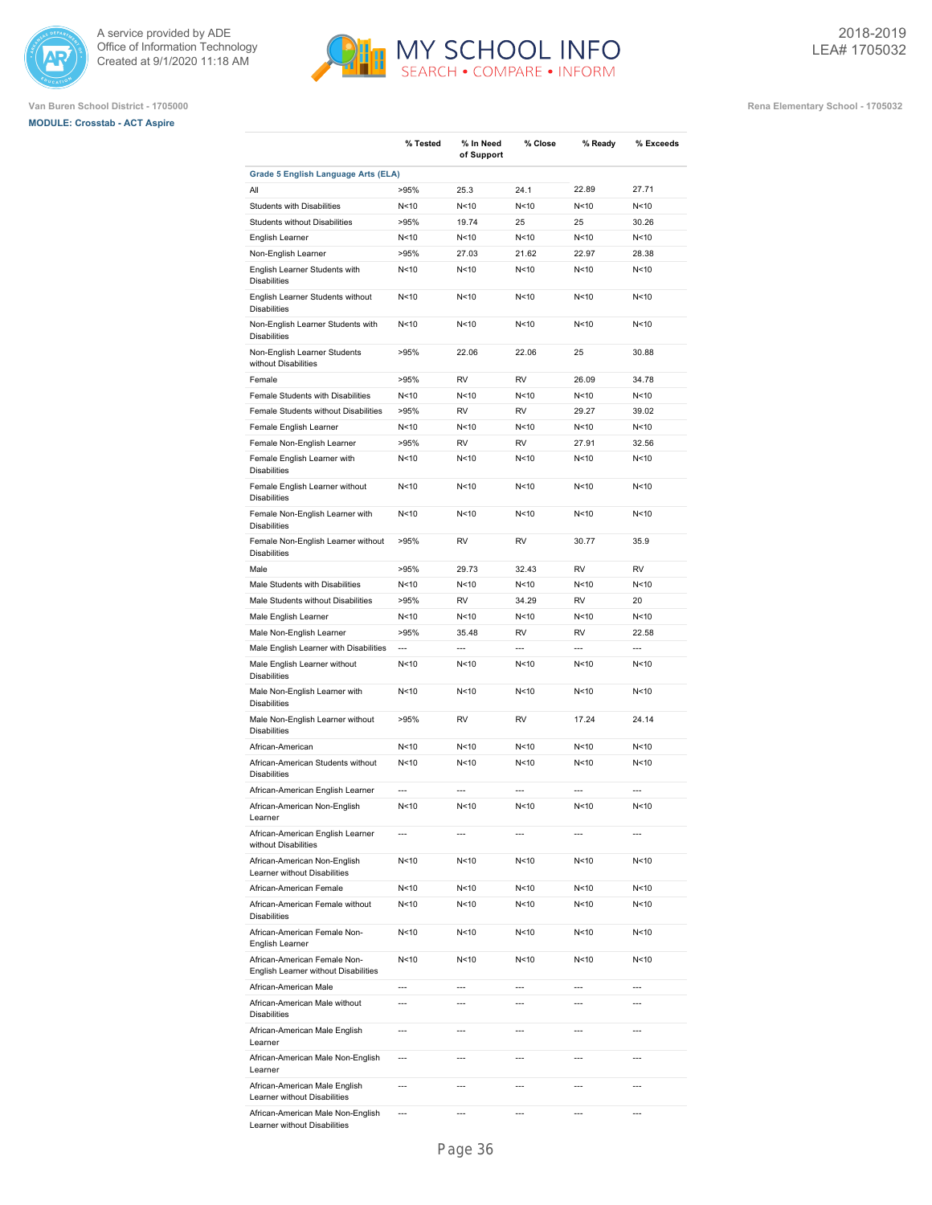Van Buren School District - 1705000

**MODULE: Crosstab - ACT Aspire**

Rena Elementary School - 1705032

2018-2019
LEA# 1705032

| | % Tested | % In Need of Support | % Close | % Ready | % Exceeds |
|---|---|---|---|---|---|
| **Grade 5 English Language Arts (ELA)** | | | | | |
| All | >95% | 25.3 | 24.1 | 22.89 | 27.71 |
| Students with Disabilities | N<10 | N<10 | N<10 | N<10 | N<10 |
| Students without Disabilities | >95% | 19.74 | 25 | 25 | 30.26 |
| English Learner | N<10 | N<10 | N<10 | N<10 | N<10 |
| Non-English Learner | >95% | 27.03 | 21.62 | 22.97 | 28.38 |
| English Learner Students with Disabilities | N<10 | N<10 | N<10 | N<10 | N<10 |
| English Learner Students without Disabilities | N<10 | N<10 | N<10 | N<10 | N<10 |
| Non-English Learner Students with Disabilities | N<10 | N<10 | N<10 | N<10 | N<10 |
| Non-English Learner Students without Disabilities | >95% | 22.06 | 22.06 | 25 | 30.88 |
| Female | >95% | RV | RV | 26.09 | 34.78 |
| Female Students with Disabilities | N<10 | N<10 | N<10 | N<10 | N<10 |
| Female Students without Disabilities | >95% | RV | RV | 29.27 | 39.02 |
| Female English Learner | N<10 | N<10 | N<10 | N<10 | N<10 |
| Female Non-English Learner | >95% | RV | RV | 27.91 | 32.56 |
| Female English Learner with Disabilities | N<10 | N<10 | N<10 | N<10 | N<10 |
| Female English Learner without Disabilities | N<10 | N<10 | N<10 | N<10 | N<10 |
| Female Non-English Learner with Disabilities | N<10 | N<10 | N<10 | N<10 | N<10 |
| Female Non-English Learner without Disabilities | >95% | RV | RV | 30.77 | 35.9 |
| Male | >95% | 29.73 | 32.43 | RV | RV |
| Male Students with Disabilities | N<10 | N<10 | N<10 | N<10 | N<10 |
| Male Students without Disabilities | >95% | RV | 34.29 | RV | 20 |
| Male English Learner | N<10 | N<10 | N<10 | N<10 | N<10 |
| Male Non-English Learner | >95% | 35.48 | RV | RV | 22.58 |
| Male English Learner with Disabilities | --- | --- | --- | --- | --- |
| Male English Learner without Disabilities | N<10 | N<10 | N<10 | N<10 | N<10 |
| Male Non-English Learner with Disabilities | N<10 | N<10 | N<10 | N<10 | N<10 |
| Male Non-English Learner without Disabilities | >95% | RV | RV | 17.24 | 24.14 |
| African-American | N<10 | N<10 | N<10 | N<10 | N<10 |
| African-American Students without Disabilities | N<10 | N<10 | N<10 | N<10 | N<10 |
| African-American English Learner | --- | --- | --- | --- | --- |
| African-American Non-English Learner | N<10 | N<10 | N<10 | N<10 | N<10 |
| African-American English Learner without Disabilities | --- | --- | --- | --- | --- |
| African-American Non-English Learner without Disabilities | N<10 | N<10 | N<10 | N<10 | N<10 |
| African-American Female | N<10 | N<10 | N<10 | N<10 | N<10 |
| African-American Female without Disabilities | N<10 | N<10 | N<10 | N<10 | N<10 |
| African-American Female Non-English Learner | N<10 | N<10 | N<10 | N<10 | N<10 |
| African-American Female Non-English Learner without Disabilities | N<10 | N<10 | N<10 | N<10 | N<10 |
| African-American Male | --- | --- | --- | --- | --- |
| African-American Male without Disabilities | --- | --- | --- | --- | --- |
| African-American Male English Learner | --- | --- | --- | --- | --- |
| African-American Male Non-English Learner | --- | --- | --- | --- | --- |
| African-American Male English Learner without Disabilities | --- | --- | --- | --- | --- |
| African-American Male Non-English Learner without Disabilities | --- | --- | --- | --- | --- |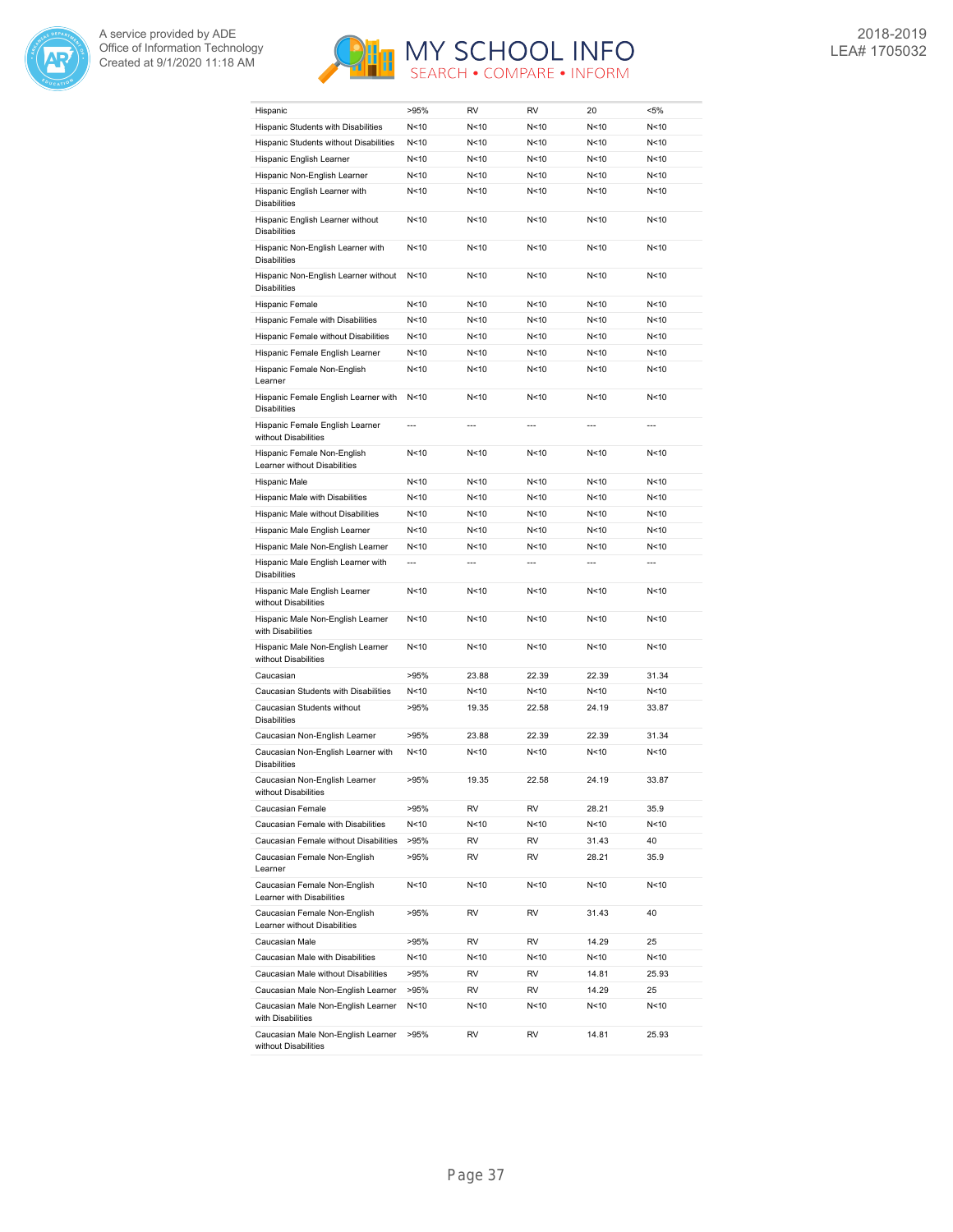| | | | | | |
|---|---|---|---|---|---|
| Hispanic | >95% | RV | RV | 20 | <5% |
| Hispanic Students with Disabilities | N<10 | N<10 | N<10 | N<10 | N<10 |
| Hispanic Students without Disabilities | N<10 | N<10 | N<10 | N<10 | N<10 |
| Hispanic English Learner | N<10 | N<10 | N<10 | N<10 | N<10 |
| Hispanic Non-English Learner | N<10 | N<10 | N<10 | N<10 | N<10 |
| Hispanic English Learner with Disabilities | N<10 | N<10 | N<10 | N<10 | N<10 |
| Hispanic English Learner without Disabilities | N<10 | N<10 | N<10 | N<10 | N<10 |
| Hispanic Non-English Learner with Disabilities | N<10 | N<10 | N<10 | N<10 | N<10 |
| Hispanic Non-English Learner without Disabilities | N<10 | N<10 | N<10 | N<10 | N<10 |
| Hispanic Female | N<10 | N<10 | N<10 | N<10 | N<10 |
| Hispanic Female with Disabilities | N<10 | N<10 | N<10 | N<10 | N<10 |
| Hispanic Female without Disabilities | N<10 | N<10 | N<10 | N<10 | N<10 |
| Hispanic Female English Learner | N<10 | N<10 | N<10 | N<10 | N<10 |
| Hispanic Female Non-English Learner | N<10 | N<10 | N<10 | N<10 | N<10 |
| Hispanic Female English Learner with Disabilities | N<10 | N<10 | N<10 | N<10 | N<10 |
| Hispanic Female English Learner without Disabilities | --- | --- | --- | --- | --- |
| Hispanic Female Non-English Learner without Disabilities | N<10 | N<10 | N<10 | N<10 | N<10 |
| Hispanic Male | N<10 | N<10 | N<10 | N<10 | N<10 |
| Hispanic Male with Disabilities | N<10 | N<10 | N<10 | N<10 | N<10 |
| Hispanic Male without Disabilities | N<10 | N<10 | N<10 | N<10 | N<10 |
| Hispanic Male English Learner | N<10 | N<10 | N<10 | N<10 | N<10 |
| Hispanic Male Non-English Learner | N<10 | N<10 | N<10 | N<10 | N<10 |
| Hispanic Male English Learner with Disabilities | --- | --- | --- | --- | --- |
| Hispanic Male English Learner without Disabilities | N<10 | N<10 | N<10 | N<10 | N<10 |
| Hispanic Male Non-English Learner with Disabilities | N<10 | N<10 | N<10 | N<10 | N<10 |
| Hispanic Male Non-English Learner without Disabilities | N<10 | N<10 | N<10 | N<10 | N<10 |
| Caucasian | >95% | 23.88 | 22.39 | 22.39 | 31.34 |
| Caucasian Students with Disabilities | N<10 | N<10 | N<10 | N<10 | N<10 |
| Caucasian Students without Disabilities | >95% | 19.35 | 22.58 | 24.19 | 33.87 |
| Caucasian Non-English Learner | >95% | 23.88 | 22.39 | 22.39 | 31.34 |
| Caucasian Non-English Learner with Disabilities | N<10 | N<10 | N<10 | N<10 | N<10 |
| Caucasian Non-English Learner without Disabilities | >95% | 19.35 | 22.58 | 24.19 | 33.87 |
| Caucasian Female | >95% | RV | RV | 28.21 | 35.9 |
| Caucasian Female with Disabilities | N<10 | N<10 | N<10 | N<10 | N<10 |
| Caucasian Female without Disabilities | >95% | RV | RV | 31.43 | 40 |
| Caucasian Female Non-English Learner | >95% | RV | RV | 28.21 | 35.9 |
| Caucasian Female Non-English Learner with Disabilities | N<10 | N<10 | N<10 | N<10 | N<10 |
| Caucasian Female Non-English Learner without Disabilities | >95% | RV | RV | 31.43 | 40 |
| Caucasian Male | >95% | RV | RV | 14.29 | 25 |
| Caucasian Male with Disabilities | N<10 | N<10 | N<10 | N<10 | N<10 |
| Caucasian Male without Disabilities | >95% | RV | RV | 14.81 | 25.93 |
| Caucasian Male Non-English Learner | >95% | RV | RV | 14.29 | 25 |
| Caucasian Male Non-English Learner with Disabilities | N<10 | N<10 | N<10 | N<10 | N<10 |
| Caucasian Male Non-English Learner without Disabilities | >95% | RV | RV | 14.81 | 25.93 |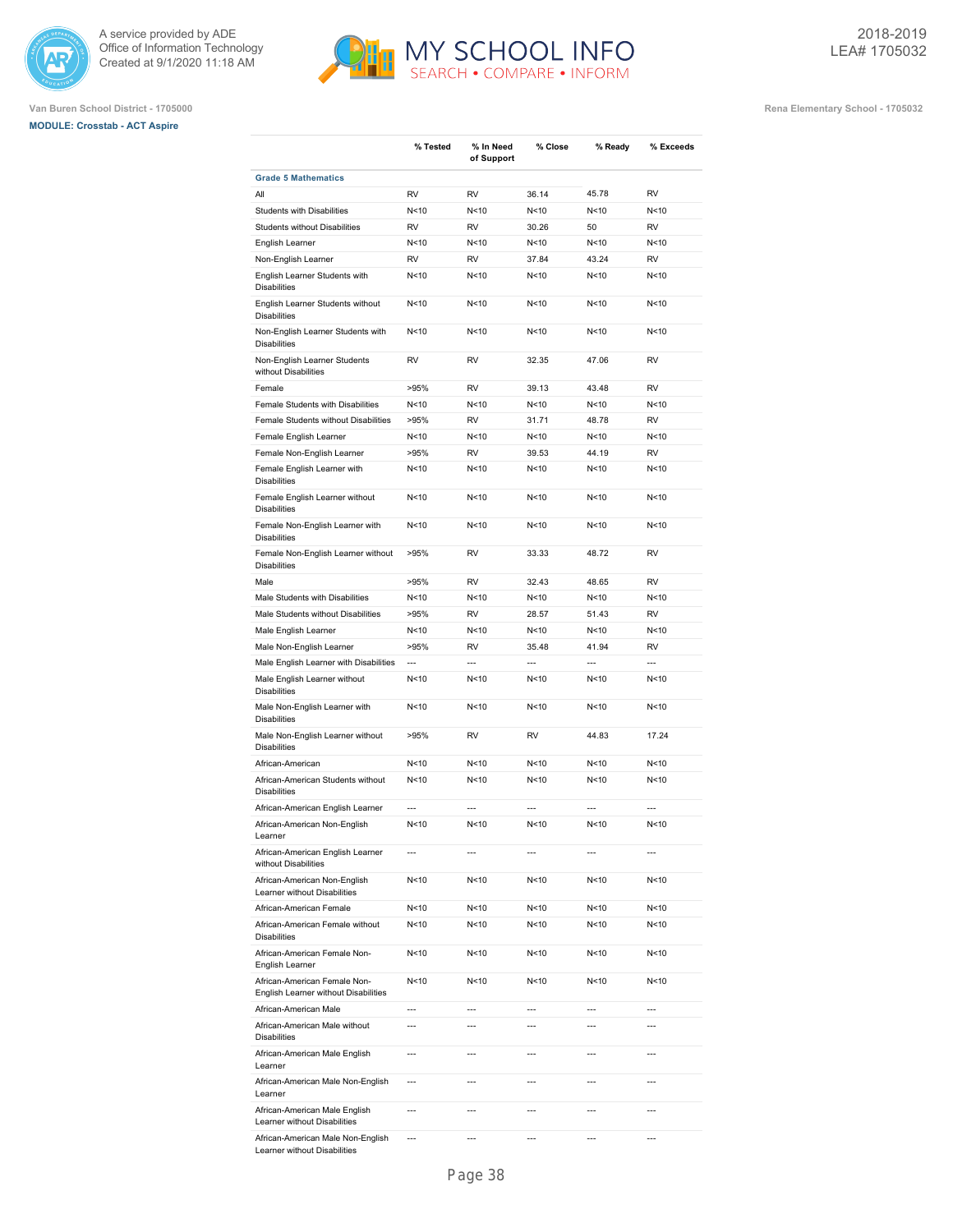Van Buren School District - 1705000

**MODULE: Crosstab - ACT Aspire**

Rena Elementary School - 1705032

2018-2019
LEA# 1705032

| | % Tested | % In Need of Support | % Close | % Ready | % Exceeds |
|---|---|---|---|---|---|
| **Grade 5 Mathematics** | | | | | |
| All | RV | RV | 36.14 | 45.78 | RV |
| Students with Disabilities | N<10 | N<10 | N<10 | N<10 | N<10 |
| Students without Disabilities | RV | RV | 30.26 | 50 | RV |
| English Learner | N<10 | N<10 | N<10 | N<10 | N<10 |
| Non-English Learner | RV | RV | 37.84 | 43.24 | RV |
| English Learner Students with Disabilities | N<10 | N<10 | N<10 | N<10 | N<10 |
| English Learner Students without Disabilities | N<10 | N<10 | N<10 | N<10 | N<10 |
| Non-English Learner Students with Disabilities | N<10 | N<10 | N<10 | N<10 | N<10 |
| Non-English Learner Students without Disabilities | RV | RV | 32.35 | 47.06 | RV |
| Female | >95% | RV | 39.13 | 43.48 | RV |
| Female Students with Disabilities | N<10 | N<10 | N<10 | N<10 | N<10 |
| Female Students without Disabilities | >95% | RV | 31.71 | 48.78 | RV |
| Female English Learner | N<10 | N<10 | N<10 | N<10 | N<10 |
| Female Non-English Learner | >95% | RV | 39.53 | 44.19 | RV |
| Female English Learner with Disabilities | N<10 | N<10 | N<10 | N<10 | N<10 |
| Female English Learner without Disabilities | N<10 | N<10 | N<10 | N<10 | N<10 |
| Female Non-English Learner with Disabilities | N<10 | N<10 | N<10 | N<10 | N<10 |
| Female Non-English Learner without Disabilities | >95% | RV | 33.33 | 48.72 | RV |
| Male | >95% | RV | 32.43 | 48.65 | RV |
| Male Students with Disabilities | N<10 | N<10 | N<10 | N<10 | N<10 |
| Male Students without Disabilities | >95% | RV | 28.57 | 51.43 | RV |
| Male English Learner | N<10 | N<10 | N<10 | N<10 | N<10 |
| Male Non-English Learner | >95% | RV | 35.48 | 41.94 | RV |
| Male English Learner with Disabilities | --- | --- | --- | --- | --- |
| Male English Learner without Disabilities | N<10 | N<10 | N<10 | N<10 | N<10 |
| Male Non-English Learner with Disabilities | N<10 | N<10 | N<10 | N<10 | N<10 |
| Male Non-English Learner without Disabilities | >95% | RV | RV | 44.83 | 17.24 |
| African-American | N<10 | N<10 | N<10 | N<10 | N<10 |
| African-American Students without Disabilities | N<10 | N<10 | N<10 | N<10 | N<10 |
| African-American English Learner | --- | --- | --- | --- | --- |
| African-American Non-English Learner | N<10 | N<10 | N<10 | N<10 | N<10 |
| African-American English Learner without Disabilities | --- | --- | --- | --- | --- |
| African-American Non-English Learner without Disabilities | N<10 | N<10 | N<10 | N<10 | N<10 |
| African-American Female | N<10 | N<10 | N<10 | N<10 | N<10 |
| African-American Female without Disabilities | N<10 | N<10 | N<10 | N<10 | N<10 |
| African-American Female Non-English Learner | N<10 | N<10 | N<10 | N<10 | N<10 |
| African-American Female Non-English Learner without Disabilities | N<10 | N<10 | N<10 | N<10 | N<10 |
| African-American Male | --- | --- | --- | --- | --- |
| African-American Male without Disabilities | --- | --- | --- | --- | --- |
| African-American Male English Learner | --- | --- | --- | --- | --- |
| African-American Male Non-English Learner | --- | --- | --- | --- | --- |
| African-American Male English Learner without Disabilities | --- | --- | --- | --- | --- |
| African-American Male Non-English Learner without Disabilities | --- | --- | --- | --- | --- |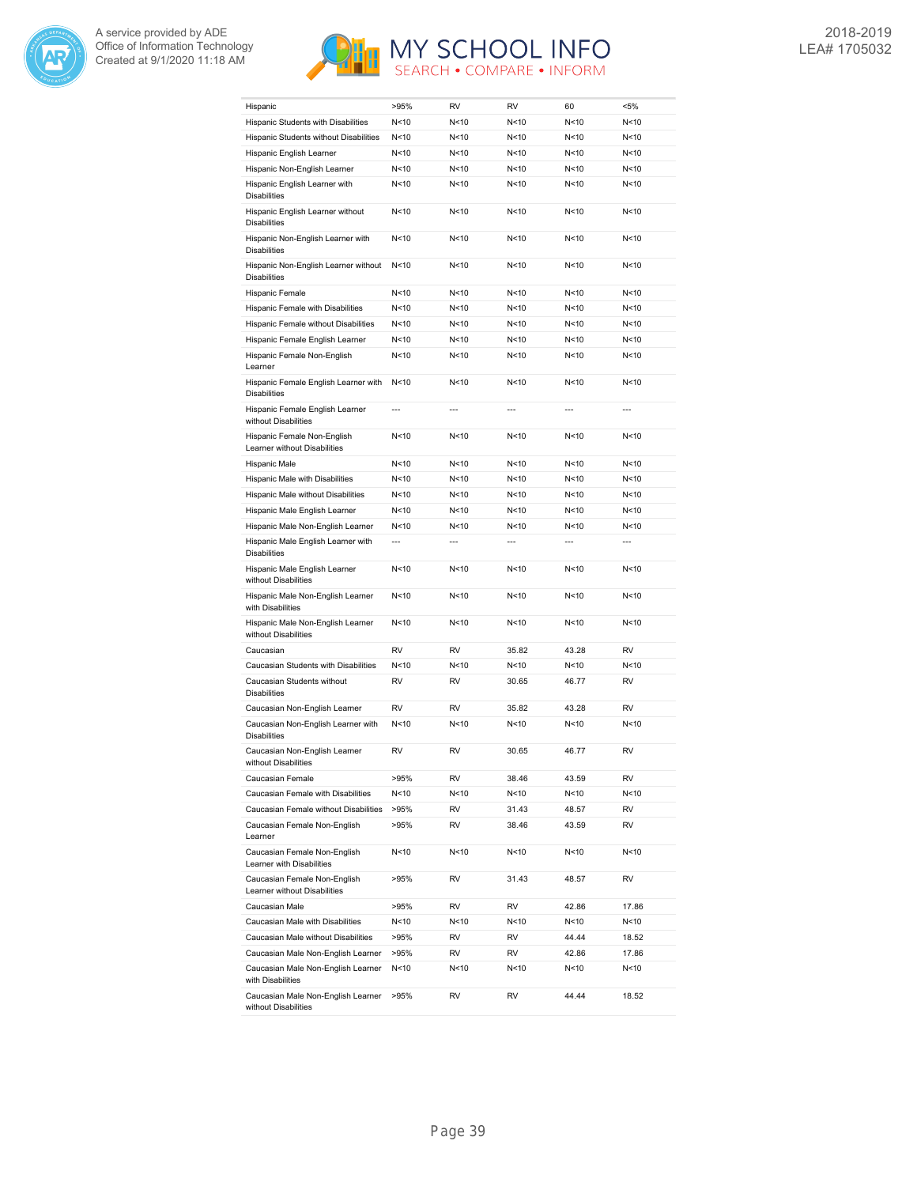| | | | | | |
|---|---|---|---|---|---|
| Hispanic | >95% | RV | RV | 60 | <5% |
| Hispanic Students with Disabilities | N<10 | N<10 | N<10 | N<10 | N<10 |
| Hispanic Students without Disabilities | N<10 | N<10 | N<10 | N<10 | N<10 |
| Hispanic English Learner | N<10 | N<10 | N<10 | N<10 | N<10 |
| Hispanic Non-English Learner | N<10 | N<10 | N<10 | N<10 | N<10 |
| Hispanic English Learner with Disabilities | N<10 | N<10 | N<10 | N<10 | N<10 |
| Hispanic English Learner without Disabilities | N<10 | N<10 | N<10 | N<10 | N<10 |
| Hispanic Non-English Learner with Disabilities | N<10 | N<10 | N<10 | N<10 | N<10 |
| Hispanic Non-English Learner without Disabilities | N<10 | N<10 | N<10 | N<10 | N<10 |
| Hispanic Female | N<10 | N<10 | N<10 | N<10 | N<10 |
| Hispanic Female with Disabilities | N<10 | N<10 | N<10 | N<10 | N<10 |
| Hispanic Female without Disabilities | N<10 | N<10 | N<10 | N<10 | N<10 |
| Hispanic Female English Learner | N<10 | N<10 | N<10 | N<10 | N<10 |
| Hispanic Female Non-English Learner | N<10 | N<10 | N<10 | N<10 | N<10 |
| Hispanic Female English Learner with Disabilities | N<10 | N<10 | N<10 | N<10 | N<10 |
| Hispanic Female English Learner without Disabilities | --- | --- | --- | --- | --- |
| Hispanic Female Non-English Learner without Disabilities | N<10 | N<10 | N<10 | N<10 | N<10 |
| Hispanic Male | N<10 | N<10 | N<10 | N<10 | N<10 |
| Hispanic Male with Disabilities | N<10 | N<10 | N<10 | N<10 | N<10 |
| Hispanic Male without Disabilities | N<10 | N<10 | N<10 | N<10 | N<10 |
| Hispanic Male English Learner | N<10 | N<10 | N<10 | N<10 | N<10 |
| Hispanic Male Non-English Learner | N<10 | N<10 | N<10 | N<10 | N<10 |
| Hispanic Male English Learner with Disabilities | --- | --- | --- | --- | --- |
| Hispanic Male English Learner without Disabilities | N<10 | N<10 | N<10 | N<10 | N<10 |
| Hispanic Male Non-English Learner with Disabilities | N<10 | N<10 | N<10 | N<10 | N<10 |
| Hispanic Male Non-English Learner without Disabilities | N<10 | N<10 | N<10 | N<10 | N<10 |
| Caucasian | RV | RV | 35.82 | 43.28 | RV |
| Caucasian Students with Disabilities | N<10 | N<10 | N<10 | N<10 | N<10 |
| Caucasian Students without Disabilities | RV | RV | 30.65 | 46.77 | RV |
| Caucasian Non-English Learner | RV | RV | 35.82 | 43.28 | RV |
| Caucasian Non-English Learner with Disabilities | N<10 | N<10 | N<10 | N<10 | N<10 |
| Caucasian Non-English Learner without Disabilities | RV | RV | 30.65 | 46.77 | RV |
| Caucasian Female | >95% | RV | 38.46 | 43.59 | RV |
| Caucasian Female with Disabilities | N<10 | N<10 | N<10 | N<10 | N<10 |
| Caucasian Female without Disabilities | >95% | RV | 31.43 | 48.57 | RV |
| Caucasian Female Non-English Learner | >95% | RV | 38.46 | 43.59 | RV |
| Caucasian Female Non-English Learner with Disabilities | N<10 | N<10 | N<10 | N<10 | N<10 |
| Caucasian Female Non-English Learner without Disabilities | >95% | RV | 31.43 | 48.57 | RV |
| Caucasian Male | >95% | RV | RV | 42.86 | 17.86 |
| Caucasian Male with Disabilities | N<10 | N<10 | N<10 | N<10 | N<10 |
| Caucasian Male without Disabilities | >95% | RV | RV | 44.44 | 18.52 |
| Caucasian Male Non-English Learner | >95% | RV | RV | 42.86 | 17.86 |
| Caucasian Male Non-English Learner with Disabilities | N<10 | N<10 | N<10 | N<10 | N<10 |
| Caucasian Male Non-English Learner without Disabilities | >95% | RV | RV | 44.44 | 18.52 |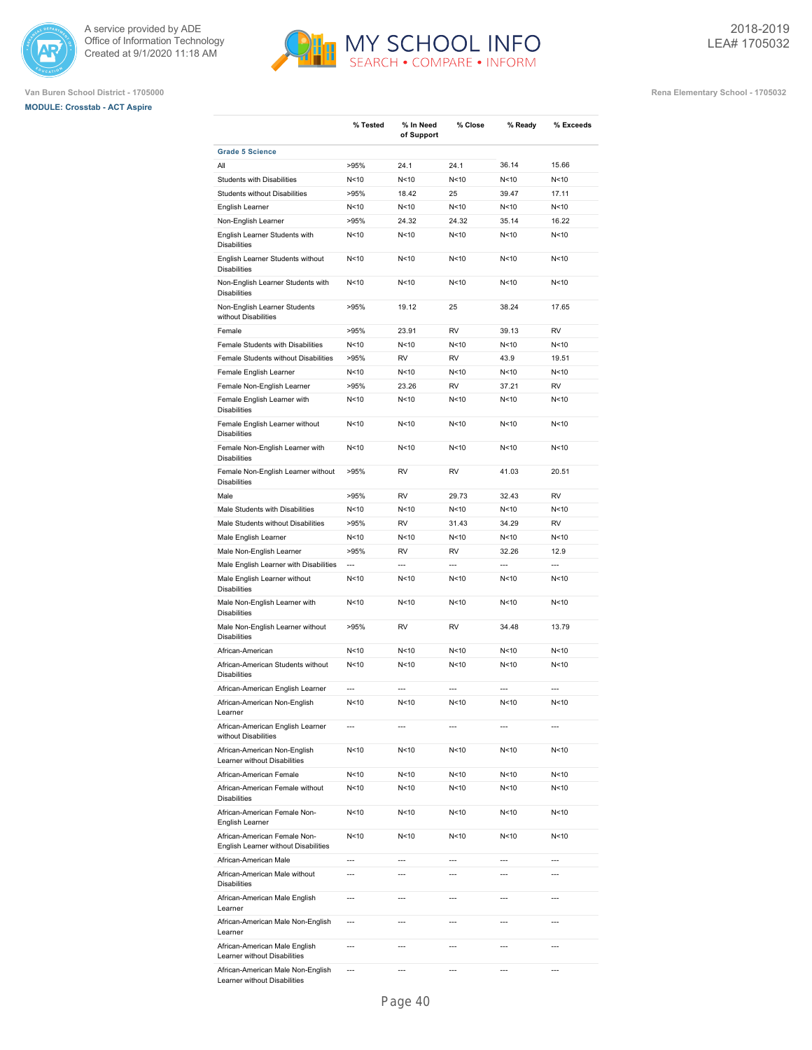A service provided by ADE
Office of Information Technology
Created at 9/1/2020 11:18 AM

# MY SCHOOL INFO
SEARCH • COMPARE • INFORM

2018-2019
LEA# 1705032

Van Buren School District - 1705000

Rena Elementary School - 1705032

**MODULE: Crosstab - ACT Aspire**

| | % Tested | % In Need of Support | % Close | % Ready | % Exceeds |
|---|---|---|---|---|---|
| **Grade 5 Science** | | | | | |
| All | >95% | 24.1 | 24.1 | 36.14 | 15.66 |
| Students with Disabilities | N<10 | N<10 | N<10 | N<10 | N<10 |
| Students without Disabilities | >95% | 18.42 | 25 | 39.47 | 17.11 |
| English Learner | N<10 | N<10 | N<10 | N<10 | N<10 |
| Non-English Learner | >95% | 24.32 | 24.32 | 35.14 | 16.22 |
| English Learner Students with Disabilities | N<10 | N<10 | N<10 | N<10 | N<10 |
| English Learner Students without Disabilities | N<10 | N<10 | N<10 | N<10 | N<10 |
| Non-English Learner Students with Disabilities | N<10 | N<10 | N<10 | N<10 | N<10 |
| Non-English Learner Students without Disabilities | >95% | 19.12 | 25 | 38.24 | 17.65 |
| Female | >95% | 23.91 | RV | 39.13 | RV |
| Female Students with Disabilities | N<10 | N<10 | N<10 | N<10 | N<10 |
| Female Students without Disabilities | >95% | RV | RV | 43.9 | 19.51 |
| Female English Learner | N<10 | N<10 | N<10 | N<10 | N<10 |
| Female Non-English Learner | >95% | 23.26 | RV | 37.21 | RV |
| Female English Learner with Disabilities | N<10 | N<10 | N<10 | N<10 | N<10 |
| Female English Learner without Disabilities | N<10 | N<10 | N<10 | N<10 | N<10 |
| Female Non-English Learner with Disabilities | N<10 | N<10 | N<10 | N<10 | N<10 |
| Female Non-English Learner without Disabilities | >95% | RV | RV | 41.03 | 20.51 |
| Male | >95% | RV | 29.73 | 32.43 | RV |
| Male Students with Disabilities | N<10 | N<10 | N<10 | N<10 | N<10 |
| Male Students without Disabilities | >95% | RV | 31.43 | 34.29 | RV |
| Male English Learner | N<10 | N<10 | N<10 | N<10 | N<10 |
| Male Non-English Learner | >95% | RV | RV | 32.26 | 12.9 |
| Male English Learner with Disabilities | --- | --- | --- | --- | --- |
| Male English Learner without Disabilities | N<10 | N<10 | N<10 | N<10 | N<10 |
| Male Non-English Learner with Disabilities | N<10 | N<10 | N<10 | N<10 | N<10 |
| Male Non-English Learner without Disabilities | >95% | RV | RV | 34.48 | 13.79 |
| African-American | N<10 | N<10 | N<10 | N<10 | N<10 |
| African-American Students without Disabilities | N<10 | N<10 | N<10 | N<10 | N<10 |
| African-American English Learner | --- | --- | --- | --- | --- |
| African-American Non-English Learner | N<10 | N<10 | N<10 | N<10 | N<10 |
| African-American English Learner without Disabilities | --- | --- | --- | --- | --- |
| African-American Non-English Learner without Disabilities | N<10 | N<10 | N<10 | N<10 | N<10 |
| African-American Female | N<10 | N<10 | N<10 | N<10 | N<10 |
| African-American Female without Disabilities | N<10 | N<10 | N<10 | N<10 | N<10 |
| African-American Female Non-English Learner | N<10 | N<10 | N<10 | N<10 | N<10 |
| African-American Female Non-English Learner without Disabilities | N<10 | N<10 | N<10 | N<10 | N<10 |
| African-American Male | --- | --- | --- | --- | --- |
| African-American Male without Disabilities | --- | --- | --- | --- | --- |
| African-American Male English Learner | --- | --- | --- | --- | --- |
| African-American Male Non-English Learner | --- | --- | --- | --- | --- |
| African-American Male English Learner without Disabilities | --- | --- | --- | --- | --- |
| African-American Male Non-English Learner without Disabilities | --- | --- | --- | --- | --- |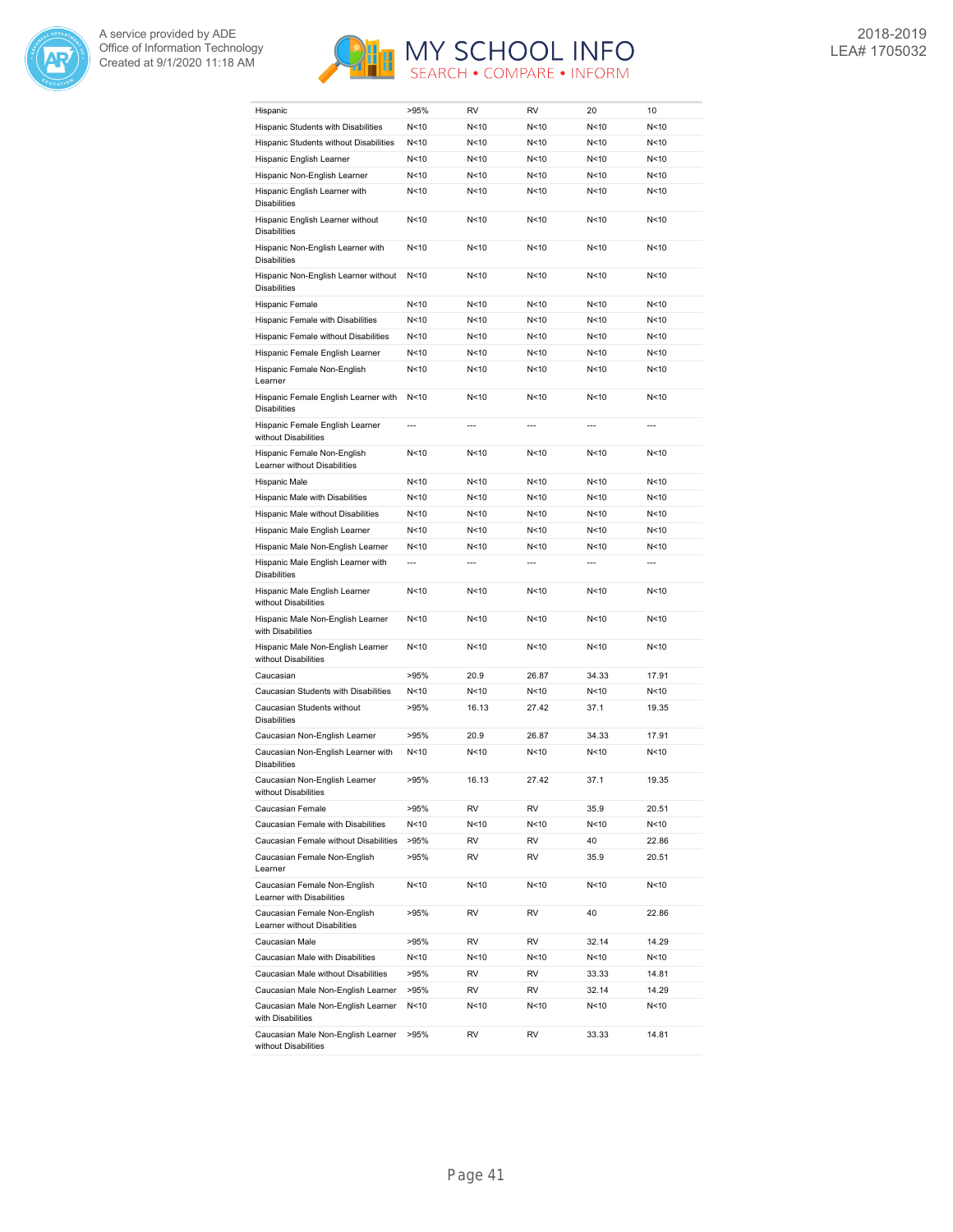| | | | | | |
|---|---|---|---|---|---|
| Hispanic | >95% | RV | RV | 20 | 10 |
| Hispanic Students with Disabilities | N<10 | N<10 | N<10 | N<10 | N<10 |
| Hispanic Students without Disabilities | N<10 | N<10 | N<10 | N<10 | N<10 |
| Hispanic English Learner | N<10 | N<10 | N<10 | N<10 | N<10 |
| Hispanic Non-English Learner | N<10 | N<10 | N<10 | N<10 | N<10 |
| Hispanic English Learner with Disabilities | N<10 | N<10 | N<10 | N<10 | N<10 |
| Hispanic English Learner without Disabilities | N<10 | N<10 | N<10 | N<10 | N<10 |
| Hispanic Non-English Learner with Disabilities | N<10 | N<10 | N<10 | N<10 | N<10 |
| Hispanic Non-English Learner without Disabilities | N<10 | N<10 | N<10 | N<10 | N<10 |
| Hispanic Female | N<10 | N<10 | N<10 | N<10 | N<10 |
| Hispanic Female with Disabilities | N<10 | N<10 | N<10 | N<10 | N<10 |
| Hispanic Female without Disabilities | N<10 | N<10 | N<10 | N<10 | N<10 |
| Hispanic Female English Learner | N<10 | N<10 | N<10 | N<10 | N<10 |
| Hispanic Female Non-English Learner | N<10 | N<10 | N<10 | N<10 | N<10 |
| Hispanic Female English Learner with Disabilities | N<10 | N<10 | N<10 | N<10 | N<10 |
| Hispanic Female English Learner without Disabilities | --- | --- | --- | --- | --- |
| Hispanic Female Non-English Learner without Disabilities | N<10 | N<10 | N<10 | N<10 | N<10 |
| Hispanic Male | N<10 | N<10 | N<10 | N<10 | N<10 |
| Hispanic Male with Disabilities | N<10 | N<10 | N<10 | N<10 | N<10 |
| Hispanic Male without Disabilities | N<10 | N<10 | N<10 | N<10 | N<10 |
| Hispanic Male English Learner | N<10 | N<10 | N<10 | N<10 | N<10 |
| Hispanic Male Non-English Learner | N<10 | N<10 | N<10 | N<10 | N<10 |
| Hispanic Male English Learner with Disabilities | --- | --- | --- | --- | --- |
| Hispanic Male English Learner without Disabilities | N<10 | N<10 | N<10 | N<10 | N<10 |
| Hispanic Male Non-English Learner with Disabilities | N<10 | N<10 | N<10 | N<10 | N<10 |
| Hispanic Male Non-English Learner without Disabilities | N<10 | N<10 | N<10 | N<10 | N<10 |
| Caucasian | >95% | 20.9 | 26.87 | 34.33 | 17.91 |
| Caucasian Students with Disabilities | N<10 | N<10 | N<10 | N<10 | N<10 |
| Caucasian Students without Disabilities | >95% | 16.13 | 27.42 | 37.1 | 19.35 |
| Caucasian Non-English Learner | >95% | 20.9 | 26.87 | 34.33 | 17.91 |
| Caucasian Non-English Learner with Disabilities | N<10 | N<10 | N<10 | N<10 | N<10 |
| Caucasian Non-English Learner without Disabilities | >95% | 16.13 | 27.42 | 37.1 | 19.35 |
| Caucasian Female | >95% | RV | RV | 35.9 | 20.51 |
| Caucasian Female with Disabilities | N<10 | N<10 | N<10 | N<10 | N<10 |
| Caucasian Female without Disabilities | >95% | RV | RV | 40 | 22.86 |
| Caucasian Female Non-English Learner | >95% | RV | RV | 35.9 | 20.51 |
| Caucasian Female Non-English Learner with Disabilities | N<10 | N<10 | N<10 | N<10 | N<10 |
| Caucasian Female Non-English Learner without Disabilities | >95% | RV | RV | 40 | 22.86 |
| Caucasian Male | >95% | RV | RV | 32.14 | 14.29 |
| Caucasian Male with Disabilities | N<10 | N<10 | N<10 | N<10 | N<10 |
| Caucasian Male without Disabilities | >95% | RV | RV | 33.33 | 14.81 |
| Caucasian Male Non-English Learner | >95% | RV | RV | 32.14 | 14.29 |
| Caucasian Male Non-English Learner with Disabilities | N<10 | N<10 | N<10 | N<10 | N<10 |
| Caucasian Male Non-English Learner without Disabilities | >95% | RV | RV | 33.33 | 14.81 |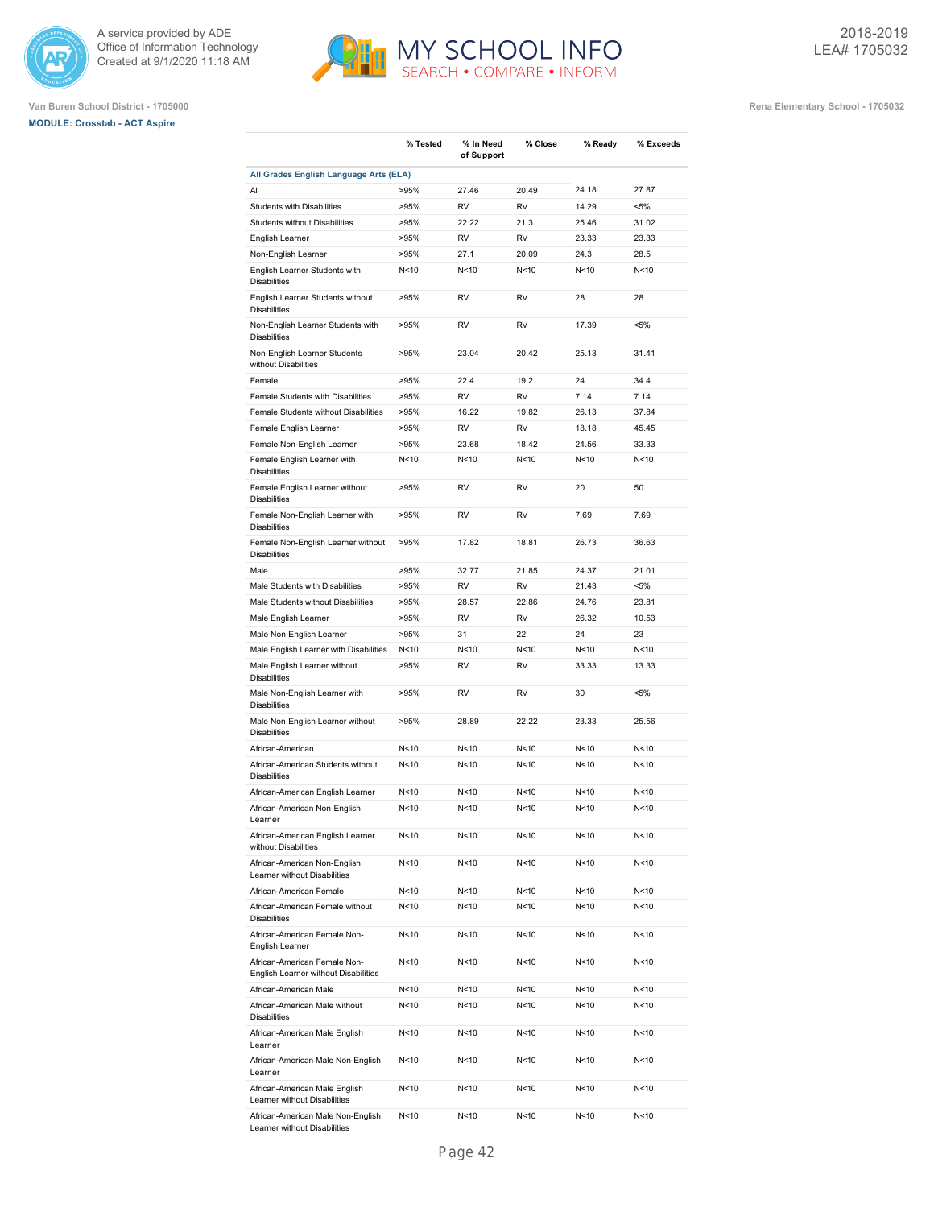A service provided by ADE
Office of Information Technology
Created at 9/1/2020 11:18 AM

2018-2019
LEA# 1705032

Van Buren School District - 1705000

Rena Elementary School - 1705032

**MODULE: Crosstab - ACT Aspire**

| | % Tested | % In Need of Support | % Close | % Ready | % Exceeds |
|---|---|---|---|---|---|
| **All Grades English Language Arts (ELA)** | | | | | |
| All | >95% | 27.46 | 20.49 | 24.18 | 27.87 |
| Students with Disabilities | >95% | RV | RV | 14.29 | <5% |
| Students without Disabilities | >95% | 22.22 | 21.3 | 25.46 | 31.02 |
| English Learner | >95% | RV | RV | 23.33 | 23.33 |
| Non-English Learner | >95% | 27.1 | 20.09 | 24.3 | 28.5 |
| English Learner Students with Disabilities | N<10 | N<10 | N<10 | N<10 | N<10 |
| English Learner Students without Disabilities | >95% | RV | RV | 28 | 28 |
| Non-English Learner Students with Disabilities | >95% | RV | RV | 17.39 | <5% |
| Non-English Learner Students without Disabilities | >95% | 23.04 | 20.42 | 25.13 | 31.41 |
| Female | >95% | 22.4 | 19.2 | 24 | 34.4 |
| Female Students with Disabilities | >95% | RV | RV | 7.14 | 7.14 |
| Female Students without Disabilities | >95% | 16.22 | 19.82 | 26.13 | 37.84 |
| Female English Learner | >95% | RV | RV | 18.18 | 45.45 |
| Female Non-English Learner | >95% | 23.68 | 18.42 | 24.56 | 33.33 |
| Female English Learner with Disabilities | N<10 | N<10 | N<10 | N<10 | N<10 |
| Female English Learner without Disabilities | >95% | RV | RV | 20 | 50 |
| Female Non-English Learner with Disabilities | >95% | RV | RV | 7.69 | 7.69 |
| Female Non-English Learner without Disabilities | >95% | 17.82 | 18.81 | 26.73 | 36.63 |
| Male | >95% | 32.77 | 21.85 | 24.37 | 21.01 |
| Male Students with Disabilities | >95% | RV | RV | 21.43 | <5% |
| Male Students without Disabilities | >95% | 28.57 | 22.86 | 24.76 | 23.81 |
| Male English Learner | >95% | RV | RV | 26.32 | 10.53 |
| Male Non-English Learner | >95% | 31 | 22 | 24 | 23 |
| Male English Learner with Disabilities | N<10 | N<10 | N<10 | N<10 | N<10 |
| Male English Learner without Disabilities | >95% | RV | RV | 33.33 | 13.33 |
| Male Non-English Learner with Disabilities | >95% | RV | RV | 30 | <5% |
| Male Non-English Learner without Disabilities | >95% | 28.89 | 22.22 | 23.33 | 25.56 |
| African-American | N<10 | N<10 | N<10 | N<10 | N<10 |
| African-American Students without Disabilities | N<10 | N<10 | N<10 | N<10 | N<10 |
| African-American English Learner | N<10 | N<10 | N<10 | N<10 | N<10 |
| African-American Non-English Learner | N<10 | N<10 | N<10 | N<10 | N<10 |
| African-American English Learner without Disabilities | N<10 | N<10 | N<10 | N<10 | N<10 |
| African-American Non-English Learner without Disabilities | N<10 | N<10 | N<10 | N<10 | N<10 |
| African-American Female | N<10 | N<10 | N<10 | N<10 | N<10 |
| African-American Female without Disabilities | N<10 | N<10 | N<10 | N<10 | N<10 |
| African-American Female Non-English Learner | N<10 | N<10 | N<10 | N<10 | N<10 |
| African-American Female Non-English Learner without Disabilities | N<10 | N<10 | N<10 | N<10 | N<10 |
| African-American Male | N<10 | N<10 | N<10 | N<10 | N<10 |
| African-American Male without Disabilities | N<10 | N<10 | N<10 | N<10 | N<10 |
| African-American Male English Learner | N<10 | N<10 | N<10 | N<10 | N<10 |
| African-American Male Non-English Learner | N<10 | N<10 | N<10 | N<10 | N<10 |
| African-American Male English Learner without Disabilities | N<10 | N<10 | N<10 | N<10 | N<10 |
| African-American Male Non-English Learner without Disabilities | N<10 | N<10 | N<10 | N<10 | N<10 |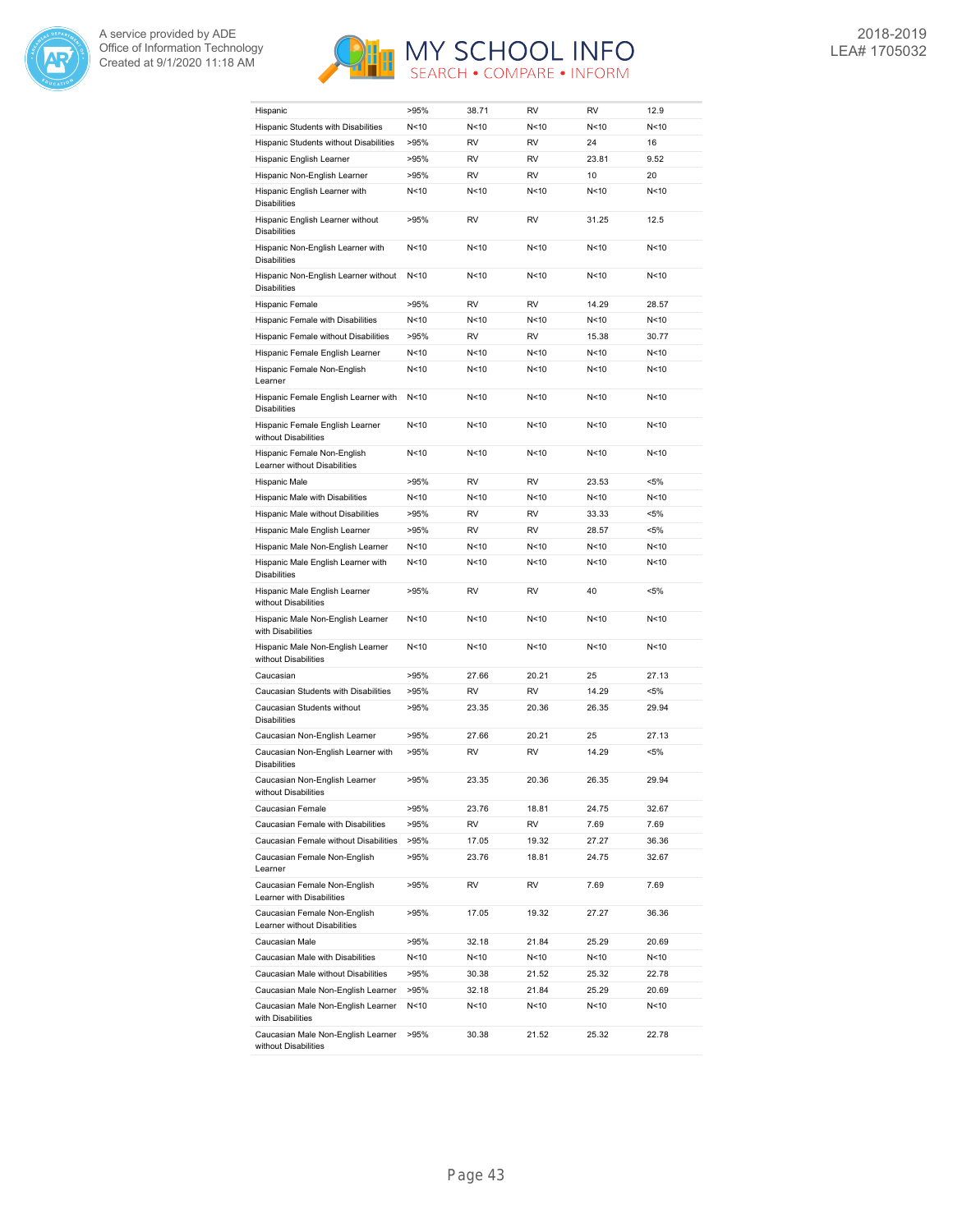| | | | | | |
|---|---|---|---|---|---|
| Hispanic | >95% | 38.71 | RV | RV | 12.9 |
| Hispanic Students with Disabilities | N<10 | N<10 | N<10 | N<10 | N<10 |
| Hispanic Students without Disabilities | >95% | RV | RV | 24 | 16 |
| Hispanic English Learner | >95% | RV | RV | 23.81 | 9.52 |
| Hispanic Non-English Learner | >95% | RV | RV | 10 | 20 |
| Hispanic English Learner with Disabilities | N<10 | N<10 | N<10 | N<10 | N<10 |
| Hispanic English Learner without Disabilities | >95% | RV | RV | 31.25 | 12.5 |
| Hispanic Non-English Learner with Disabilities | N<10 | N<10 | N<10 | N<10 | N<10 |
| Hispanic Non-English Learner without Disabilities | N<10 | N<10 | N<10 | N<10 | N<10 |
| Hispanic Female | >95% | RV | RV | 14.29 | 28.57 |
| Hispanic Female with Disabilities | N<10 | N<10 | N<10 | N<10 | N<10 |
| Hispanic Female without Disabilities | >95% | RV | RV | 15.38 | 30.77 |
| Hispanic Female English Learner | N<10 | N<10 | N<10 | N<10 | N<10 |
| Hispanic Female Non-English Learner | N<10 | N<10 | N<10 | N<10 | N<10 |
| Hispanic Female English Learner with Disabilities | N<10 | N<10 | N<10 | N<10 | N<10 |
| Hispanic Female English Learner without Disabilities | N<10 | N<10 | N<10 | N<10 | N<10 |
| Hispanic Female Non-English Learner without Disabilities | N<10 | N<10 | N<10 | N<10 | N<10 |
| Hispanic Male | >95% | RV | RV | 23.53 | <5% |
| Hispanic Male with Disabilities | N<10 | N<10 | N<10 | N<10 | N<10 |
| Hispanic Male without Disabilities | >95% | RV | RV | 33.33 | <5% |
| Hispanic Male English Learner | >95% | RV | RV | 28.57 | <5% |
| Hispanic Male Non-English Learner | N<10 | N<10 | N<10 | N<10 | N<10 |
| Hispanic Male English Learner with Disabilities | N<10 | N<10 | N<10 | N<10 | N<10 |
| Hispanic Male English Learner without Disabilities | >95% | RV | RV | 40 | <5% |
| Hispanic Male Non-English Learner with Disabilities | N<10 | N<10 | N<10 | N<10 | N<10 |
| Hispanic Male Non-English Learner without Disabilities | N<10 | N<10 | N<10 | N<10 | N<10 |
| Caucasian | >95% | 27.66 | 20.21 | 25 | 27.13 |
| Caucasian Students with Disabilities | >95% | RV | RV | 14.29 | <5% |
| Caucasian Students without Disabilities | >95% | 23.35 | 20.36 | 26.35 | 29.94 |
| Caucasian Non-English Learner | >95% | 27.66 | 20.21 | 25 | 27.13 |
| Caucasian Non-English Learner with Disabilities | >95% | RV | RV | 14.29 | <5% |
| Caucasian Non-English Learner without Disabilities | >95% | 23.35 | 20.36 | 26.35 | 29.94 |
| Caucasian Female | >95% | 23.76 | 18.81 | 24.75 | 32.67 |
| Caucasian Female with Disabilities | >95% | RV | RV | 7.69 | 7.69 |
| Caucasian Female without Disabilities | >95% | 17.05 | 19.32 | 27.27 | 36.36 |
| Caucasian Female Non-English Learner | >95% | 23.76 | 18.81 | 24.75 | 32.67 |
| Caucasian Female Non-English Learner with Disabilities | >95% | RV | RV | 7.69 | 7.69 |
| Caucasian Female Non-English Learner without Disabilities | >95% | 17.05 | 19.32 | 27.27 | 36.36 |
| Caucasian Male | >95% | 32.18 | 21.84 | 25.29 | 20.69 |
| Caucasian Male with Disabilities | N<10 | N<10 | N<10 | N<10 | N<10 |
| Caucasian Male without Disabilities | >95% | 30.38 | 21.52 | 25.32 | 22.78 |
| Caucasian Male Non-English Learner | >95% | 32.18 | 21.84 | 25.29 | 20.69 |
| Caucasian Male Non-English Learner with Disabilities | N<10 | N<10 | N<10 | N<10 | N<10 |
| Caucasian Male Non-English Learner without Disabilities | >95% | 30.38 | 21.52 | 25.32 | 22.78 |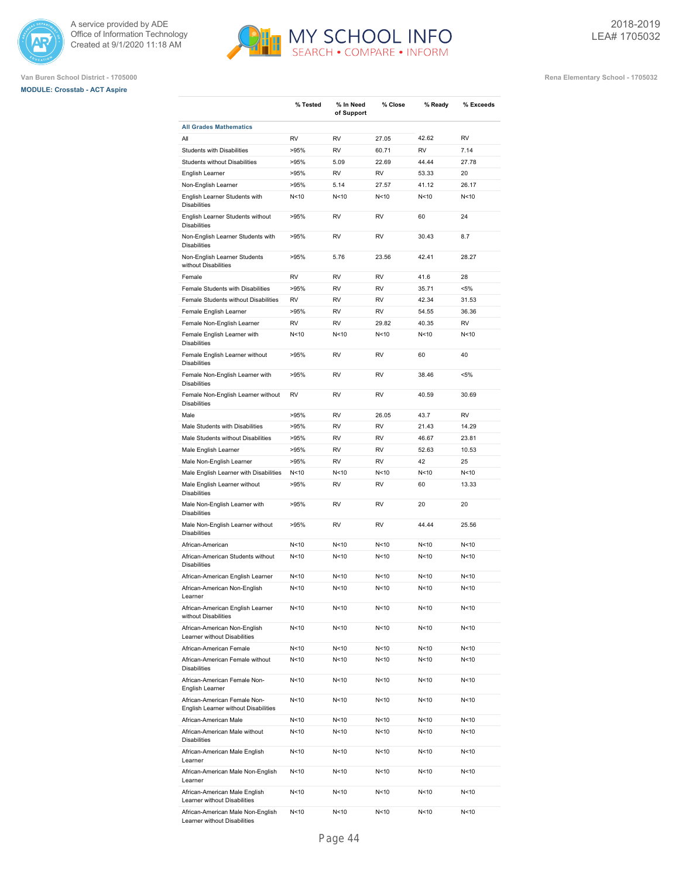Van Buren School District - 1705000

**MODULE: Crosstab - ACT Aspire**

Rena Elementary School - 1705032

| | % Tested | % In Need of Support | % Close | % Ready | % Exceeds |
|---|---|---|---|---|---|
| **All Grades Mathematics** | | | | | |
| All | RV | RV | 27.05 | 42.62 | RV |
| Students with Disabilities | >95% | RV | 60.71 | RV | 7.14 |
| Students without Disabilities | >95% | 5.09 | 22.69 | 44.44 | 27.78 |
| English Learner | >95% | RV | RV | 53.33 | 20 |
| Non-English Learner | >95% | 5.14 | 27.57 | 41.12 | 26.17 |
| English Learner Students with Disabilities | N<10 | N<10 | N<10 | N<10 | N<10 |
| English Learner Students without Disabilities | >95% | RV | RV | 60 | 24 |
| Non-English Learner Students with Disabilities | >95% | RV | RV | 30.43 | 8.7 |
| Non-English Learner Students without Disabilities | >95% | 5.76 | 23.56 | 42.41 | 28.27 |
| Female | RV | RV | RV | 41.6 | 28 |
| Female Students with Disabilities | >95% | RV | RV | 35.71 | <5% |
| Female Students without Disabilities | RV | RV | RV | 42.34 | 31.53 |
| Female English Learner | >95% | RV | RV | 54.55 | 36.36 |
| Female Non-English Learner | RV | RV | 29.82 | 40.35 | RV |
| Female English Learner with Disabilities | N<10 | N<10 | N<10 | N<10 | N<10 |
| Female English Learner without Disabilities | >95% | RV | RV | 60 | 40 |
| Female Non-English Learner with Disabilities | >95% | RV | RV | 38.46 | <5% |
| Female Non-English Learner without Disabilities | RV | RV | RV | 40.59 | 30.69 |
| Male | >95% | RV | 26.05 | 43.7 | RV |
| Male Students with Disabilities | >95% | RV | RV | 21.43 | 14.29 |
| Male Students without Disabilities | >95% | RV | RV | 46.67 | 23.81 |
| Male English Learner | >95% | RV | RV | 52.63 | 10.53 |
| Male Non-English Learner | >95% | RV | RV | 42 | 25 |
| Male English Learner with Disabilities | N<10 | N<10 | N<10 | N<10 | N<10 |
| Male English Learner without Disabilities | >95% | RV | RV | 60 | 13.33 |
| Male Non-English Learner with Disabilities | >95% | RV | RV | 20 | 20 |
| Male Non-English Learner without Disabilities | >95% | RV | RV | 44.44 | 25.56 |
| African-American | N<10 | N<10 | N<10 | N<10 | N<10 |
| African-American Students without Disabilities | N<10 | N<10 | N<10 | N<10 | N<10 |
| African-American English Learner | N<10 | N<10 | N<10 | N<10 | N<10 |
| African-American Non-English Learner | N<10 | N<10 | N<10 | N<10 | N<10 |
| African-American English Learner without Disabilities | N<10 | N<10 | N<10 | N<10 | N<10 |
| African-American Non-English Learner without Disabilities | N<10 | N<10 | N<10 | N<10 | N<10 |
| African-American Female | N<10 | N<10 | N<10 | N<10 | N<10 |
| African-American Female without Disabilities | N<10 | N<10 | N<10 | N<10 | N<10 |
| African-American Female Non-English Learner | N<10 | N<10 | N<10 | N<10 | N<10 |
| African-American Female Non-English Learner without Disabilities | N<10 | N<10 | N<10 | N<10 | N<10 |
| African-American Male | N<10 | N<10 | N<10 | N<10 | N<10 |
| African-American Male without Disabilities | N<10 | N<10 | N<10 | N<10 | N<10 |
| African-American Male English Learner | N<10 | N<10 | N<10 | N<10 | N<10 |
| African-American Male Non-English Learner | N<10 | N<10 | N<10 | N<10 | N<10 |
| African-American Male English Learner without Disabilities | N<10 | N<10 | N<10 | N<10 | N<10 |
| African-American Male Non-English Learner without Disabilities | N<10 | N<10 | N<10 | N<10 | N<10 |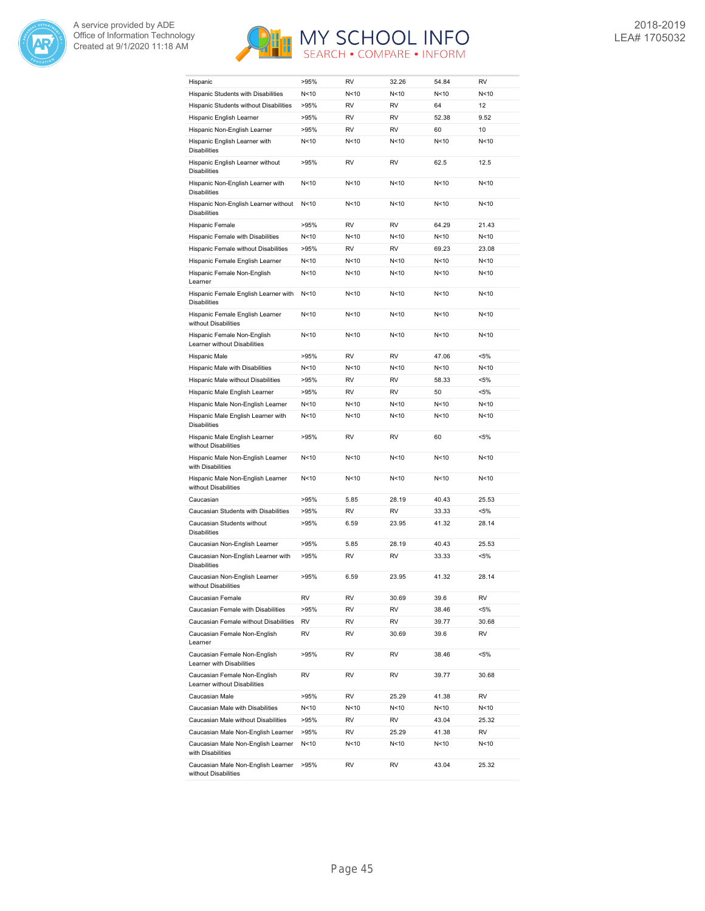| | | | | | |
|---|---|---|---|---|---|
| Hispanic | >95% | RV | 32.26 | 54.84 | RV |
| Hispanic Students with Disabilities | N<10 | N<10 | N<10 | N<10 | N<10 |
| Hispanic Students without Disabilities | >95% | RV | RV | 64 | 12 |
| Hispanic English Learner | >95% | RV | RV | 52.38 | 9.52 |
| Hispanic Non-English Learner | >95% | RV | RV | 60 | 10 |
| Hispanic English Learner with Disabilities | N<10 | N<10 | N<10 | N<10 | N<10 |
| Hispanic English Learner without Disabilities | >95% | RV | RV | 62.5 | 12.5 |
| Hispanic Non-English Learner with Disabilities | N<10 | N<10 | N<10 | N<10 | N<10 |
| Hispanic Non-English Learner without Disabilities | N<10 | N<10 | N<10 | N<10 | N<10 |
| Hispanic Female | >95% | RV | RV | 64.29 | 21.43 |
| Hispanic Female with Disabilities | N<10 | N<10 | N<10 | N<10 | N<10 |
| Hispanic Female without Disabilities | >95% | RV | RV | 69.23 | 23.08 |
| Hispanic Female English Learner | N<10 | N<10 | N<10 | N<10 | N<10 |
| Hispanic Female Non-English Learner | N<10 | N<10 | N<10 | N<10 | N<10 |
| Hispanic Female English Learner with Disabilities | N<10 | N<10 | N<10 | N<10 | N<10 |
| Hispanic Female English Learner without Disabilities | N<10 | N<10 | N<10 | N<10 | N<10 |
| Hispanic Female Non-English Learner without Disabilities | N<10 | N<10 | N<10 | N<10 | N<10 |
| Hispanic Male | >95% | RV | RV | 47.06 | <5% |
| Hispanic Male with Disabilities | N<10 | N<10 | N<10 | N<10 | N<10 |
| Hispanic Male without Disabilities | >95% | RV | RV | 58.33 | <5% |
| Hispanic Male English Learner | >95% | RV | RV | 50 | <5% |
| Hispanic Male Non-English Learner | N<10 | N<10 | N<10 | N<10 | N<10 |
| Hispanic Male English Learner with Disabilities | N<10 | N<10 | N<10 | N<10 | N<10 |
| Hispanic Male English Learner without Disabilities | >95% | RV | RV | 60 | <5% |
| Hispanic Male Non-English Learner with Disabilities | N<10 | N<10 | N<10 | N<10 | N<10 |
| Hispanic Male Non-English Learner without Disabilities | N<10 | N<10 | N<10 | N<10 | N<10 |
| Caucasian | >95% | 5.85 | 28.19 | 40.43 | 25.53 |
| Caucasian Students with Disabilities | >95% | RV | RV | 33.33 | <5% |
| Caucasian Students without Disabilities | >95% | 6.59 | 23.95 | 41.32 | 28.14 |
| Caucasian Non-English Learner | >95% | 5.85 | 28.19 | 40.43 | 25.53 |
| Caucasian Non-English Learner with Disabilities | >95% | RV | RV | 33.33 | <5% |
| Caucasian Non-English Learner without Disabilities | >95% | 6.59 | 23.95 | 41.32 | 28.14 |
| Caucasian Female | RV | RV | 30.69 | 39.6 | RV |
| Caucasian Female with Disabilities | >95% | RV | RV | 38.46 | <5% |
| Caucasian Female without Disabilities | RV | RV | RV | 39.77 | 30.68 |
| Caucasian Female Non-English Learner | RV | RV | 30.69 | 39.6 | RV |
| Caucasian Female Non-English Learner with Disabilities | >95% | RV | RV | 38.46 | <5% |
| Caucasian Female Non-English Learner without Disabilities | RV | RV | RV | 39.77 | 30.68 |
| Caucasian Male | >95% | RV | 25.29 | 41.38 | RV |
| Caucasian Male with Disabilities | N<10 | N<10 | N<10 | N<10 | N<10 |
| Caucasian Male without Disabilities | >95% | RV | RV | 43.04 | 25.32 |
| Caucasian Male Non-English Learner | >95% | RV | 25.29 | 41.38 | RV |
| Caucasian Male Non-English Learner with Disabilities | N<10 | N<10 | N<10 | N<10 | N<10 |
| Caucasian Male Non-English Learner without Disabilities | >95% | RV | RV | 43.04 | 25.32 |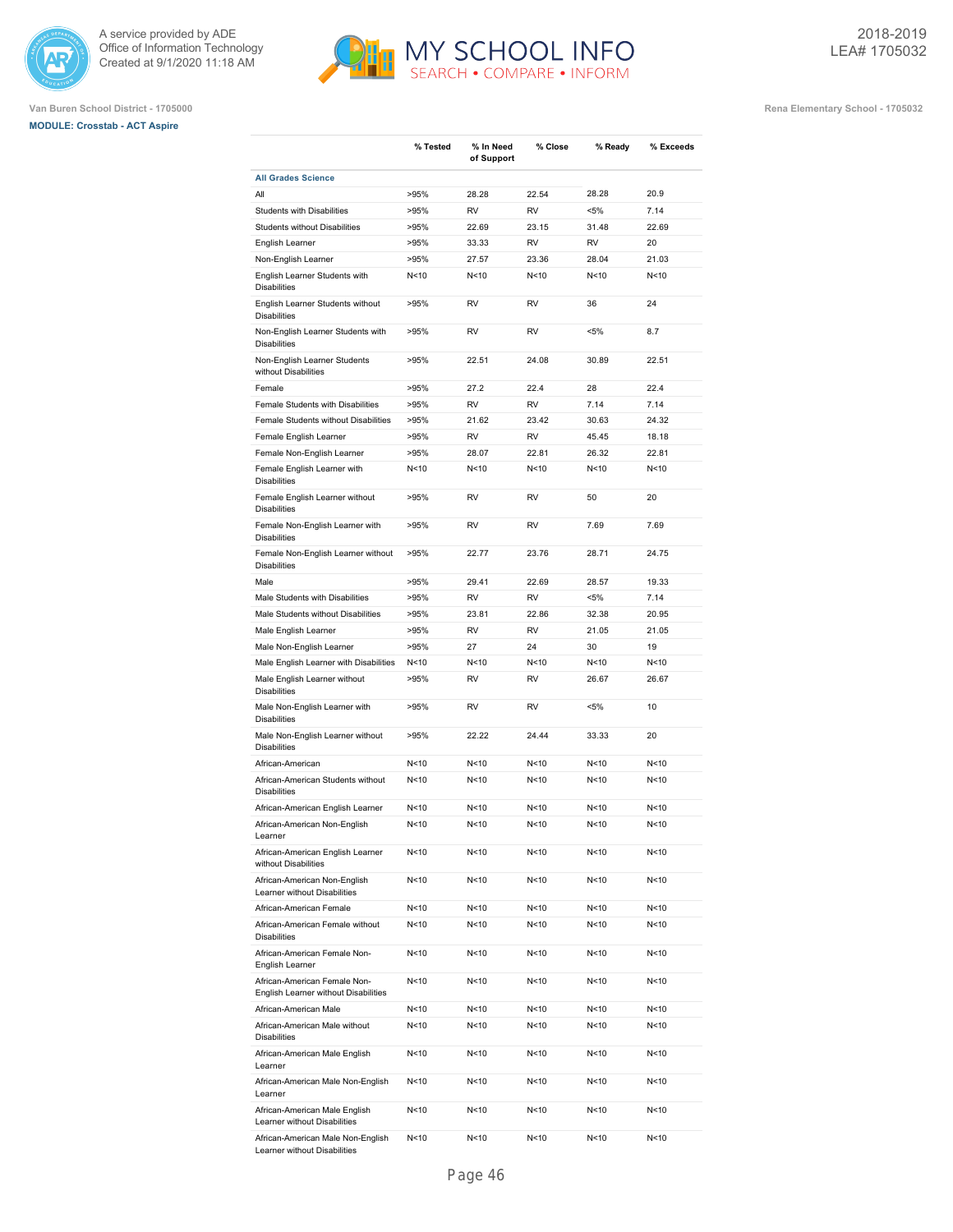A service provided by ADE
Office of Information Technology
Created at 9/1/2020 11:18 AM

# MY SCHOOL INFO
SEARCH • COMPARE • INFORM

2018-2019
LEA# 1705032

Van Buren School District - 1705000

Rena Elementary School - 1705032

**MODULE: Crosstab - ACT Aspire**

| | % Tested | % In Need of Support | % Close | % Ready | % Exceeds |
|---|---|---|---|---|---|
| **All Grades Science** | | | | | |
| All | >95% | 28.28 | 22.54 | 28.28 | 20.9 |
| Students with Disabilities | >95% | RV | RV | <5% | 7.14 |
| Students without Disabilities | >95% | 22.69 | 23.15 | 31.48 | 22.69 |
| English Learner | >95% | 33.33 | RV | RV | 20 |
| Non-English Learner | >95% | 27.57 | 23.36 | 28.04 | 21.03 |
| English Learner Students with Disabilities | N<10 | N<10 | N<10 | N<10 | N<10 |
| English Learner Students without Disabilities | >95% | RV | RV | 36 | 24 |
| Non-English Learner Students with Disabilities | >95% | RV | RV | <5% | 8.7 |
| Non-English Learner Students without Disabilities | >95% | 22.51 | 24.08 | 30.89 | 22.51 |
| Female | >95% | 27.2 | 22.4 | 28 | 22.4 |
| Female Students with Disabilities | >95% | RV | RV | 7.14 | 7.14 |
| Female Students without Disabilities | >95% | 21.62 | 23.42 | 30.63 | 24.32 |
| Female English Learner | >95% | RV | RV | 45.45 | 18.18 |
| Female Non-English Learner | >95% | 28.07 | 22.81 | 26.32 | 22.81 |
| Female English Learner with Disabilities | N<10 | N<10 | N<10 | N<10 | N<10 |
| Female English Learner without Disabilities | >95% | RV | RV | 50 | 20 |
| Female Non-English Learner with Disabilities | >95% | RV | RV | 7.69 | 7.69 |
| Female Non-English Learner without Disabilities | >95% | 22.77 | 23.76 | 28.71 | 24.75 |
| Male | >95% | 29.41 | 22.69 | 28.57 | 19.33 |
| Male Students with Disabilities | >95% | RV | RV | <5% | 7.14 |
| Male Students without Disabilities | >95% | 23.81 | 22.86 | 32.38 | 20.95 |
| Male English Learner | >95% | RV | RV | 21.05 | 21.05 |
| Male Non-English Learner | >95% | 27 | 24 | 30 | 19 |
| Male English Learner with Disabilities | N<10 | N<10 | N<10 | N<10 | N<10 |
| Male English Learner without Disabilities | >95% | RV | RV | 26.67 | 26.67 |
| Male Non-English Learner with Disabilities | >95% | RV | RV | <5% | 10 |
| Male Non-English Learner without Disabilities | >95% | 22.22 | 24.44 | 33.33 | 20 |
| African-American | N<10 | N<10 | N<10 | N<10 | N<10 |
| African-American Students without Disabilities | N<10 | N<10 | N<10 | N<10 | N<10 |
| African-American English Learner | N<10 | N<10 | N<10 | N<10 | N<10 |
| African-American Non-English Learner | N<10 | N<10 | N<10 | N<10 | N<10 |
| African-American English Learner without Disabilities | N<10 | N<10 | N<10 | N<10 | N<10 |
| African-American Non-English Learner without Disabilities | N<10 | N<10 | N<10 | N<10 | N<10 |
| African-American Female | N<10 | N<10 | N<10 | N<10 | N<10 |
| African-American Female without Disabilities | N<10 | N<10 | N<10 | N<10 | N<10 |
| African-American Female Non-English Learner | N<10 | N<10 | N<10 | N<10 | N<10 |
| African-American Female Non-English Learner without Disabilities | N<10 | N<10 | N<10 | N<10 | N<10 |
| African-American Male | N<10 | N<10 | N<10 | N<10 | N<10 |
| African-American Male without Disabilities | N<10 | N<10 | N<10 | N<10 | N<10 |
| African-American Male English Learner | N<10 | N<10 | N<10 | N<10 | N<10 |
| African-American Male Non-English Learner | N<10 | N<10 | N<10 | N<10 | N<10 |
| African-American Male English Learner without Disabilities | N<10 | N<10 | N<10 | N<10 | N<10 |
| African-American Male Non-English Learner without Disabilities | N<10 | N<10 | N<10 | N<10 | N<10 |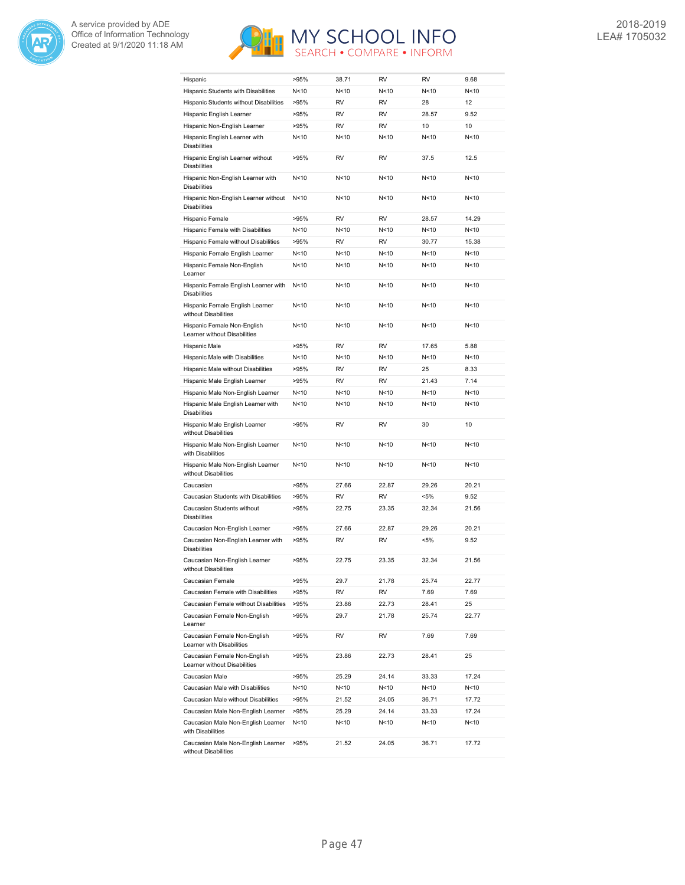| | | | | | |
|---|---|---|---|---|---|
| Hispanic | >95% | 38.71 | RV | RV | 9.68 |
| Hispanic Students with Disabilities | N<10 | N<10 | N<10 | N<10 | N<10 |
| Hispanic Students without Disabilities | >95% | RV | RV | 28 | 12 |
| Hispanic English Learner | >95% | RV | RV | 28.57 | 9.52 |
| Hispanic Non-English Learner | >95% | RV | RV | 10 | 10 |
| Hispanic English Learner with Disabilities | N<10 | N<10 | N<10 | N<10 | N<10 |
| Hispanic English Learner without Disabilities | >95% | RV | RV | 37.5 | 12.5 |
| Hispanic Non-English Learner with Disabilities | N<10 | N<10 | N<10 | N<10 | N<10 |
| Hispanic Non-English Learner without Disabilities | N<10 | N<10 | N<10 | N<10 | N<10 |
| Hispanic Female | >95% | RV | RV | 28.57 | 14.29 |
| Hispanic Female with Disabilities | N<10 | N<10 | N<10 | N<10 | N<10 |
| Hispanic Female without Disabilities | >95% | RV | RV | 30.77 | 15.38 |
| Hispanic Female English Learner | N<10 | N<10 | N<10 | N<10 | N<10 |
| Hispanic Female Non-English Learner | N<10 | N<10 | N<10 | N<10 | N<10 |
| Hispanic Female English Learner with Disabilities | N<10 | N<10 | N<10 | N<10 | N<10 |
| Hispanic Female English Learner without Disabilities | N<10 | N<10 | N<10 | N<10 | N<10 |
| Hispanic Female Non-English Learner without Disabilities | N<10 | N<10 | N<10 | N<10 | N<10 |
| Hispanic Male | >95% | RV | RV | 17.65 | 5.88 |
| Hispanic Male with Disabilities | N<10 | N<10 | N<10 | N<10 | N<10 |
| Hispanic Male without Disabilities | >95% | RV | RV | 25 | 8.33 |
| Hispanic Male English Learner | >95% | RV | RV | 21.43 | 7.14 |
| Hispanic Male Non-English Learner | N<10 | N<10 | N<10 | N<10 | N<10 |
| Hispanic Male English Learner with Disabilities | N<10 | N<10 | N<10 | N<10 | N<10 |
| Hispanic Male English Learner without Disabilities | >95% | RV | RV | 30 | 10 |
| Hispanic Male Non-English Learner with Disabilities | N<10 | N<10 | N<10 | N<10 | N<10 |
| Hispanic Male Non-English Learner without Disabilities | N<10 | N<10 | N<10 | N<10 | N<10 |
| Caucasian | >95% | 27.66 | 22.87 | 29.26 | 20.21 |
| Caucasian Students with Disabilities | >95% | RV | RV | <5% | 9.52 |
| Caucasian Students without Disabilities | >95% | 22.75 | 23.35 | 32.34 | 21.56 |
| Caucasian Non-English Learner | >95% | 27.66 | 22.87 | 29.26 | 20.21 |
| Caucasian Non-English Learner with Disabilities | >95% | RV | RV | <5% | 9.52 |
| Caucasian Non-English Learner without Disabilities | >95% | 22.75 | 23.35 | 32.34 | 21.56 |
| Caucasian Female | >95% | 29.7 | 21.78 | 25.74 | 22.77 |
| Caucasian Female with Disabilities | >95% | RV | RV | 7.69 | 7.69 |
| Caucasian Female without Disabilities | >95% | 23.86 | 22.73 | 28.41 | 25 |
| Caucasian Female Non-English Learner | >95% | 29.7 | 21.78 | 25.74 | 22.77 |
| Caucasian Female Non-English Learner with Disabilities | >95% | RV | RV | 7.69 | 7.69 |
| Caucasian Female Non-English Learner without Disabilities | >95% | 23.86 | 22.73 | 28.41 | 25 |
| Caucasian Male | >95% | 25.29 | 24.14 | 33.33 | 17.24 |
| Caucasian Male with Disabilities | N<10 | N<10 | N<10 | N<10 | N<10 |
| Caucasian Male without Disabilities | >95% | 21.52 | 24.05 | 36.71 | 17.72 |
| Caucasian Male Non-English Learner | >95% | 25.29 | 24.14 | 33.33 | 17.24 |
| Caucasian Male Non-English Learner with Disabilities | N<10 | N<10 | N<10 | N<10 | N<10 |
| Caucasian Male Non-English Learner without Disabilities | >95% | 21.52 | 24.05 | 36.71 | 17.72 |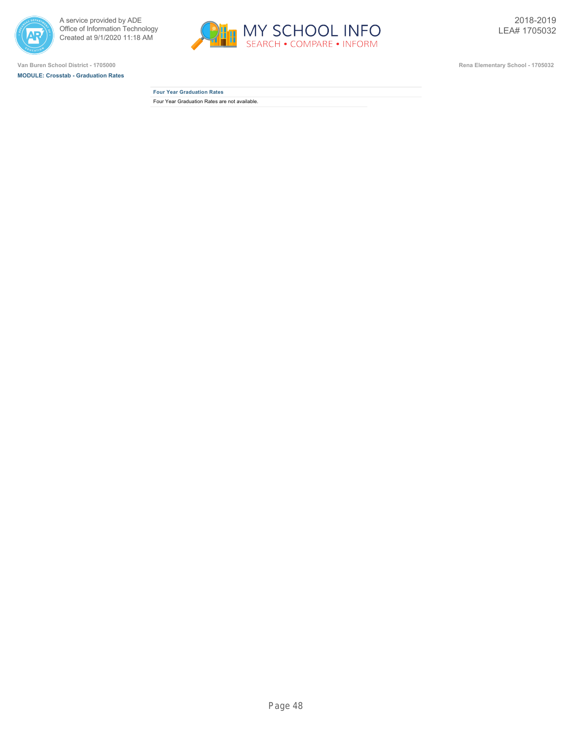Van Buren School District - 1705000

**MODULE: Crosstab - Graduation Rates**

Rena Elementary School - 1705032

2018-2019
LEA# 1705032

### Four Year Graduation Rates

Four Year Graduation Rates are not available.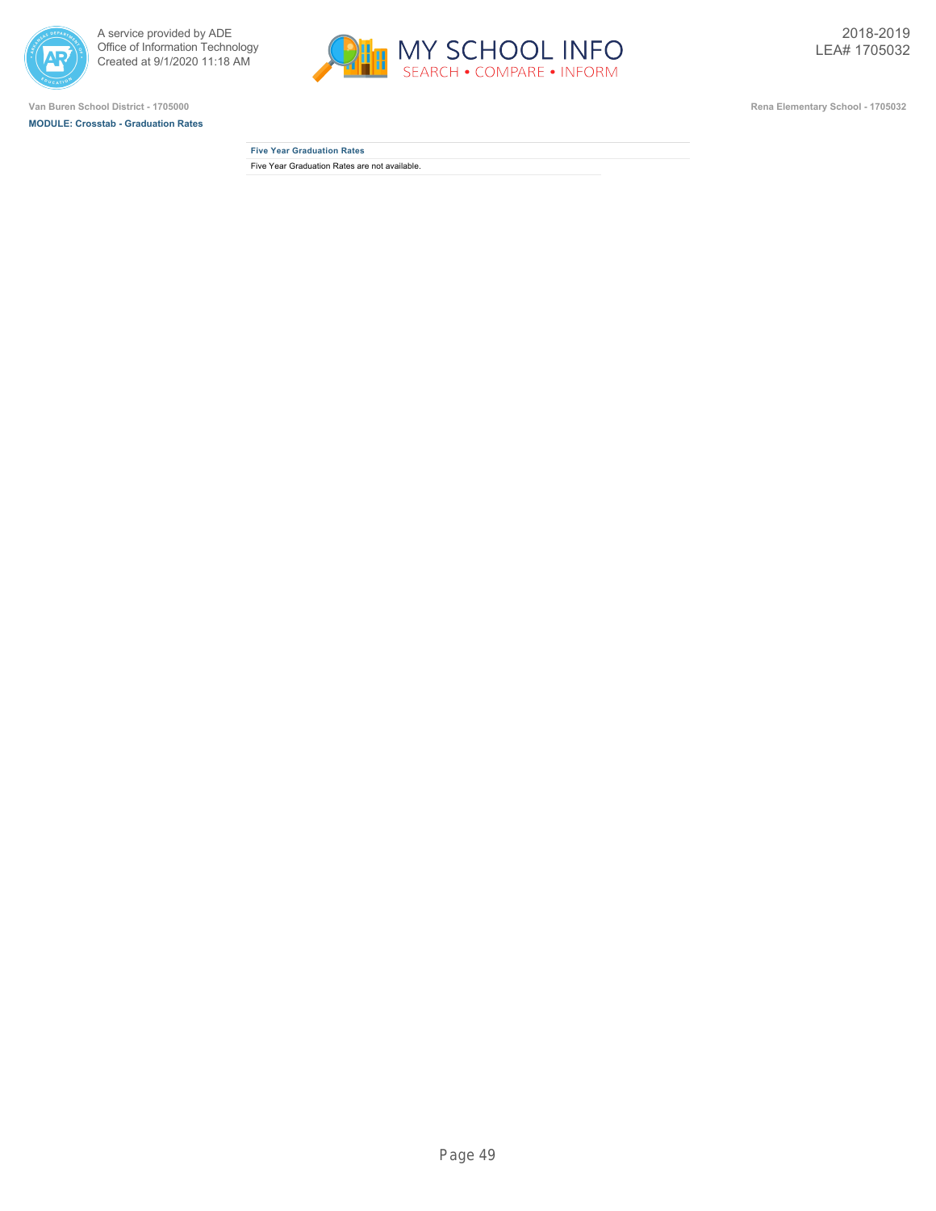Van Buren School District - 1705000

**MODULE: Crosstab - Graduation Rates**

Rena Elementary School - 1705032

| Five Year Graduation Rates |
| --- |
| Five Year Graduation Rates are not available. |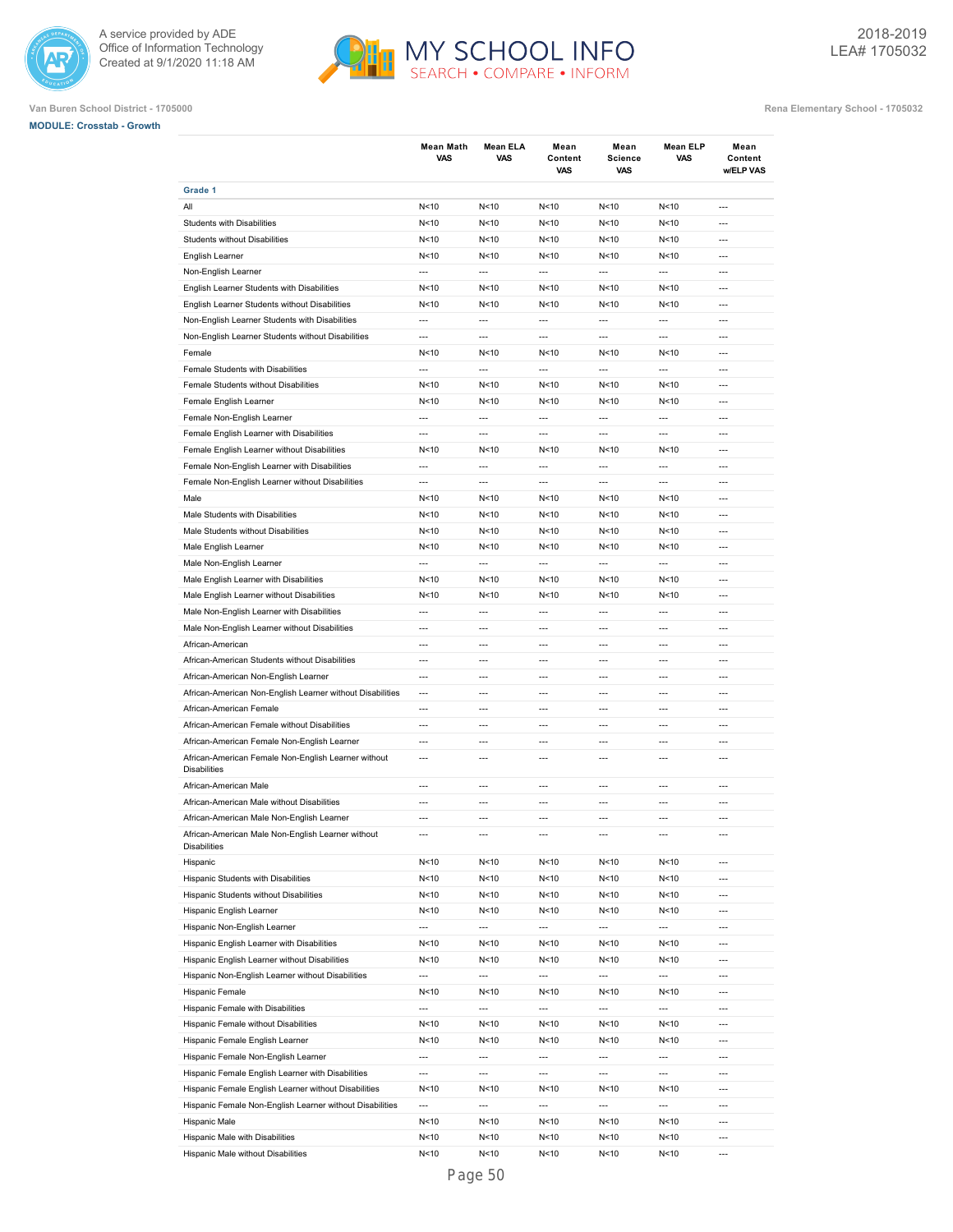Van Buren School District - 1705000

Rena Elementary School - 1705032

**MODULE: Crosstab - Growth**

| | Mean Math VAS | Mean ELA VAS | Mean Content VAS | Mean Science VAS | Mean ELP VAS | Mean Content w/ELP VAS |
|---|---|---|---|---|---|---|
| **Grade 1** | | | | | | |
| All | N<10 | N<10 | N<10 | N<10 | N<10 | --- |
| Students with Disabilities | N<10 | N<10 | N<10 | N<10 | N<10 | --- |
| Students without Disabilities | N<10 | N<10 | N<10 | N<10 | N<10 | --- |
| English Learner | N<10 | N<10 | N<10 | N<10 | N<10 | --- |
| Non-English Learner | --- | --- | --- | --- | --- | --- |
| English Learner Students with Disabilities | N<10 | N<10 | N<10 | N<10 | N<10 | --- |
| English Learner Students without Disabilities | N<10 | N<10 | N<10 | N<10 | N<10 | --- |
| Non-English Learner Students with Disabilities | --- | --- | --- | --- | --- | --- |
| Non-English Learner Students without Disabilities | --- | --- | --- | --- | --- | --- |
| Female | N<10 | N<10 | N<10 | N<10 | N<10 | --- |
| Female Students with Disabilities | --- | --- | --- | --- | --- | --- |
| Female Students without Disabilities | N<10 | N<10 | N<10 | N<10 | N<10 | --- |
| Female English Learner | N<10 | N<10 | N<10 | N<10 | N<10 | --- |
| Female Non-English Learner | --- | --- | --- | --- | --- | --- |
| Female English Learner with Disabilities | --- | --- | --- | --- | --- | --- |
| Female English Learner without Disabilities | N<10 | N<10 | N<10 | N<10 | N<10 | --- |
| Female Non-English Learner with Disabilities | --- | --- | --- | --- | --- | --- |
| Female Non-English Learner without Disabilities | --- | --- | --- | --- | --- | --- |
| Male | N<10 | N<10 | N<10 | N<10 | N<10 | --- |
| Male Students with Disabilities | N<10 | N<10 | N<10 | N<10 | N<10 | --- |
| Male Students without Disabilities | N<10 | N<10 | N<10 | N<10 | N<10 | --- |
| Male English Learner | N<10 | N<10 | N<10 | N<10 | N<10 | --- |
| Male Non-English Learner | --- | --- | --- | --- | --- | --- |
| Male English Learner with Disabilities | N<10 | N<10 | N<10 | N<10 | N<10 | --- |
| Male English Learner without Disabilities | N<10 | N<10 | N<10 | N<10 | N<10 | --- |
| Male Non-English Learner with Disabilities | --- | --- | --- | --- | --- | --- |
| Male Non-English Learner without Disabilities | --- | --- | --- | --- | --- | --- |
| African-American | --- | --- | --- | --- | --- | --- |
| African-American Students without Disabilities | --- | --- | --- | --- | --- | --- |
| African-American Non-English Learner | --- | --- | --- | --- | --- | --- |
| African-American Non-English Learner without Disabilities | --- | --- | --- | --- | --- | --- |
| African-American Female | --- | --- | --- | --- | --- | --- |
| African-American Female without Disabilities | --- | --- | --- | --- | --- | --- |
| African-American Female Non-English Learner | --- | --- | --- | --- | --- | --- |
| African-American Female Non-English Learner without Disabilities | --- | --- | --- | --- | --- | --- |
| African-American Male | --- | --- | --- | --- | --- | --- |
| African-American Male without Disabilities | --- | --- | --- | --- | --- | --- |
| African-American Male Non-English Learner | --- | --- | --- | --- | --- | --- |
| African-American Male Non-English Learner without Disabilities | --- | --- | --- | --- | --- | --- |
| Hispanic | N<10 | N<10 | N<10 | N<10 | N<10 | --- |
| Hispanic Students with Disabilities | N<10 | N<10 | N<10 | N<10 | N<10 | --- |
| Hispanic Students without Disabilities | N<10 | N<10 | N<10 | N<10 | N<10 | --- |
| Hispanic English Learner | N<10 | N<10 | N<10 | N<10 | N<10 | --- |
| Hispanic Non-English Learner | --- | --- | --- | --- | --- | --- |
| Hispanic English Learner with Disabilities | N<10 | N<10 | N<10 | N<10 | N<10 | --- |
| Hispanic English Learner without Disabilities | N<10 | N<10 | N<10 | N<10 | N<10 | --- |
| Hispanic Non-English Learner without Disabilities | --- | --- | --- | --- | --- | --- |
| Hispanic Female | N<10 | N<10 | N<10 | N<10 | N<10 | --- |
| Hispanic Female with Disabilities | --- | --- | --- | --- | --- | --- |
| Hispanic Female without Disabilities | N<10 | N<10 | N<10 | N<10 | N<10 | --- |
| Hispanic Female English Learner | N<10 | N<10 | N<10 | N<10 | N<10 | --- |
| Hispanic Female Non-English Learner | --- | --- | --- | --- | --- | --- |
| Hispanic Female English Learner with Disabilities | --- | --- | --- | --- | --- | --- |
| Hispanic Female English Learner without Disabilities | N<10 | N<10 | N<10 | N<10 | N<10 | --- |
| Hispanic Female Non-English Learner without Disabilities | --- | --- | --- | --- | --- | --- |
| Hispanic Male | N<10 | N<10 | N<10 | N<10 | N<10 | --- |
| Hispanic Male with Disabilities | N<10 | N<10 | N<10 | N<10 | N<10 | --- |
| Hispanic Male without Disabilities | N<10 | N<10 | N<10 | N<10 | N<10 | --- |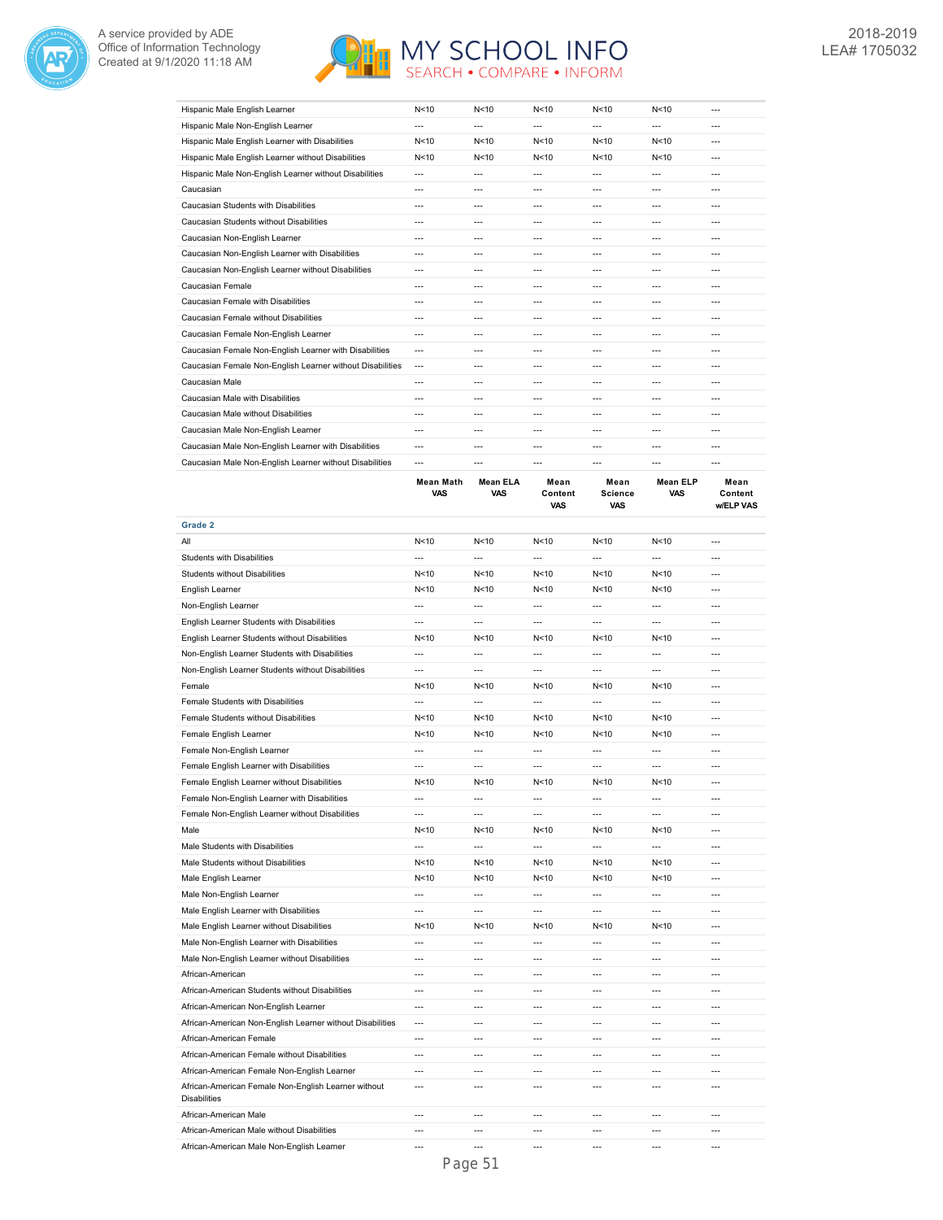| | | | | | | |
|---|---|---|---|---|---|---|
| Hispanic Male English Learner | N<10 | N<10 | N<10 | N<10 | N<10 | --- |
| Hispanic Male Non-English Learner | --- | --- | --- | --- | --- | --- |
| Hispanic Male English Learner with Disabilities | N<10 | N<10 | N<10 | N<10 | N<10 | --- |
| Hispanic Male English Learner without Disabilities | N<10 | N<10 | N<10 | N<10 | N<10 | --- |
| Hispanic Male Non-English Learner without Disabilities | --- | --- | --- | --- | --- | --- |
| Caucasian | --- | --- | --- | --- | --- | --- |
| Caucasian Students with Disabilities | --- | --- | --- | --- | --- | --- |
| Caucasian Students without Disabilities | --- | --- | --- | --- | --- | --- |
| Caucasian Non-English Learner | --- | --- | --- | --- | --- | --- |
| Caucasian Non-English Learner with Disabilities | --- | --- | --- | --- | --- | --- |
| Caucasian Non-English Learner without Disabilities | --- | --- | --- | --- | --- | --- |
| Caucasian Female | --- | --- | --- | --- | --- | --- |
| Caucasian Female with Disabilities | --- | --- | --- | --- | --- | --- |
| Caucasian Female without Disabilities | --- | --- | --- | --- | --- | --- |
| Caucasian Female Non-English Learner | --- | --- | --- | --- | --- | --- |
| Caucasian Female Non-English Learner with Disabilities | --- | --- | --- | --- | --- | --- |
| Caucasian Female Non-English Learner without Disabilities | --- | --- | --- | --- | --- | --- |
| Caucasian Male | --- | --- | --- | --- | --- | --- |
| Caucasian Male with Disabilities | --- | --- | --- | --- | --- | --- |
| Caucasian Male without Disabilities | --- | --- | --- | --- | --- | --- |
| Caucasian Male Non-English Learner | --- | --- | --- | --- | --- | --- |
| Caucasian Male Non-English Learner with Disabilities | --- | --- | --- | --- | --- | --- |
| Caucasian Male Non-English Learner without Disabilities | --- | --- | --- | --- | --- | --- |

| | Mean Math VAS | Mean ELA VAS | Mean Content VAS | Mean Science VAS | Mean ELP VAS | Mean Content w/ELP VAS |
|---|---|---|---|---|---|---|
| **Grade 2** | | | | | | |
| All | N<10 | N<10 | N<10 | N<10 | N<10 | --- |
| Students with Disabilities | --- | --- | --- | --- | --- | --- |
| Students without Disabilities | N<10 | N<10 | N<10 | N<10 | N<10 | --- |
| English Learner | N<10 | N<10 | N<10 | N<10 | N<10 | --- |
| Non-English Learner | --- | --- | --- | --- | --- | --- |
| English Learner Students with Disabilities | --- | --- | --- | --- | --- | --- |
| English Learner Students without Disabilities | N<10 | N<10 | N<10 | N<10 | N<10 | --- |
| Non-English Learner Students with Disabilities | --- | --- | --- | --- | --- | --- |
| Non-English Learner Students without Disabilities | --- | --- | --- | --- | --- | --- |
| Female | N<10 | N<10 | N<10 | N<10 | N<10 | --- |
| Female Students with Disabilities | --- | --- | --- | --- | --- | --- |
| Female Students without Disabilities | N<10 | N<10 | N<10 | N<10 | N<10 | --- |
| Female English Learner | N<10 | N<10 | N<10 | N<10 | N<10 | --- |
| Female Non-English Learner | --- | --- | --- | --- | --- | --- |
| Female English Learner with Disabilities | --- | --- | --- | --- | --- | --- |
| Female English Learner without Disabilities | N<10 | N<10 | N<10 | N<10 | N<10 | --- |
| Female Non-English Learner with Disabilities | --- | --- | --- | --- | --- | --- |
| Female Non-English Learner without Disabilities | --- | --- | --- | --- | --- | --- |
| Male | N<10 | N<10 | N<10 | N<10 | N<10 | --- |
| Male Students with Disabilities | --- | --- | --- | --- | --- | --- |
| Male Students without Disabilities | N<10 | N<10 | N<10 | N<10 | N<10 | --- |
| Male English Learner | N<10 | N<10 | N<10 | N<10 | N<10 | --- |
| Male Non-English Learner | --- | --- | --- | --- | --- | --- |
| Male English Learner with Disabilities | --- | --- | --- | --- | --- | --- |
| Male English Learner without Disabilities | N<10 | N<10 | N<10 | N<10 | N<10 | --- |
| Male Non-English Learner with Disabilities | --- | --- | --- | --- | --- | --- |
| Male Non-English Learner without Disabilities | --- | --- | --- | --- | --- | --- |
| African-American | --- | --- | --- | --- | --- | --- |
| African-American Students without Disabilities | --- | --- | --- | --- | --- | --- |
| African-American Non-English Learner | --- | --- | --- | --- | --- | --- |
| African-American Non-English Learner without Disabilities | --- | --- | --- | --- | --- | --- |
| African-American Female | --- | --- | --- | --- | --- | --- |
| African-American Female without Disabilities | --- | --- | --- | --- | --- | --- |
| African-American Female Non-English Learner | --- | --- | --- | --- | --- | --- |
| African-American Female Non-English Learner without Disabilities | --- | --- | --- | --- | --- | --- |
| African-American Male | --- | --- | --- | --- | --- | --- |
| African-American Male without Disabilities | --- | --- | --- | --- | --- | --- |
| African-American Male Non-English Learner | --- | --- | --- | --- | --- | --- |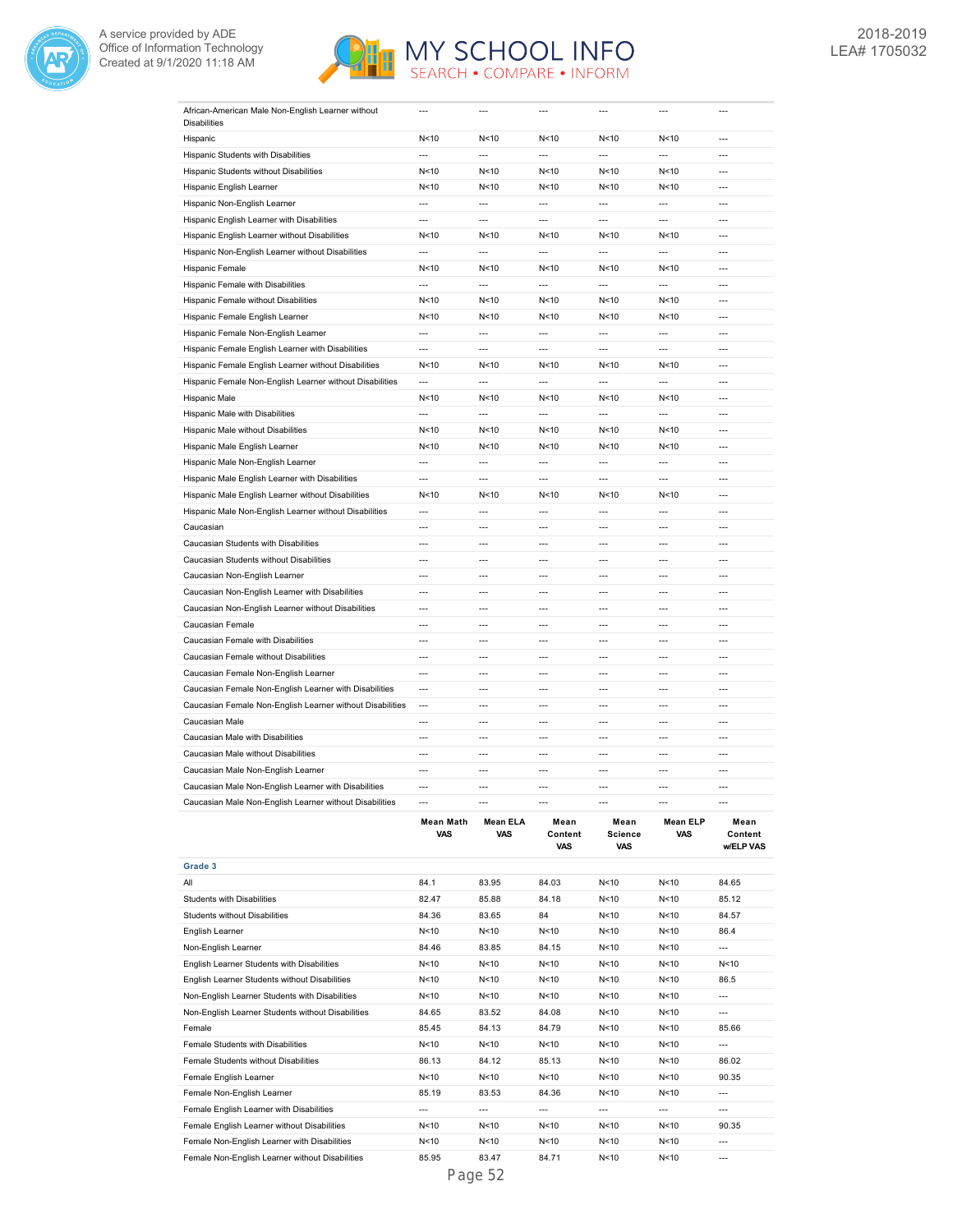| | | | | | | |
|---|---|---|---|---|---|---|
| African-American Male Non-English Learner without Disabilities | --- | --- | --- | --- | --- | --- |
| Hispanic | N<10 | N<10 | N<10 | N<10 | N<10 | --- |
| Hispanic Students with Disabilities | --- | --- | --- | --- | --- | --- |
| Hispanic Students without Disabilities | N<10 | N<10 | N<10 | N<10 | N<10 | --- |
| Hispanic English Learner | N<10 | N<10 | N<10 | N<10 | N<10 | --- |
| Hispanic Non-English Learner | --- | --- | --- | --- | --- | --- |
| Hispanic English Learner with Disabilities | --- | --- | --- | --- | --- | --- |
| Hispanic English Learner without Disabilities | N<10 | N<10 | N<10 | N<10 | N<10 | --- |
| Hispanic Non-English Learner without Disabilities | --- | --- | --- | --- | --- | --- |
| Hispanic Female | N<10 | N<10 | N<10 | N<10 | N<10 | --- |
| Hispanic Female with Disabilities | --- | --- | --- | --- | --- | --- |
| Hispanic Female without Disabilities | N<10 | N<10 | N<10 | N<10 | N<10 | --- |
| Hispanic Female English Learner | N<10 | N<10 | N<10 | N<10 | N<10 | --- |
| Hispanic Female Non-English Learner | --- | --- | --- | --- | --- | --- |
| Hispanic Female English Learner with Disabilities | --- | --- | --- | --- | --- | --- |
| Hispanic Female English Learner without Disabilities | N<10 | N<10 | N<10 | N<10 | N<10 | --- |
| Hispanic Female Non-English Learner without Disabilities | --- | --- | --- | --- | --- | --- |
| Hispanic Male | N<10 | N<10 | N<10 | N<10 | N<10 | --- |
| Hispanic Male with Disabilities | --- | --- | --- | --- | --- | --- |
| Hispanic Male without Disabilities | N<10 | N<10 | N<10 | N<10 | N<10 | --- |
| Hispanic Male English Learner | N<10 | N<10 | N<10 | N<10 | N<10 | --- |
| Hispanic Male Non-English Learner | --- | --- | --- | --- | --- | --- |
| Hispanic Male English Learner with Disabilities | --- | --- | --- | --- | --- | --- |
| Hispanic Male English Learner without Disabilities | N<10 | N<10 | N<10 | N<10 | N<10 | --- |
| Hispanic Male Non-English Learner without Disabilities | --- | --- | --- | --- | --- | --- |
| Caucasian | --- | --- | --- | --- | --- | --- |
| Caucasian Students with Disabilities | --- | --- | --- | --- | --- | --- |
| Caucasian Students without Disabilities | --- | --- | --- | --- | --- | --- |
| Caucasian Non-English Learner | --- | --- | --- | --- | --- | --- |
| Caucasian Non-English Learner with Disabilities | --- | --- | --- | --- | --- | --- |
| Caucasian Non-English Learner without Disabilities | --- | --- | --- | --- | --- | --- |
| Caucasian Female | --- | --- | --- | --- | --- | --- |
| Caucasian Female with Disabilities | --- | --- | --- | --- | --- | --- |
| Caucasian Female without Disabilities | --- | --- | --- | --- | --- | --- |
| Caucasian Female Non-English Learner | --- | --- | --- | --- | --- | --- |
| Caucasian Female Non-English Learner with Disabilities | --- | --- | --- | --- | --- | --- |
| Caucasian Female Non-English Learner without Disabilities | --- | --- | --- | --- | --- | --- |
| Caucasian Male | --- | --- | --- | --- | --- | --- |
| Caucasian Male with Disabilities | --- | --- | --- | --- | --- | --- |
| Caucasian Male without Disabilities | --- | --- | --- | --- | --- | --- |
| Caucasian Male Non-English Learner | --- | --- | --- | --- | --- | --- |
| Caucasian Male Non-English Learner with Disabilities | --- | --- | --- | --- | --- | --- |
| Caucasian Male Non-English Learner without Disabilities | --- | --- | --- | --- | --- | --- |

| | Mean Math VAS | Mean ELA VAS | Mean Content VAS | Mean Science VAS | Mean ELP VAS | Mean Content w/ELP VAS |
|---|---|---|---|---|---|---|
| **Grade 3** | | | | | | |
| All | 84.1 | 83.95 | 84.03 | N<10 | N<10 | 84.65 |
| Students with Disabilities | 82.47 | 85.88 | 84.18 | N<10 | N<10 | 85.12 |
| Students without Disabilities | 84.36 | 83.65 | 84 | N<10 | N<10 | 84.57 |
| English Learner | N<10 | N<10 | N<10 | N<10 | N<10 | 86.4 |
| Non-English Learner | 84.46 | 83.85 | 84.15 | N<10 | N<10 | --- |
| English Learner Students with Disabilities | N<10 | N<10 | N<10 | N<10 | N<10 | N<10 |
| English Learner Students without Disabilities | N<10 | N<10 | N<10 | N<10 | N<10 | 86.5 |
| Non-English Learner Students with Disabilities | N<10 | N<10 | N<10 | N<10 | N<10 | --- |
| Non-English Learner Students without Disabilities | 84.65 | 83.52 | 84.08 | N<10 | N<10 | --- |
| Female | 85.45 | 84.13 | 84.79 | N<10 | N<10 | 85.66 |
| Female Students with Disabilities | N<10 | N<10 | N<10 | N<10 | N<10 | --- |
| Female Students without Disabilities | 86.13 | 84.12 | 85.13 | N<10 | N<10 | 86.02 |
| Female English Learner | N<10 | N<10 | N<10 | N<10 | N<10 | 90.35 |
| Female Non-English Learner | 85.19 | 83.53 | 84.36 | N<10 | N<10 | --- |
| Female English Learner with Disabilities | --- | --- | --- | --- | --- | --- |
| Female English Learner without Disabilities | N<10 | N<10 | N<10 | N<10 | N<10 | 90.35 |
| Female Non-English Learner with Disabilities | N<10 | N<10 | N<10 | N<10 | N<10 | --- |
| Female Non-English Learner without Disabilities | 85.95 | 83.47 | 84.71 | N<10 | N<10 | --- |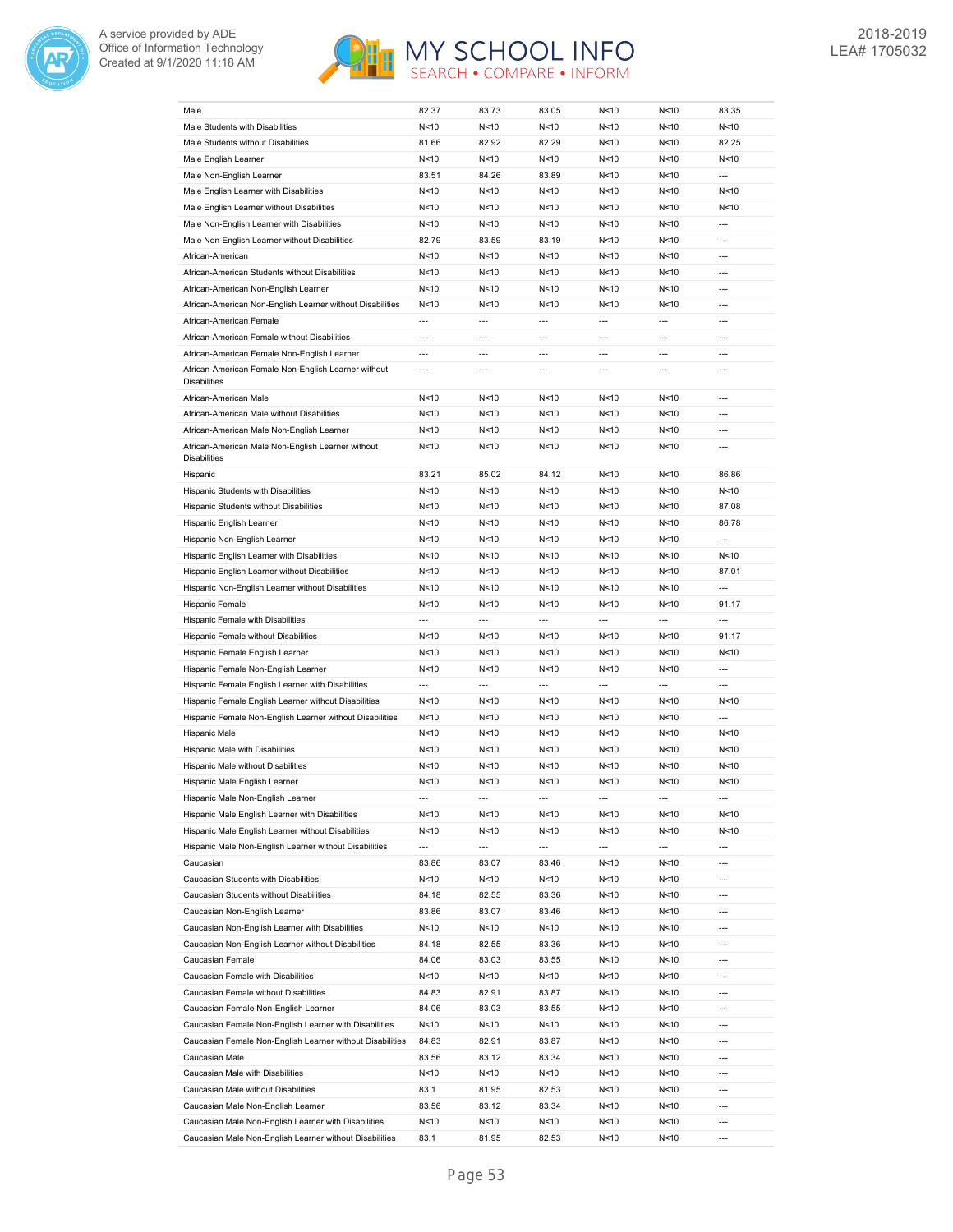| | | | | | | |
|---|---|---|---|---|---|---|
| Male | 82.37 | 83.73 | 83.05 | N<10 | N<10 | 83.35 |
| Male Students with Disabilities | N<10 | N<10 | N<10 | N<10 | N<10 | N<10 |
| Male Students without Disabilities | 81.66 | 82.92 | 82.29 | N<10 | N<10 | 82.25 |
| Male English Learner | N<10 | N<10 | N<10 | N<10 | N<10 | N<10 |
| Male Non-English Learner | 83.51 | 84.26 | 83.89 | N<10 | N<10 | --- |
| Male English Learner with Disabilities | N<10 | N<10 | N<10 | N<10 | N<10 | N<10 |
| Male English Learner without Disabilities | N<10 | N<10 | N<10 | N<10 | N<10 | N<10 |
| Male Non-English Learner with Disabilities | N<10 | N<10 | N<10 | N<10 | N<10 | --- |
| Male Non-English Learner without Disabilities | 82.79 | 83.59 | 83.19 | N<10 | N<10 | --- |
| African-American | N<10 | N<10 | N<10 | N<10 | N<10 | --- |
| African-American Students without Disabilities | N<10 | N<10 | N<10 | N<10 | N<10 | --- |
| African-American Non-English Learner | N<10 | N<10 | N<10 | N<10 | N<10 | --- |
| African-American Non-English Learner without Disabilities | N<10 | N<10 | N<10 | N<10 | N<10 | --- |
| African-American Female | --- | --- | --- | --- | --- | --- |
| African-American Female without Disabilities | --- | --- | --- | --- | --- | --- |
| African-American Female Non-English Learner | --- | --- | --- | --- | --- | --- |
| African-American Female Non-English Learner without Disabilities | --- | --- | --- | --- | --- | --- |
| African-American Male | N<10 | N<10 | N<10 | N<10 | N<10 | --- |
| African-American Male without Disabilities | N<10 | N<10 | N<10 | N<10 | N<10 | --- |
| African-American Male Non-English Learner | N<10 | N<10 | N<10 | N<10 | N<10 | --- |
| African-American Male Non-English Learner without Disabilities | N<10 | N<10 | N<10 | N<10 | N<10 | --- |
| Hispanic | 83.21 | 85.02 | 84.12 | N<10 | N<10 | 86.86 |
| Hispanic Students with Disabilities | N<10 | N<10 | N<10 | N<10 | N<10 | N<10 |
| Hispanic Students without Disabilities | N<10 | N<10 | N<10 | N<10 | N<10 | 87.08 |
| Hispanic English Learner | N<10 | N<10 | N<10 | N<10 | N<10 | 86.78 |
| Hispanic Non-English Learner | N<10 | N<10 | N<10 | N<10 | N<10 | --- |
| Hispanic English Learner with Disabilities | N<10 | N<10 | N<10 | N<10 | N<10 | N<10 |
| Hispanic English Learner without Disabilities | N<10 | N<10 | N<10 | N<10 | N<10 | 87.01 |
| Hispanic Non-English Learner without Disabilities | N<10 | N<10 | N<10 | N<10 | N<10 | --- |
| Hispanic Female | N<10 | N<10 | N<10 | N<10 | N<10 | 91.17 |
| Hispanic Female with Disabilities | --- | --- | --- | --- | --- | --- |
| Hispanic Female without Disabilities | N<10 | N<10 | N<10 | N<10 | N<10 | 91.17 |
| Hispanic Female English Learner | N<10 | N<10 | N<10 | N<10 | N<10 | N<10 |
| Hispanic Female Non-English Learner | N<10 | N<10 | N<10 | N<10 | N<10 | --- |
| Hispanic Female English Learner with Disabilities | --- | --- | --- | --- | --- | --- |
| Hispanic Female English Learner without Disabilities | N<10 | N<10 | N<10 | N<10 | N<10 | N<10 |
| Hispanic Female Non-English Learner without Disabilities | N<10 | N<10 | N<10 | N<10 | N<10 | --- |
| Hispanic Male | N<10 | N<10 | N<10 | N<10 | N<10 | N<10 |
| Hispanic Male with Disabilities | N<10 | N<10 | N<10 | N<10 | N<10 | N<10 |
| Hispanic Male without Disabilities | N<10 | N<10 | N<10 | N<10 | N<10 | N<10 |
| Hispanic Male English Learner | N<10 | N<10 | N<10 | N<10 | N<10 | N<10 |
| Hispanic Male Non-English Learner | --- | --- | --- | --- | --- | --- |
| Hispanic Male English Learner with Disabilities | N<10 | N<10 | N<10 | N<10 | N<10 | N<10 |
| Hispanic Male English Learner without Disabilities | N<10 | N<10 | N<10 | N<10 | N<10 | N<10 |
| Hispanic Male Non-English Learner without Disabilities | --- | --- | --- | --- | --- | --- |
| Caucasian | 83.86 | 83.07 | 83.46 | N<10 | N<10 | --- |
| Caucasian Students with Disabilities | N<10 | N<10 | N<10 | N<10 | N<10 | --- |
| Caucasian Students without Disabilities | 84.18 | 82.55 | 83.36 | N<10 | N<10 | --- |
| Caucasian Non-English Learner | 83.86 | 83.07 | 83.46 | N<10 | N<10 | --- |
| Caucasian Non-English Learner with Disabilities | N<10 | N<10 | N<10 | N<10 | N<10 | --- |
| Caucasian Non-English Learner without Disabilities | 84.18 | 82.55 | 83.36 | N<10 | N<10 | --- |
| Caucasian Female | 84.06 | 83.03 | 83.55 | N<10 | N<10 | --- |
| Caucasian Female with Disabilities | N<10 | N<10 | N<10 | N<10 | N<10 | --- |
| Caucasian Female without Disabilities | 84.83 | 82.91 | 83.87 | N<10 | N<10 | --- |
| Caucasian Female Non-English Learner | 84.06 | 83.03 | 83.55 | N<10 | N<10 | --- |
| Caucasian Female Non-English Learner with Disabilities | N<10 | N<10 | N<10 | N<10 | N<10 | --- |
| Caucasian Female Non-English Learner without Disabilities | 84.83 | 82.91 | 83.87 | N<10 | N<10 | --- |
| Caucasian Male | 83.56 | 83.12 | 83.34 | N<10 | N<10 | --- |
| Caucasian Male with Disabilities | N<10 | N<10 | N<10 | N<10 | N<10 | --- |
| Caucasian Male without Disabilities | 83.1 | 81.95 | 82.53 | N<10 | N<10 | --- |
| Caucasian Male Non-English Learner | 83.56 | 83.12 | 83.34 | N<10 | N<10 | --- |
| Caucasian Male Non-English Learner with Disabilities | N<10 | N<10 | N<10 | N<10 | N<10 | --- |
| Caucasian Male Non-English Learner without Disabilities | 83.1 | 81.95 | 82.53 | N<10 | N<10 | --- |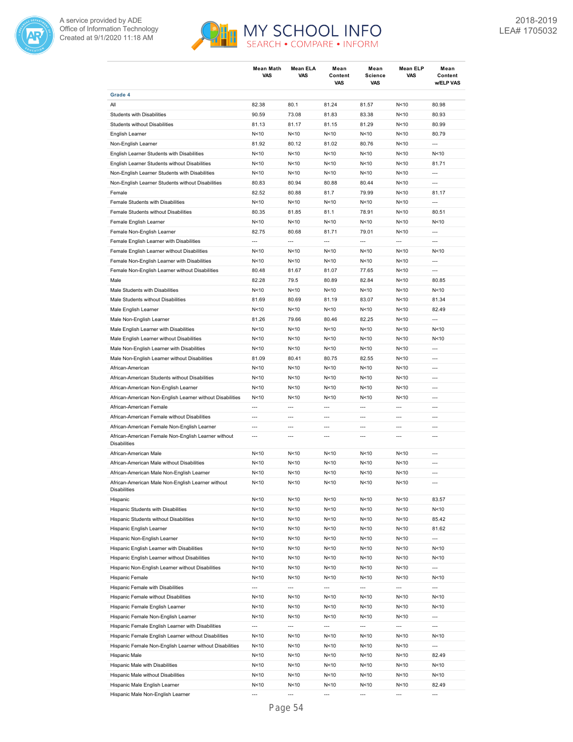| | Mean Math VAS | Mean ELA VAS | Mean Content VAS | Mean Science VAS | Mean ELP VAS | Mean Content w/ELP VAS |
|---|---|---|---|---|---|---|
| **Grade 4** | | | | | | |
| All | 82.38 | 80.1 | 81.24 | 81.57 | N<10 | 80.98 |
| Students with Disabilities | 90.59 | 73.08 | 81.83 | 83.38 | N<10 | 80.93 |
| Students without Disabilities | 81.13 | 81.17 | 81.15 | 81.29 | N<10 | 80.99 |
| English Learner | N<10 | N<10 | N<10 | N<10 | N<10 | 80.79 |
| Non-English Learner | 81.92 | 80.12 | 81.02 | 80.76 | N<10 | --- |
| English Learner Students with Disabilities | N<10 | N<10 | N<10 | N<10 | N<10 | N<10 |
| English Learner Students without Disabilities | N<10 | N<10 | N<10 | N<10 | N<10 | 81.71 |
| Non-English Learner Students with Disabilities | N<10 | N<10 | N<10 | N<10 | N<10 | --- |
| Non-English Learner Students without Disabilities | 80.83 | 80.94 | 80.88 | 80.44 | N<10 | --- |
| Female | 82.52 | 80.88 | 81.7 | 79.99 | N<10 | 81.17 |
| Female Students with Disabilities | N<10 | N<10 | N<10 | N<10 | N<10 | --- |
| Female Students without Disabilities | 80.35 | 81.85 | 81.1 | 78.91 | N<10 | 80.51 |
| Female English Learner | N<10 | N<10 | N<10 | N<10 | N<10 | N<10 |
| Female Non-English Learner | 82.75 | 80.68 | 81.71 | 79.01 | N<10 | --- |
| Female English Learner with Disabilities | --- | --- | --- | --- | --- | --- |
| Female English Learner without Disabilities | N<10 | N<10 | N<10 | N<10 | N<10 | N<10 |
| Female Non-English Learner with Disabilities | N<10 | N<10 | N<10 | N<10 | N<10 | --- |
| Female Non-English Learner without Disabilities | 80.48 | 81.67 | 81.07 | 77.65 | N<10 | --- |
| Male | 82.28 | 79.5 | 80.89 | 82.84 | N<10 | 80.85 |
| Male Students with Disabilities | N<10 | N<10 | N<10 | N<10 | N<10 | N<10 |
| Male Students without Disabilities | 81.69 | 80.69 | 81.19 | 83.07 | N<10 | 81.34 |
| Male English Learner | N<10 | N<10 | N<10 | N<10 | N<10 | 82.49 |
| Male Non-English Learner | 81.26 | 79.66 | 80.46 | 82.25 | N<10 | --- |
| Male English Learner with Disabilities | N<10 | N<10 | N<10 | N<10 | N<10 | N<10 |
| Male English Learner without Disabilities | N<10 | N<10 | N<10 | N<10 | N<10 | N<10 |
| Male Non-English Learner with Disabilities | N<10 | N<10 | N<10 | N<10 | N<10 | --- |
| Male Non-English Learner without Disabilities | 81.09 | 80.41 | 80.75 | 82.55 | N<10 | --- |
| African-American | N<10 | N<10 | N<10 | N<10 | N<10 | --- |
| African-American Students without Disabilities | N<10 | N<10 | N<10 | N<10 | N<10 | --- |
| African-American Non-English Learner | N<10 | N<10 | N<10 | N<10 | N<10 | --- |
| African-American Non-English Learner without Disabilities | N<10 | N<10 | N<10 | N<10 | N<10 | --- |
| African-American Female | --- | --- | --- | --- | --- | --- |
| African-American Female without Disabilities | --- | --- | --- | --- | --- | --- |
| African-American Female Non-English Learner | --- | --- | --- | --- | --- | --- |
| African-American Female Non-English Learner without Disabilities | --- | --- | --- | --- | --- | --- |
| African-American Male | N<10 | N<10 | N<10 | N<10 | N<10 | --- |
| African-American Male without Disabilities | N<10 | N<10 | N<10 | N<10 | N<10 | --- |
| African-American Male Non-English Learner | N<10 | N<10 | N<10 | N<10 | N<10 | --- |
| African-American Male Non-English Learner without Disabilities | N<10 | N<10 | N<10 | N<10 | N<10 | --- |
| Hispanic | N<10 | N<10 | N<10 | N<10 | N<10 | 83.57 |
| Hispanic Students with Disabilities | N<10 | N<10 | N<10 | N<10 | N<10 | N<10 |
| Hispanic Students without Disabilities | N<10 | N<10 | N<10 | N<10 | N<10 | 85.42 |
| Hispanic English Learner | N<10 | N<10 | N<10 | N<10 | N<10 | 81.62 |
| Hispanic Non-English Learner | N<10 | N<10 | N<10 | N<10 | N<10 | --- |
| Hispanic English Learner with Disabilities | N<10 | N<10 | N<10 | N<10 | N<10 | N<10 |
| Hispanic English Learner without Disabilities | N<10 | N<10 | N<10 | N<10 | N<10 | N<10 |
| Hispanic Non-English Learner without Disabilities | N<10 | N<10 | N<10 | N<10 | N<10 | --- |
| Hispanic Female | N<10 | N<10 | N<10 | N<10 | N<10 | N<10 |
| Hispanic Female with Disabilities | --- | --- | --- | --- | --- | --- |
| Hispanic Female without Disabilities | N<10 | N<10 | N<10 | N<10 | N<10 | N<10 |
| Hispanic Female English Learner | N<10 | N<10 | N<10 | N<10 | N<10 | N<10 |
| Hispanic Female Non-English Learner | N<10 | N<10 | N<10 | N<10 | N<10 | --- |
| Hispanic Female English Learner with Disabilities | --- | --- | --- | --- | --- | --- |
| Hispanic Female English Learner without Disabilities | N<10 | N<10 | N<10 | N<10 | N<10 | N<10 |
| Hispanic Female Non-English Learner without Disabilities | N<10 | N<10 | N<10 | N<10 | N<10 | --- |
| Hispanic Male | N<10 | N<10 | N<10 | N<10 | N<10 | 82.49 |
| Hispanic Male with Disabilities | N<10 | N<10 | N<10 | N<10 | N<10 | N<10 |
| Hispanic Male without Disabilities | N<10 | N<10 | N<10 | N<10 | N<10 | N<10 |
| Hispanic Male English Learner | N<10 | N<10 | N<10 | N<10 | N<10 | 82.49 |
| Hispanic Male Non-English Learner | --- | --- | --- | --- | --- | --- |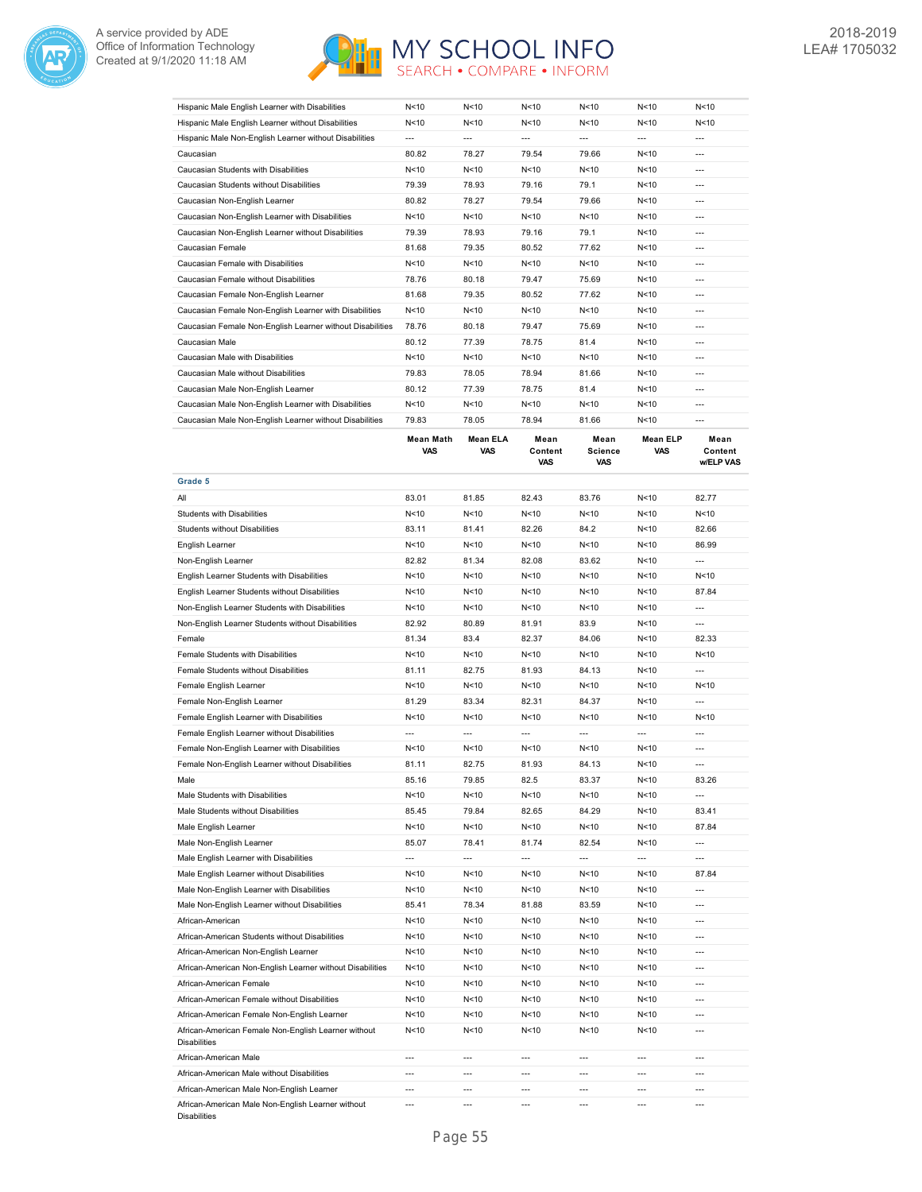| | | | | | | |
|---|---|---|---|---|---|---|
| Hispanic Male English Learner with Disabilities | N<10 | N<10 | N<10 | N<10 | N<10 | N<10 |
| Hispanic Male English Learner without Disabilities | N<10 | N<10 | N<10 | N<10 | N<10 | N<10 |
| Hispanic Male Non-English Learner without Disabilities | --- | --- | --- | --- | --- | --- |
| Caucasian | 80.82 | 78.27 | 79.54 | 79.66 | N<10 | --- |
| Caucasian Students with Disabilities | N<10 | N<10 | N<10 | N<10 | N<10 | --- |
| Caucasian Students without Disabilities | 79.39 | 78.93 | 79.16 | 79.1 | N<10 | --- |
| Caucasian Non-English Learner | 80.82 | 78.27 | 79.54 | 79.66 | N<10 | --- |
| Caucasian Non-English Learner with Disabilities | N<10 | N<10 | N<10 | N<10 | N<10 | --- |
| Caucasian Non-English Learner without Disabilities | 79.39 | 78.93 | 79.16 | 79.1 | N<10 | --- |
| Caucasian Female | 81.68 | 79.35 | 80.52 | 77.62 | N<10 | --- |
| Caucasian Female with Disabilities | N<10 | N<10 | N<10 | N<10 | N<10 | --- |
| Caucasian Female without Disabilities | 78.76 | 80.18 | 79.47 | 75.69 | N<10 | --- |
| Caucasian Female Non-English Learner | 81.68 | 79.35 | 80.52 | 77.62 | N<10 | --- |
| Caucasian Female Non-English Learner with Disabilities | N<10 | N<10 | N<10 | N<10 | N<10 | --- |
| Caucasian Female Non-English Learner without Disabilities | 78.76 | 80.18 | 79.47 | 75.69 | N<10 | --- |
| Caucasian Male | 80.12 | 77.39 | 78.75 | 81.4 | N<10 | --- |
| Caucasian Male with Disabilities | N<10 | N<10 | N<10 | N<10 | N<10 | --- |
| Caucasian Male without Disabilities | 79.83 | 78.05 | 78.94 | 81.66 | N<10 | --- |
| Caucasian Male Non-English Learner | 80.12 | 77.39 | 78.75 | 81.4 | N<10 | --- |
| Caucasian Male Non-English Learner with Disabilities | N<10 | N<10 | N<10 | N<10 | N<10 | --- |
| Caucasian Male Non-English Learner without Disabilities | 79.83 | 78.05 | 78.94 | 81.66 | N<10 | --- |

| | Mean Math VAS | Mean ELA VAS | Mean Content VAS | Mean Science VAS | Mean ELP VAS | Mean Content w/ELP VAS |
|---|---|---|---|---|---|---|
| **Grade 5** | | | | | | |
| All | 83.01 | 81.85 | 82.43 | 83.76 | N<10 | 82.77 |
| Students with Disabilities | N<10 | N<10 | N<10 | N<10 | N<10 | N<10 |
| Students without Disabilities | 83.11 | 81.41 | 82.26 | 84.2 | N<10 | 82.66 |
| English Learner | N<10 | N<10 | N<10 | N<10 | N<10 | 86.99 |
| Non-English Learner | 82.82 | 81.34 | 82.08 | 83.62 | N<10 | --- |
| English Learner Students with Disabilities | N<10 | N<10 | N<10 | N<10 | N<10 | N<10 |
| English Learner Students without Disabilities | N<10 | N<10 | N<10 | N<10 | N<10 | 87.84 |
| Non-English Learner Students with Disabilities | N<10 | N<10 | N<10 | N<10 | N<10 | --- |
| Non-English Learner Students without Disabilities | 82.92 | 80.89 | 81.91 | 83.9 | N<10 | --- |
| Female | 81.34 | 83.4 | 82.37 | 84.06 | N<10 | 82.33 |
| Female Students with Disabilities | N<10 | N<10 | N<10 | N<10 | N<10 | N<10 |
| Female Students without Disabilities | 81.11 | 82.75 | 81.93 | 84.13 | N<10 | --- |
| Female English Learner | N<10 | N<10 | N<10 | N<10 | N<10 | N<10 |
| Female Non-English Learner | 81.29 | 83.34 | 82.31 | 84.37 | N<10 | --- |
| Female English Learner with Disabilities | N<10 | N<10 | N<10 | N<10 | N<10 | N<10 |
| Female English Learner without Disabilities | --- | --- | --- | --- | --- | --- |
| Female Non-English Learner with Disabilities | N<10 | N<10 | N<10 | N<10 | N<10 | --- |
| Female Non-English Learner without Disabilities | 81.11 | 82.75 | 81.93 | 84.13 | N<10 | --- |
| Male | 85.16 | 79.85 | 82.5 | 83.37 | N<10 | 83.26 |
| Male Students with Disabilities | N<10 | N<10 | N<10 | N<10 | N<10 | --- |
| Male Students without Disabilities | 85.45 | 79.84 | 82.65 | 84.29 | N<10 | 83.41 |
| Male English Learner | N<10 | N<10 | N<10 | N<10 | N<10 | 87.84 |
| Male Non-English Learner | 85.07 | 78.41 | 81.74 | 82.54 | N<10 | --- |
| Male English Learner with Disabilities | --- | --- | --- | --- | --- | --- |
| Male English Learner without Disabilities | N<10 | N<10 | N<10 | N<10 | N<10 | 87.84 |
| Male Non-English Learner with Disabilities | N<10 | N<10 | N<10 | N<10 | N<10 | --- |
| Male Non-English Learner without Disabilities | 85.41 | 78.34 | 81.88 | 83.59 | N<10 | --- |
| African-American | N<10 | N<10 | N<10 | N<10 | N<10 | --- |
| African-American Students without Disabilities | N<10 | N<10 | N<10 | N<10 | N<10 | --- |
| African-American Non-English Learner | N<10 | N<10 | N<10 | N<10 | N<10 | --- |
| African-American Non-English Learner without Disabilities | N<10 | N<10 | N<10 | N<10 | N<10 | --- |
| African-American Female | N<10 | N<10 | N<10 | N<10 | N<10 | --- |
| African-American Female without Disabilities | N<10 | N<10 | N<10 | N<10 | N<10 | --- |
| African-American Female Non-English Learner | N<10 | N<10 | N<10 | N<10 | N<10 | --- |
| African-American Female Non-English Learner without Disabilities | N<10 | N<10 | N<10 | N<10 | N<10 | --- |
| African-American Male | --- | --- | --- | --- | --- | --- |
| African-American Male without Disabilities | --- | --- | --- | --- | --- | --- |
| African-American Male Non-English Learner | --- | --- | --- | --- | --- | --- |
| African-American Male Non-English Learner without Disabilities | --- | --- | --- | --- | --- | --- |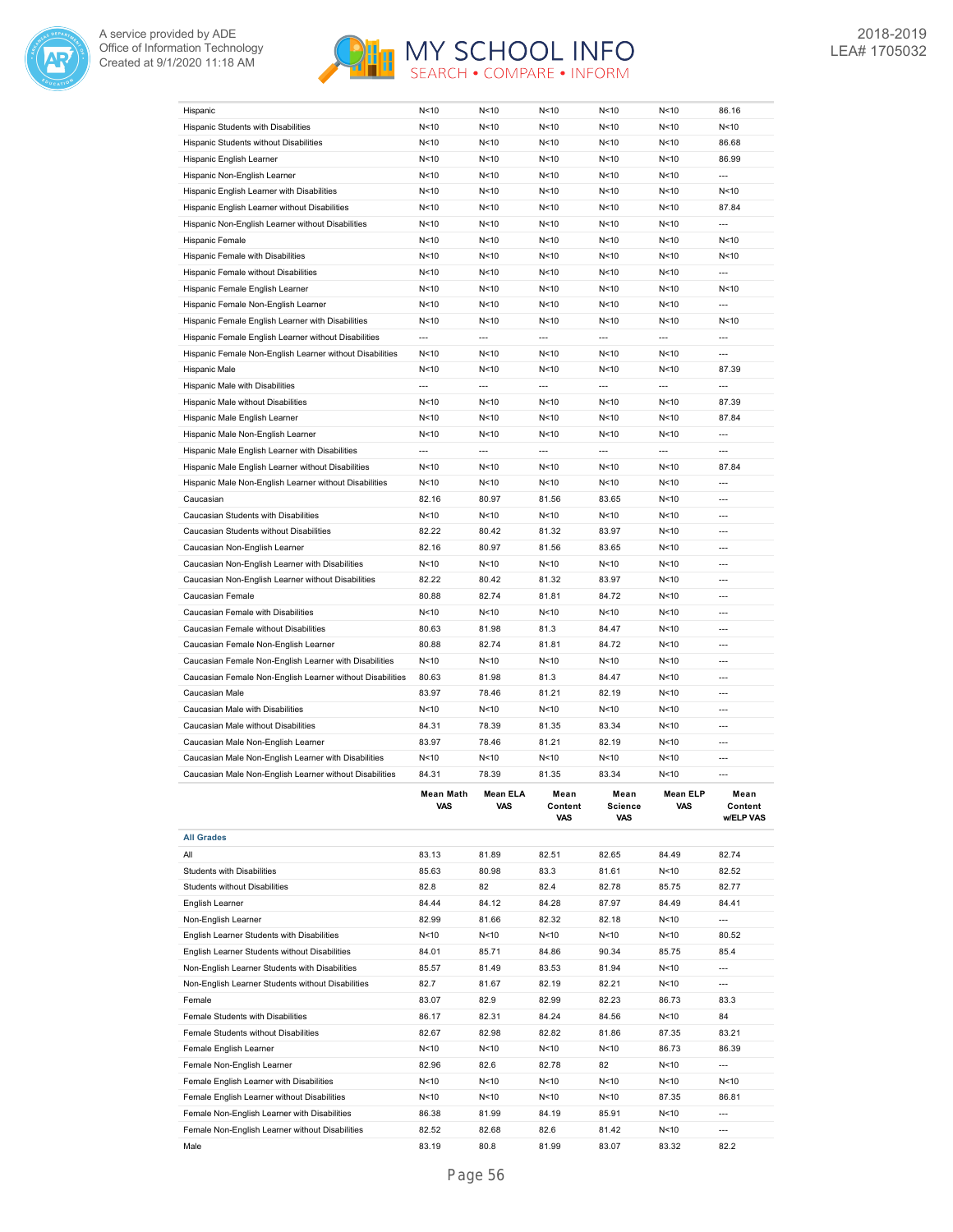| | | | | | | |
|---|---|---|---|---|---|---|
| Hispanic | N<10 | N<10 | N<10 | N<10 | N<10 | 86.16 |
| Hispanic Students with Disabilities | N<10 | N<10 | N<10 | N<10 | N<10 | N<10 |
| Hispanic Students without Disabilities | N<10 | N<10 | N<10 | N<10 | N<10 | 86.68 |
| Hispanic English Learner | N<10 | N<10 | N<10 | N<10 | N<10 | 86.99 |
| Hispanic Non-English Learner | N<10 | N<10 | N<10 | N<10 | N<10 | --- |
| Hispanic English Learner with Disabilities | N<10 | N<10 | N<10 | N<10 | N<10 | N<10 |
| Hispanic English Learner without Disabilities | N<10 | N<10 | N<10 | N<10 | N<10 | 87.84 |
| Hispanic Non-English Learner without Disabilities | N<10 | N<10 | N<10 | N<10 | N<10 | --- |
| Hispanic Female | N<10 | N<10 | N<10 | N<10 | N<10 | N<10 |
| Hispanic Female with Disabilities | N<10 | N<10 | N<10 | N<10 | N<10 | N<10 |
| Hispanic Female without Disabilities | N<10 | N<10 | N<10 | N<10 | N<10 | --- |
| Hispanic Female English Learner | N<10 | N<10 | N<10 | N<10 | N<10 | N<10 |
| Hispanic Female Non-English Learner | N<10 | N<10 | N<10 | N<10 | N<10 | --- |
| Hispanic Female English Learner with Disabilities | N<10 | N<10 | N<10 | N<10 | N<10 | N<10 |
| Hispanic Female English Learner without Disabilities | --- | --- | --- | --- | --- | --- |
| Hispanic Female Non-English Learner without Disabilities | N<10 | N<10 | N<10 | N<10 | N<10 | --- |
| Hispanic Male | N<10 | N<10 | N<10 | N<10 | N<10 | 87.39 |
| Hispanic Male with Disabilities | --- | --- | --- | --- | --- | --- |
| Hispanic Male without Disabilities | N<10 | N<10 | N<10 | N<10 | N<10 | 87.39 |
| Hispanic Male English Learner | N<10 | N<10 | N<10 | N<10 | N<10 | 87.84 |
| Hispanic Male Non-English Learner | N<10 | N<10 | N<10 | N<10 | N<10 | --- |
| Hispanic Male English Learner with Disabilities | --- | --- | --- | --- | --- | --- |
| Hispanic Male English Learner without Disabilities | N<10 | N<10 | N<10 | N<10 | N<10 | 87.84 |
| Hispanic Male Non-English Learner without Disabilities | N<10 | N<10 | N<10 | N<10 | N<10 | --- |
| Caucasian | 82.16 | 80.97 | 81.56 | 83.65 | N<10 | --- |
| Caucasian Students with Disabilities | N<10 | N<10 | N<10 | N<10 | N<10 | --- |
| Caucasian Students without Disabilities | 82.22 | 80.42 | 81.32 | 83.97 | N<10 | --- |
| Caucasian Non-English Learner | 82.16 | 80.97 | 81.56 | 83.65 | N<10 | --- |
| Caucasian Non-English Learner with Disabilities | N<10 | N<10 | N<10 | N<10 | N<10 | --- |
| Caucasian Non-English Learner without Disabilities | 82.22 | 80.42 | 81.32 | 83.97 | N<10 | --- |
| Caucasian Female | 80.88 | 82.74 | 81.81 | 84.72 | N<10 | --- |
| Caucasian Female with Disabilities | N<10 | N<10 | N<10 | N<10 | N<10 | --- |
| Caucasian Female without Disabilities | 80.63 | 81.98 | 81.3 | 84.47 | N<10 | --- |
| Caucasian Female Non-English Learner | 80.88 | 82.74 | 81.81 | 84.72 | N<10 | --- |
| Caucasian Female Non-English Learner with Disabilities | N<10 | N<10 | N<10 | N<10 | N<10 | --- |
| Caucasian Female Non-English Learner without Disabilities | 80.63 | 81.98 | 81.3 | 84.47 | N<10 | --- |
| Caucasian Male | 83.97 | 78.46 | 81.21 | 82.19 | N<10 | --- |
| Caucasian Male with Disabilities | N<10 | N<10 | N<10 | N<10 | N<10 | --- |
| Caucasian Male without Disabilities | 84.31 | 78.39 | 81.35 | 83.34 | N<10 | --- |
| Caucasian Male Non-English Learner | 83.97 | 78.46 | 81.21 | 82.19 | N<10 | --- |
| Caucasian Male Non-English Learner with Disabilities | N<10 | N<10 | N<10 | N<10 | N<10 | --- |
| Caucasian Male Non-English Learner without Disabilities | 84.31 | 78.39 | 81.35 | 83.34 | N<10 | --- |

| | Mean Math VAS | Mean ELA VAS | Mean Content VAS | Mean Science VAS | Mean ELP VAS | Mean Content w/ELP VAS |
|---|---|---|---|---|---|---|
| **All Grades** | | | | | | |
| All | 83.13 | 81.89 | 82.51 | 82.65 | 84.49 | 82.74 |
| Students with Disabilities | 85.63 | 80.98 | 83.3 | 81.61 | N<10 | 82.52 |
| Students without Disabilities | 82.8 | 82 | 82.4 | 82.78 | 85.75 | 82.77 |
| English Learner | 84.44 | 84.12 | 84.28 | 87.97 | 84.49 | 84.41 |
| Non-English Learner | 82.99 | 81.66 | 82.32 | 82.18 | N<10 | --- |
| English Learner Students with Disabilities | N<10 | N<10 | N<10 | N<10 | N<10 | 80.52 |
| English Learner Students without Disabilities | 84.01 | 85.71 | 84.86 | 90.34 | 85.75 | 85.4 |
| Non-English Learner Students with Disabilities | 85.57 | 81.49 | 83.53 | 81.94 | N<10 | --- |
| Non-English Learner Students without Disabilities | 82.7 | 81.67 | 82.19 | 82.21 | N<10 | --- |
| Female | 83.07 | 82.9 | 82.99 | 82.23 | 86.73 | 83.3 |
| Female Students with Disabilities | 86.17 | 82.31 | 84.24 | 84.56 | N<10 | 84 |
| Female Students without Disabilities | 82.67 | 82.98 | 82.82 | 81.86 | 87.35 | 83.21 |
| Female English Learner | N<10 | N<10 | N<10 | N<10 | 86.73 | 86.39 |
| Female Non-English Learner | 82.96 | 82.6 | 82.78 | 82 | N<10 | --- |
| Female English Learner with Disabilities | N<10 | N<10 | N<10 | N<10 | N<10 | N<10 |
| Female English Learner without Disabilities | N<10 | N<10 | N<10 | N<10 | 87.35 | 86.81 |
| Female Non-English Learner with Disabilities | 86.38 | 81.99 | 84.19 | 85.91 | N<10 | --- |
| Female Non-English Learner without Disabilities | 82.52 | 82.68 | 82.6 | 81.42 | N<10 | --- |
| Male | 83.19 | 80.8 | 81.99 | 83.07 | 83.32 | 82.2 |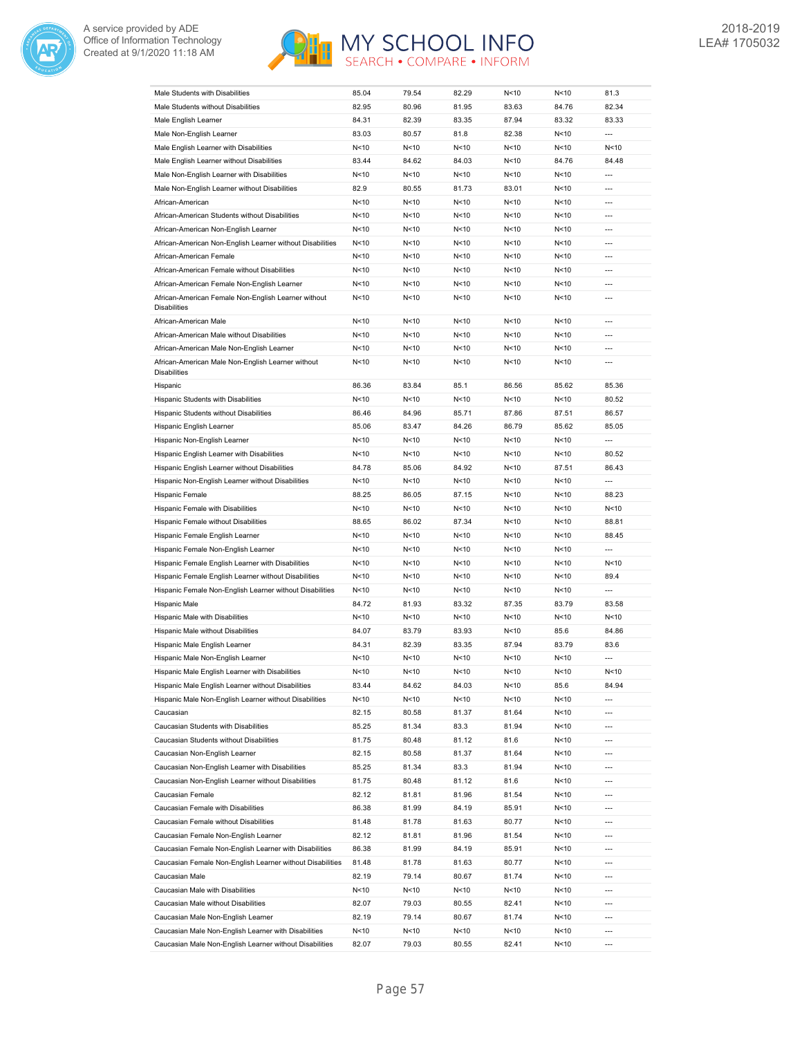| | | | | | | |
|---|---|---|---|---|---|---|
| Male Students with Disabilities | 85.04 | 79.54 | 82.29 | N<10 | N<10 | 81.3 |
| Male Students without Disabilities | 82.95 | 80.96 | 81.95 | 83.63 | 84.76 | 82.34 |
| Male English Learner | 84.31 | 82.39 | 83.35 | 87.94 | 83.32 | 83.33 |
| Male Non-English Learner | 83.03 | 80.57 | 81.8 | 82.38 | N<10 | --- |
| Male English Learner with Disabilities | N<10 | N<10 | N<10 | N<10 | N<10 | N<10 |
| Male English Learner without Disabilities | 83.44 | 84.62 | 84.03 | N<10 | 84.76 | 84.48 |
| Male Non-English Learner with Disabilities | N<10 | N<10 | N<10 | N<10 | N<10 | --- |
| Male Non-English Learner without Disabilities | 82.9 | 80.55 | 81.73 | 83.01 | N<10 | --- |
| African-American | N<10 | N<10 | N<10 | N<10 | N<10 | --- |
| African-American Students without Disabilities | N<10 | N<10 | N<10 | N<10 | N<10 | --- |
| African-American Non-English Learner | N<10 | N<10 | N<10 | N<10 | N<10 | --- |
| African-American Non-English Learner without Disabilities | N<10 | N<10 | N<10 | N<10 | N<10 | --- |
| African-American Female | N<10 | N<10 | N<10 | N<10 | N<10 | --- |
| African-American Female without Disabilities | N<10 | N<10 | N<10 | N<10 | N<10 | --- |
| African-American Female Non-English Learner | N<10 | N<10 | N<10 | N<10 | N<10 | --- |
| African-American Female Non-English Learner without Disabilities | N<10 | N<10 | N<10 | N<10 | N<10 | --- |
| African-American Male | N<10 | N<10 | N<10 | N<10 | N<10 | --- |
| African-American Male without Disabilities | N<10 | N<10 | N<10 | N<10 | N<10 | --- |
| African-American Male Non-English Learner | N<10 | N<10 | N<10 | N<10 | N<10 | --- |
| African-American Male Non-English Learner without Disabilities | N<10 | N<10 | N<10 | N<10 | N<10 | --- |
| Hispanic | 86.36 | 83.84 | 85.1 | 86.56 | 85.62 | 85.36 |
| Hispanic Students with Disabilities | N<10 | N<10 | N<10 | N<10 | N<10 | 80.52 |
| Hispanic Students without Disabilities | 86.46 | 84.96 | 85.71 | 87.86 | 87.51 | 86.57 |
| Hispanic English Learner | 85.06 | 83.47 | 84.26 | 86.79 | 85.62 | 85.05 |
| Hispanic Non-English Learner | N<10 | N<10 | N<10 | N<10 | N<10 | --- |
| Hispanic English Learner with Disabilities | N<10 | N<10 | N<10 | N<10 | N<10 | 80.52 |
| Hispanic English Learner without Disabilities | 84.78 | 85.06 | 84.92 | N<10 | 87.51 | 86.43 |
| Hispanic Non-English Learner without Disabilities | N<10 | N<10 | N<10 | N<10 | N<10 | --- |
| Hispanic Female | 88.25 | 86.05 | 87.15 | N<10 | N<10 | 88.23 |
| Hispanic Female with Disabilities | N<10 | N<10 | N<10 | N<10 | N<10 | N<10 |
| Hispanic Female without Disabilities | 88.65 | 86.02 | 87.34 | N<10 | N<10 | 88.81 |
| Hispanic Female English Learner | N<10 | N<10 | N<10 | N<10 | N<10 | 88.45 |
| Hispanic Female Non-English Learner | N<10 | N<10 | N<10 | N<10 | N<10 | --- |
| Hispanic Female English Learner with Disabilities | N<10 | N<10 | N<10 | N<10 | N<10 | N<10 |
| Hispanic Female English Learner without Disabilities | N<10 | N<10 | N<10 | N<10 | N<10 | 89.4 |
| Hispanic Female Non-English Learner without Disabilities | N<10 | N<10 | N<10 | N<10 | N<10 | --- |
| Hispanic Male | 84.72 | 81.93 | 83.32 | 87.35 | 83.79 | 83.58 |
| Hispanic Male with Disabilities | N<10 | N<10 | N<10 | N<10 | N<10 | N<10 |
| Hispanic Male without Disabilities | 84.07 | 83.79 | 83.93 | N<10 | 85.6 | 84.86 |
| Hispanic Male English Learner | 84.31 | 82.39 | 83.35 | 87.94 | 83.79 | 83.6 |
| Hispanic Male Non-English Learner | N<10 | N<10 | N<10 | N<10 | N<10 | --- |
| Hispanic Male English Learner with Disabilities | N<10 | N<10 | N<10 | N<10 | N<10 | N<10 |
| Hispanic Male English Learner without Disabilities | 83.44 | 84.62 | 84.03 | N<10 | 85.6 | 84.94 |
| Hispanic Male Non-English Learner without Disabilities | N<10 | N<10 | N<10 | N<10 | N<10 | --- |
| Caucasian | 82.15 | 80.58 | 81.37 | 81.64 | N<10 | --- |
| Caucasian Students with Disabilities | 85.25 | 81.34 | 83.3 | 81.94 | N<10 | --- |
| Caucasian Students without Disabilities | 81.75 | 80.48 | 81.12 | 81.6 | N<10 | --- |
| Caucasian Non-English Learner | 82.15 | 80.58 | 81.37 | 81.64 | N<10 | --- |
| Caucasian Non-English Learner with Disabilities | 85.25 | 81.34 | 83.3 | 81.94 | N<10 | --- |
| Caucasian Non-English Learner without Disabilities | 81.75 | 80.48 | 81.12 | 81.6 | N<10 | --- |
| Caucasian Female | 82.12 | 81.81 | 81.96 | 81.54 | N<10 | --- |
| Caucasian Female with Disabilities | 86.38 | 81.99 | 84.19 | 85.91 | N<10 | --- |
| Caucasian Female without Disabilities | 81.48 | 81.78 | 81.63 | 80.77 | N<10 | --- |
| Caucasian Female Non-English Learner | 82.12 | 81.81 | 81.96 | 81.54 | N<10 | --- |
| Caucasian Female Non-English Learner with Disabilities | 86.38 | 81.99 | 84.19 | 85.91 | N<10 | --- |
| Caucasian Female Non-English Learner without Disabilities | 81.48 | 81.78 | 81.63 | 80.77 | N<10 | --- |
| Caucasian Male | 82.19 | 79.14 | 80.67 | 81.74 | N<10 | --- |
| Caucasian Male with Disabilities | N<10 | N<10 | N<10 | N<10 | N<10 | --- |
| Caucasian Male without Disabilities | 82.07 | 79.03 | 80.55 | 82.41 | N<10 | --- |
| Caucasian Male Non-English Learner | 82.19 | 79.14 | 80.67 | 81.74 | N<10 | --- |
| Caucasian Male Non-English Learner with Disabilities | N<10 | N<10 | N<10 | N<10 | N<10 | --- |
| Caucasian Male Non-English Learner without Disabilities | 82.07 | 79.03 | 80.55 | 82.41 | N<10 | --- |